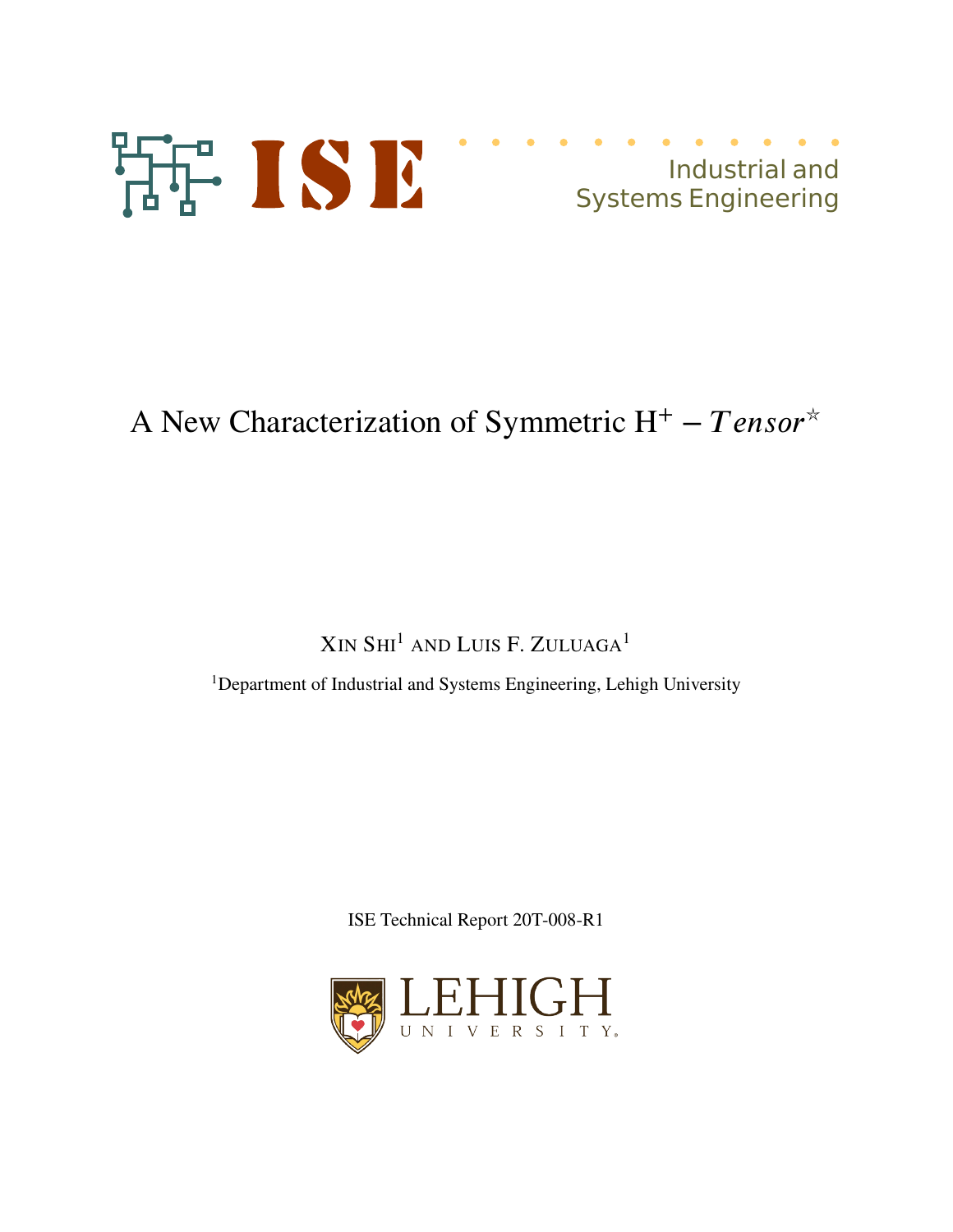ISE

Industrial and Systems Engineering

# A New Characterization of Symmetric $\mathrm{H}^{+} - Tensor^{\star}$

Xin Shi[1] and Luis F. Zuluaga[1]

[1]Department of Industrial and Systems Engineering, Lehigh University

ISE Technical Report 20T-008-R1

LEHIGH UNIVERSITY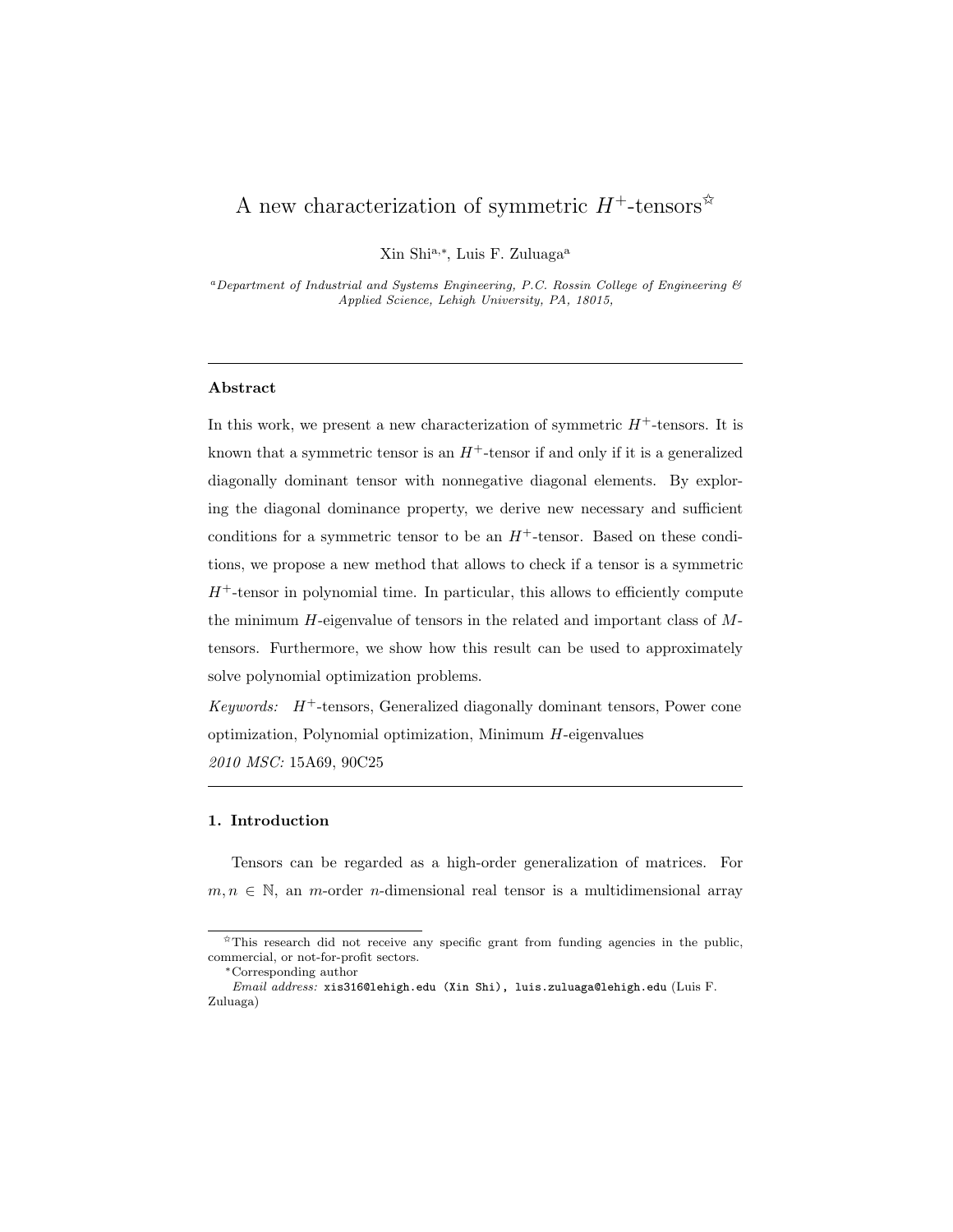# A new characterization of symmetric $H^+$-tensors[☆]

Xin Shi[a,*], Luis F. Zuluaga[a]

[a]*Department of Industrial and Systems Engineering, P.C. Rossin College of Engineering & Applied Science, Lehigh University, PA, 18015,*

---

### Abstract

In this work, we present a new characterization of symmetric $H^+$-tensors. It is known that a symmetric tensor is an $H^+$-tensor if and only if it is a generalized diagonally dominant tensor with nonnegative diagonal elements. By exploring the diagonal dominance property, we derive new necessary and sufficient conditions for a symmetric tensor to be an $H^+$-tensor. Based on these conditions, we propose a new method that allows to check if a tensor is a symmetric $H^+$-tensor in polynomial time. In particular, this allows to efficiently compute the minimum $H$-eigenvalue of tensors in the related and important class of $M$-tensors. Furthermore, we show how this result can be used to approximately solve polynomial optimization problems.

*Keywords:* $H^+$-tensors, Generalized diagonally dominant tensors, Power cone optimization, Polynomial optimization, Minimum $H$-eigenvalues

*2010 MSC:* 15A69, 90C25

---

### 1. Introduction

Tensors can be regarded as a high-order generalization of matrices. For $m, n \in \mathbb{N}$, an $m$-order $n$-dimensional real tensor is a multidimensional array

[☆]This research did not receive any specific grant from funding agencies in the public, commercial, or not-for-profit sectors.

[*]Corresponding author

*Email address:* xis316@lehigh.edu (Xin Shi), luis.zuluaga@lehigh.edu (Luis F. Zuluaga)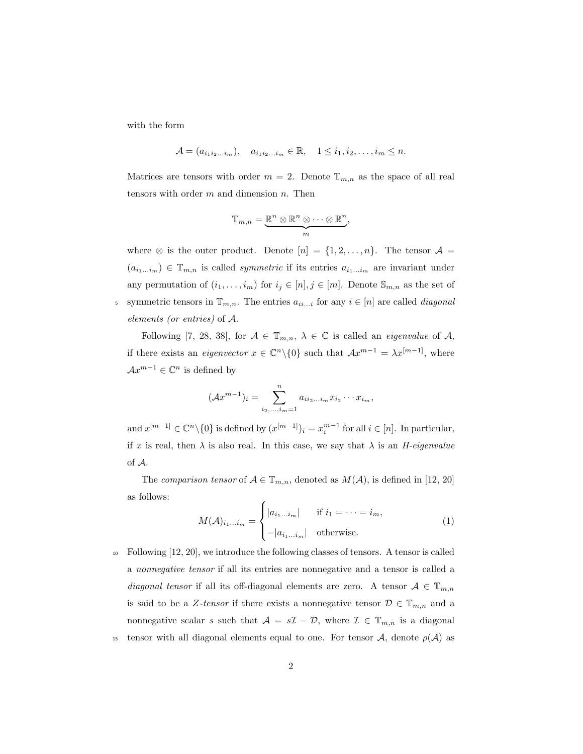with the form

$$\mathcal{A} = (a_{i_1 i_2 \dots i_m}), \quad a_{i_1 i_2 \dots i_m} \in \mathbb{R}, \quad 1 \leq i_1, i_2, \dots, i_m \leq n.$$

Matrices are tensors with order $m = 2$. Denote $\mathbb{T}_{m,n}$ as the space of all real tensors with order $m$ and dimension $n$. Then

$$\mathbb{T}_{m,n} = \underbrace{\mathbb{R}^n \otimes \mathbb{R}^n \otimes \cdots \otimes \mathbb{R}^n}_{m},$$

where $\otimes$ is the outer product. Denote $[n] = \{1, 2, \dots, n\}$. The tensor $\mathcal{A} = (a_{i_1 \dots i_m}) \in \mathbb{T}_{m,n}$ is called *symmetric* if its entries $a_{i_1 \dots i_m}$ are invariant under any permutation of $(i_1, \dots, i_m)$ for $i_j \in [n], j \in [m]$. Denote $\mathbb{S}_{m,n}$ as the set of symmetric tensors in $\mathbb{T}_{m,n}$. The entries $a_{ii \dots i}$ for any $i \in [n]$ are called *diagonal elements (or entries)* of $\mathcal{A}$.

Following [7, 28, 38], for $\mathcal{A} \in \mathbb{T}_{m,n}$, $\lambda \in \mathbb{C}$ is called an *eigenvalue* of $\mathcal{A}$, if there exists an *eigenvector* $x \in \mathbb{C}^n \backslash \{0\}$ such that $\mathcal{A}x^{m-1} = \lambda x^{[m-1]}$, where $\mathcal{A}x^{m-1} \in \mathbb{C}^n$ is defined by

$$(\mathcal{A}x^{m-1})_i = \sum_{i_2, \dots, i_m = 1}^{n} a_{i i_2 \dots i_m} x_{i_2} \cdots x_{i_m},$$

and $x^{[m-1]} \in \mathbb{C}^n \backslash \{0\}$ is defined by $(x^{[m-1]})_i = x_i^{m-1}$ for all $i \in [n]$. In particular, if $x$ is real, then $\lambda$ is also real. In this case, we say that $\lambda$ is an *H-eigenvalue* of $\mathcal{A}$.

The *comparison tensor* of $\mathcal{A} \in \mathbb{T}_{m,n}$, denoted as $M(\mathcal{A})$, is defined in [12, 20] as follows:

$$M(\mathcal{A})_{i_1 \dots i_m} = \begin{cases} |a_{i_1 \dots i_m}| & \text{if } i_1 = \cdots = i_m, \\ -|a_{i_1 \dots i_m}| & \text{otherwise.} \end{cases} \tag{1}$$

Following [12, 20], we introduce the following classes of tensors. A tensor is called a *nonnegative tensor* if all its entries are nonnegative and a tensor is called a *diagonal tensor* if all its off-diagonal elements are zero. A tensor $\mathcal{A} \in \mathbb{T}_{m,n}$ is said to be a *Z-tensor* if there exists a nonnegative tensor $\mathcal{D} \in \mathbb{T}_{m,n}$ and a nonnegative scalar $s$ such that $\mathcal{A} = s\mathcal{I} - \mathcal{D}$, where $\mathcal{I} \in \mathbb{T}_{m,n}$ is a diagonal tensor with all diagonal elements equal to one. For tensor $\mathcal{A}$, denote $\rho(\mathcal{A})$ as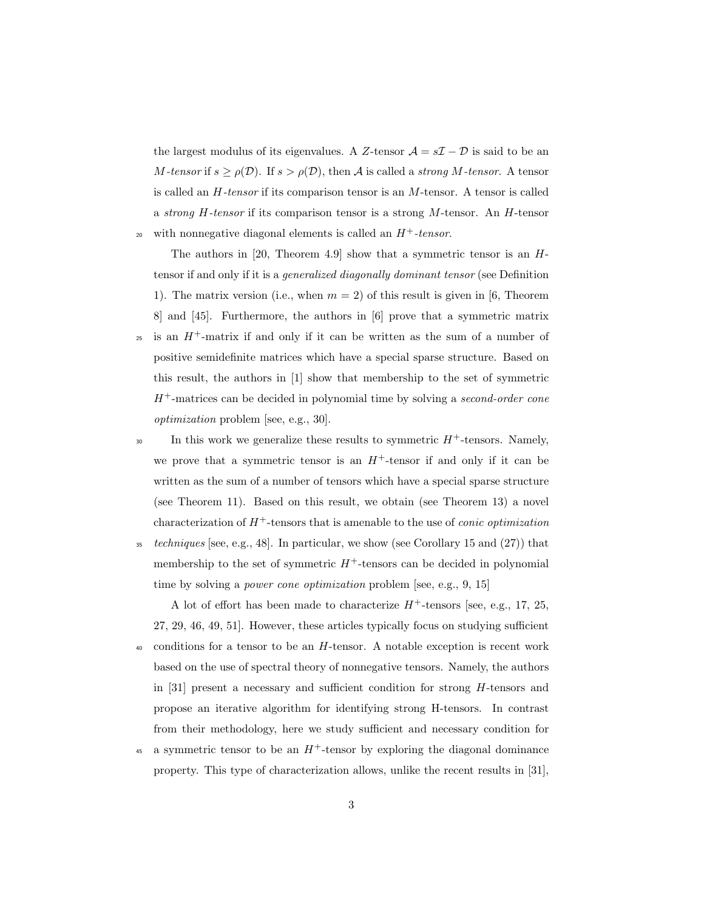the largest modulus of its eigenvalues. A $Z$-tensor $\mathcal{A} = s\mathcal{I} - \mathcal{D}$ is said to be an *$M$-tensor* if $s \geq \rho(\mathcal{D})$. If $s > \rho(\mathcal{D})$, then $\mathcal{A}$ is called a *strong $M$-tensor*. A tensor is called an *$H$-tensor* if its comparison tensor is an $M$-tensor. A tensor is called a *strong $H$-tensor* if its comparison tensor is a strong $M$-tensor. An $H$-tensor with nonnegative diagonal elements is called an *$H^+$-tensor*.

The authors in [20, Theorem 4.9] show that a symmetric tensor is an $H$-tensor if and only if it is a *generalized diagonally dominant tensor* (see Definition 1). The matrix version (i.e., when $m = 2$) of this result is given in [6, Theorem 8] and [45]. Furthermore, the authors in [6] prove that a symmetric matrix is an $H^+$-matrix if and only if it can be written as the sum of a number of positive semidefinite matrices which have a special sparse structure. Based on this result, the authors in [1] show that membership to the set of symmetric $H^+$-matrices can be decided in polynomial time by solving a *second-order cone optimization* problem [see, e.g., 30].

In this work we generalize these results to symmetric $H^+$-tensors. Namely, we prove that a symmetric tensor is an $H^+$-tensor if and only if it can be written as the sum of a number of tensors which have a special sparse structure (see Theorem 11). Based on this result, we obtain (see Theorem 13) a novel characterization of $H^+$-tensors that is amenable to the use of *conic optimization techniques* [see, e.g., 48]. In particular, we show (see Corollary 15 and (27)) that membership to the set of symmetric $H^+$-tensors can be decided in polynomial time by solving a *power cone optimization* problem [see, e.g., 9, 15]

A lot of effort has been made to characterize $H^+$-tensors [see, e.g., 17, 25, 27, 29, 46, 49, 51]. However, these articles typically focus on studying sufficient conditions for a tensor to be an $H$-tensor. A notable exception is recent work based on the use of spectral theory of nonnegative tensors. Namely, the authors in [31] present a necessary and sufficient condition for strong $H$-tensors and propose an iterative algorithm for identifying strong H-tensors. In contrast from their methodology, here we study sufficient and necessary condition for a symmetric tensor to be an $H^+$-tensor by exploring the diagonal dominance property. This type of characterization allows, unlike the recent results in [31],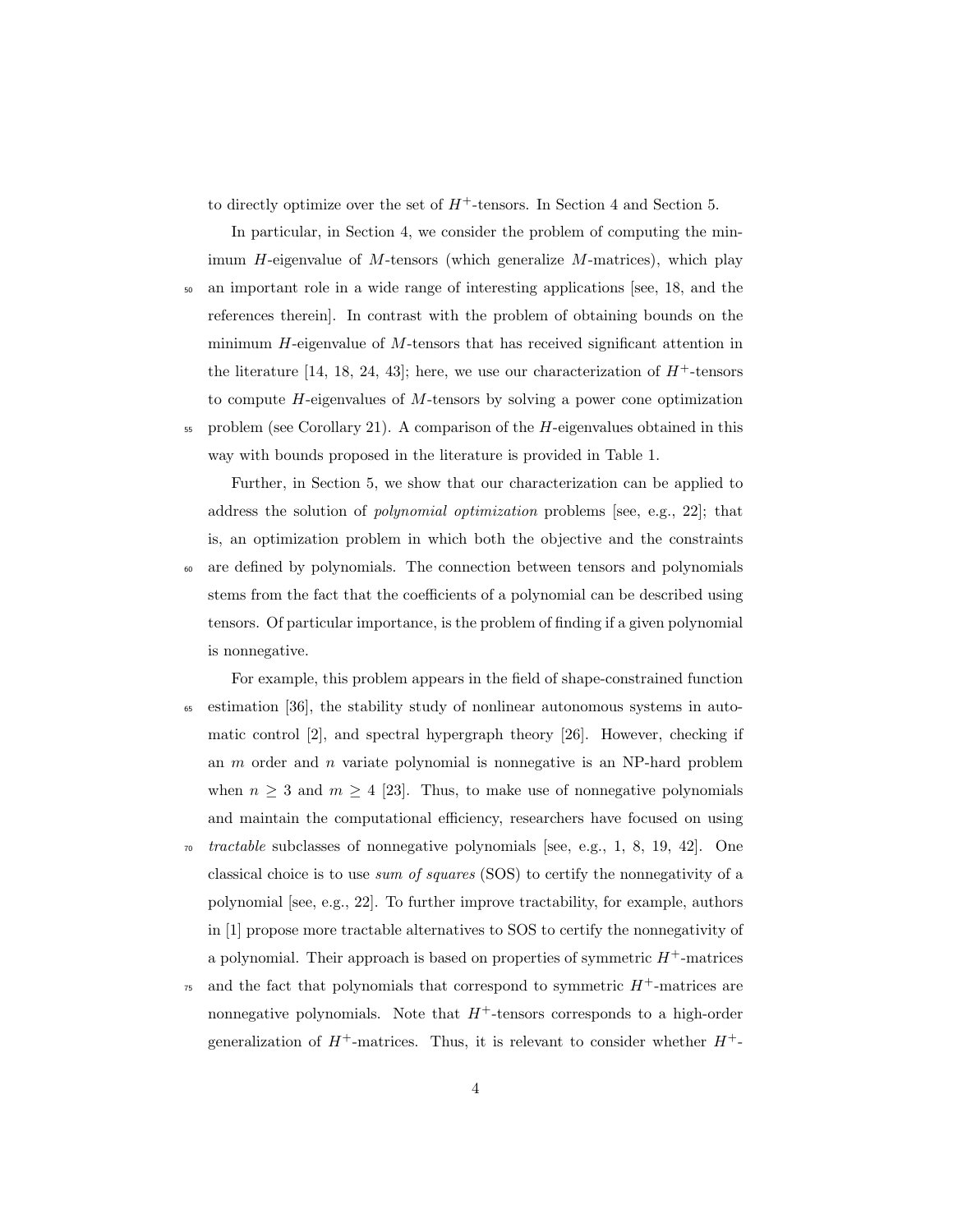to directly optimize over the set of $H^+$-tensors. In Section 4 and Section 5.

In particular, in Section 4, we consider the problem of computing the minimum $H$-eigenvalue of $M$-tensors (which generalize $M$-matrices), which play an important role in a wide range of interesting applications [see, 18, and the references therein]. In contrast with the problem of obtaining bounds on the minimum $H$-eigenvalue of $M$-tensors that has received significant attention in the literature [14, 18, 24, 43]; here, we use our characterization of $H^+$-tensors to compute $H$-eigenvalues of $M$-tensors by solving a power cone optimization problem (see Corollary 21). A comparison of the $H$-eigenvalues obtained in this way with bounds proposed in the literature is provided in Table 1.

Further, in Section 5, we show that our characterization can be applied to address the solution of *polynomial optimization* problems [see, e.g., 22]; that is, an optimization problem in which both the objective and the constraints are defined by polynomials. The connection between tensors and polynomials stems from the fact that the coefficients of a polynomial can be described using tensors. Of particular importance, is the problem of finding if a given polynomial is nonnegative.

For example, this problem appears in the field of shape-constrained function estimation [36], the stability study of nonlinear autonomous systems in automatic control [2], and spectral hypergraph theory [26]. However, checking if an $m$ order and $n$ variate polynomial is nonnegative is an NP-hard problem when $n \geq 3$ and $m \geq 4$ [23]. Thus, to make use of nonnegative polynomials and maintain the computational efficiency, researchers have focused on using *tractable* subclasses of nonnegative polynomials [see, e.g., 1, 8, 19, 42]. One classical choice is to use *sum of squares* (SOS) to certify the nonnegativity of a polynomial [see, e.g., 22]. To further improve tractability, for example, authors in [1] propose more tractable alternatives to SOS to certify the nonnegativity of a polynomial. Their approach is based on properties of symmetric $H^+$-matrices and the fact that polynomials that correspond to symmetric $H^+$-matrices are nonnegative polynomials. Note that $H^+$-tensors corresponds to a high-order generalization of $H^+$-matrices. Thus, it is relevant to consider whether $H^+$-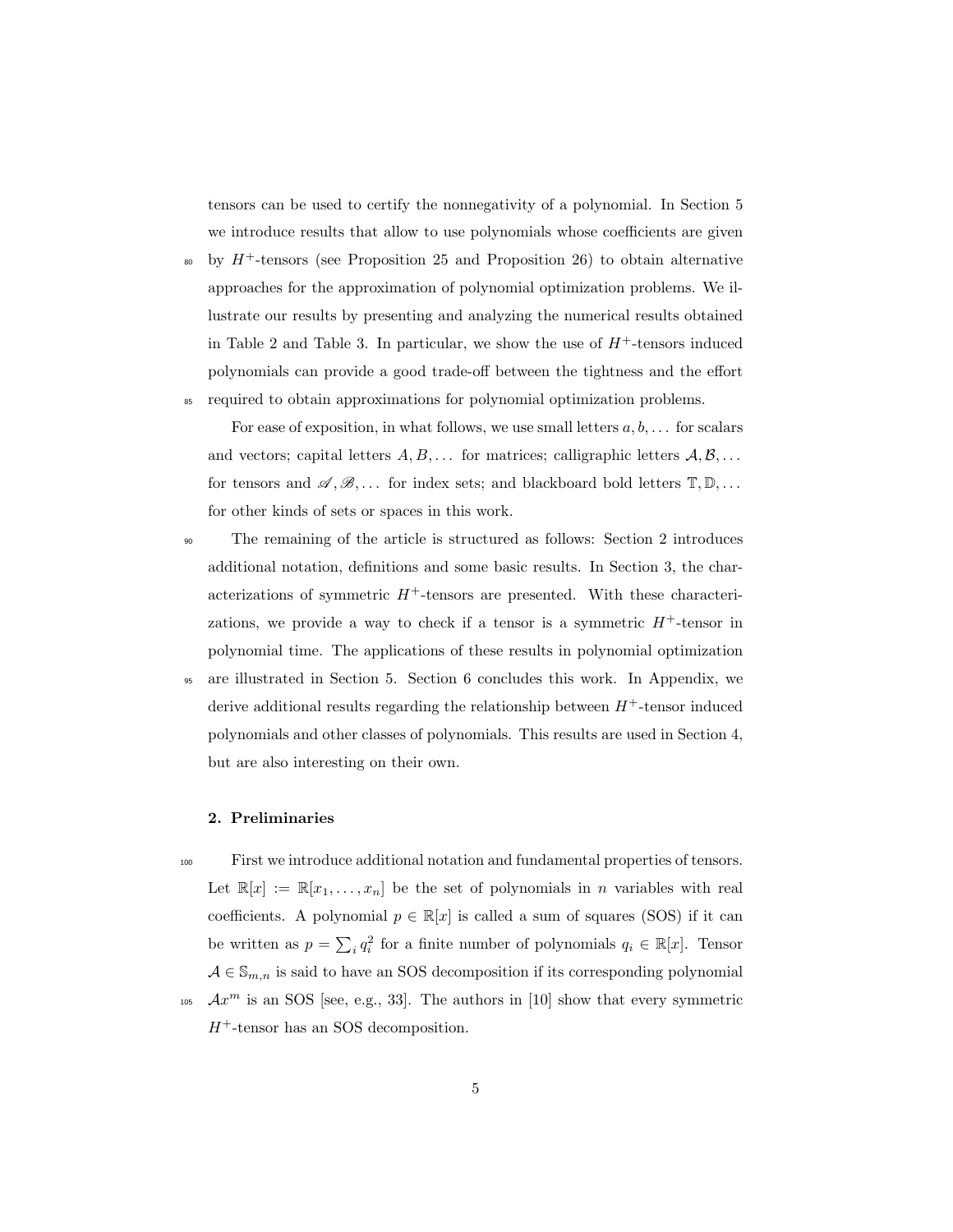tensors can be used to certify the nonnegativity of a polynomial. In Section 5 we introduce results that allow to use polynomials whose coefficients are given by $H^+$-tensors (see Proposition 25 and Proposition 26) to obtain alternative approaches for the approximation of polynomial optimization problems. We illustrate our results by presenting and analyzing the numerical results obtained in Table 2 and Table 3. In particular, we show the use of $H^+$-tensors induced polynomials can provide a good trade-off between the tightness and the effort required to obtain approximations for polynomial optimization problems.

For ease of exposition, in what follows, we use small letters $a, b, \dots$ for scalars and vectors; capital letters $A, B, \dots$ for matrices; calligraphic letters $\mathcal{A}, \mathcal{B}, \dots$ for tensors and $\mathscr{A}, \mathscr{B}, \dots$ for index sets; and blackboard bold letters $\mathbb{T}, \mathbb{D}, \dots$ for other kinds of sets or spaces in this work.

The remaining of the article is structured as follows: Section 2 introduces additional notation, definitions and some basic results. In Section 3, the characterizations of symmetric $H^+$-tensors are presented. With these characterizations, we provide a way to check if a tensor is a symmetric $H^+$-tensor in polynomial time. The applications of these results in polynomial optimization are illustrated in Section 5. Section 6 concludes this work. In Appendix, we derive additional results regarding the relationship between $H^+$-tensor induced polynomials and other classes of polynomials. This results are used in Section 4, but are also interesting on their own.

## 2. Preliminaries

First we introduce additional notation and fundamental properties of tensors. Let $\mathbb{R}[x] := \mathbb{R}[x_1, \dots, x_n]$ be the set of polynomials in $n$ variables with real coefficients. A polynomial $p \in \mathbb{R}[x]$ is called a sum of squares (SOS) if it can be written as $p = \sum_i q_i^2$ for a finite number of polynomials $q_i \in \mathbb{R}[x]$. Tensor $\mathcal{A} \in \mathbb{S}_{m,n}$ is said to have an SOS decomposition if its corresponding polynomial $\mathcal{A}x^m$ is an SOS [see, e.g., 33]. The authors in [10] show that every symmetric $H^+$-tensor has an SOS decomposition.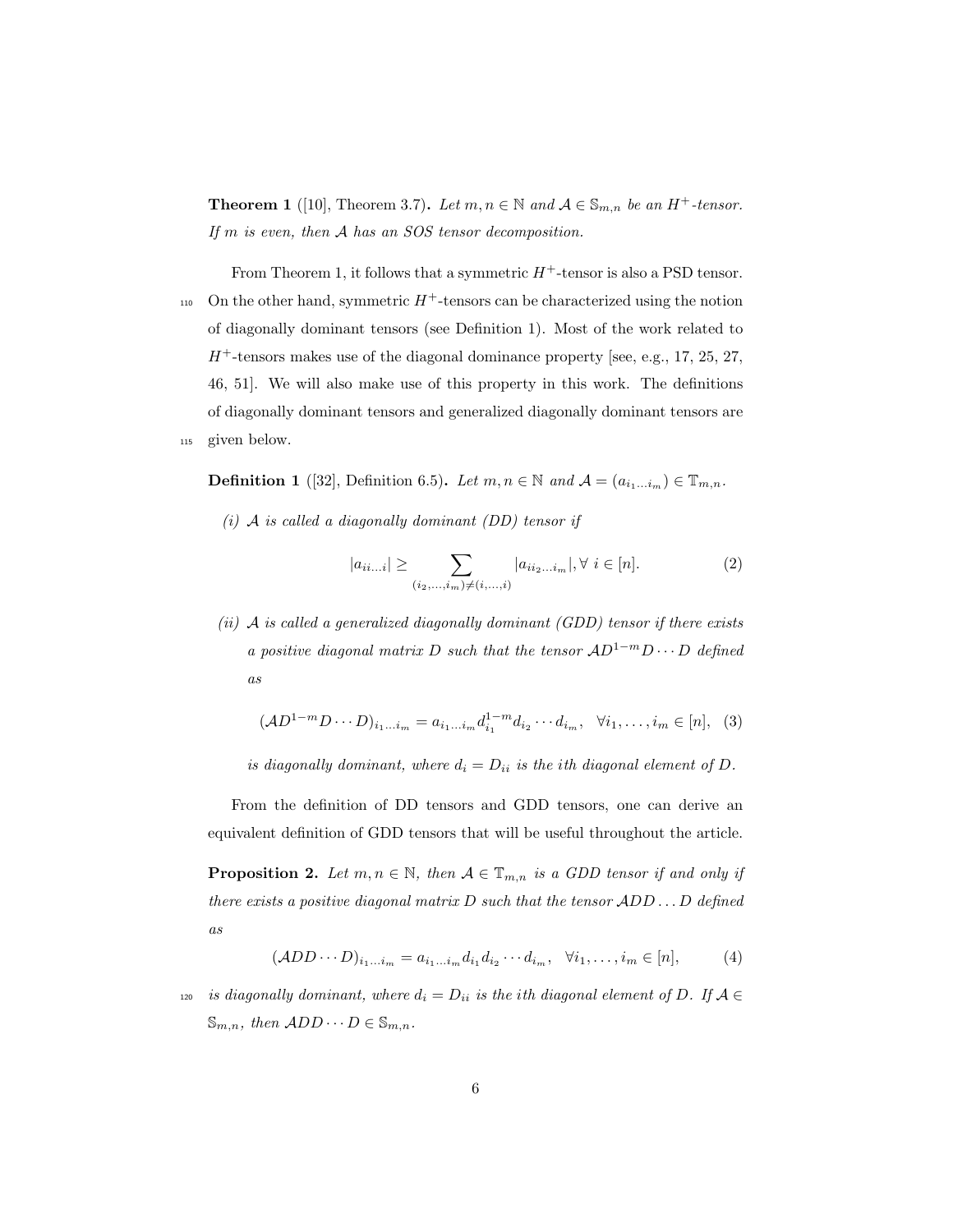**Theorem 1** ([10], Theorem 3.7)**.** *Let $m, n \in \mathbb{N}$ and $\mathcal{A} \in \mathbb{S}_{m,n}$ be an $H^+$-tensor. If $m$ is even, then $\mathcal{A}$ has an SOS tensor decomposition.*

From Theorem 1, it follows that a symmetric $H^+$-tensor is also a PSD tensor. On the other hand, symmetric $H^+$-tensors can be characterized using the notion of diagonally dominant tensors (see Definition 1). Most of the work related to $H^+$-tensors makes use of the diagonal dominance property [see, e.g., 17, 25, 27, 46, 51]. We will also make use of this property in this work. The definitions of diagonally dominant tensors and generalized diagonally dominant tensors are given below.

**Definition 1** ([32], Definition 6.5)**.** *Let $m, n \in \mathbb{N}$ and $\mathcal{A} = (a_{i_1 \dots i_m}) \in \mathbb{T}_{m,n}$.*

*(i) $\mathcal{A}$ is called a diagonally dominant (DD) tensor if*

$$|a_{ii\dots i}| \geq \sum_{(i_2,\dots,i_m) \neq (i,\dots,i)} |a_{ii_2\dots i_m}|, \forall\ i \in [n]. \tag{2}$$

*(ii) $\mathcal{A}$ is called a generalized diagonally dominant (GDD) tensor if there exists a positive diagonal matrix $D$ such that the tensor $\mathcal{A}D^{1-m}D \cdots D$ defined as*

$$(\mathcal{A}D^{1-m}D \cdots D)_{i_1 \dots i_m} = a_{i_1 \dots i_m} d_{i_1}^{1-m} d_{i_2} \cdots d_{i_m}, \quad \forall i_1, \dots, i_m \in [n], \tag{3}$$

*is diagonally dominant, where $d_i = D_{ii}$ is the $i$th diagonal element of $D$.*

From the definition of DD tensors and GDD tensors, one can derive an equivalent definition of GDD tensors that will be useful throughout the article.

**Proposition 2.** *Let $m, n \in \mathbb{N}$, then $\mathcal{A} \in \mathbb{T}_{m,n}$ is a GDD tensor if and only if there exists a positive diagonal matrix $D$ such that the tensor $\mathcal{A}DD \dots D$ defined as*

$$(\mathcal{A}DD \cdots D)_{i_1 \dots i_m} = a_{i_1 \dots i_m} d_{i_1} d_{i_2} \cdots d_{i_m}, \quad \forall i_1, \dots, i_m \in [n], \tag{4}$$

*is diagonally dominant, where $d_i = D_{ii}$ is the $i$th diagonal element of $D$. If $\mathcal{A} \in \mathbb{S}_{m,n}$, then $\mathcal{A}DD \cdots D \in \mathbb{S}_{m,n}$.*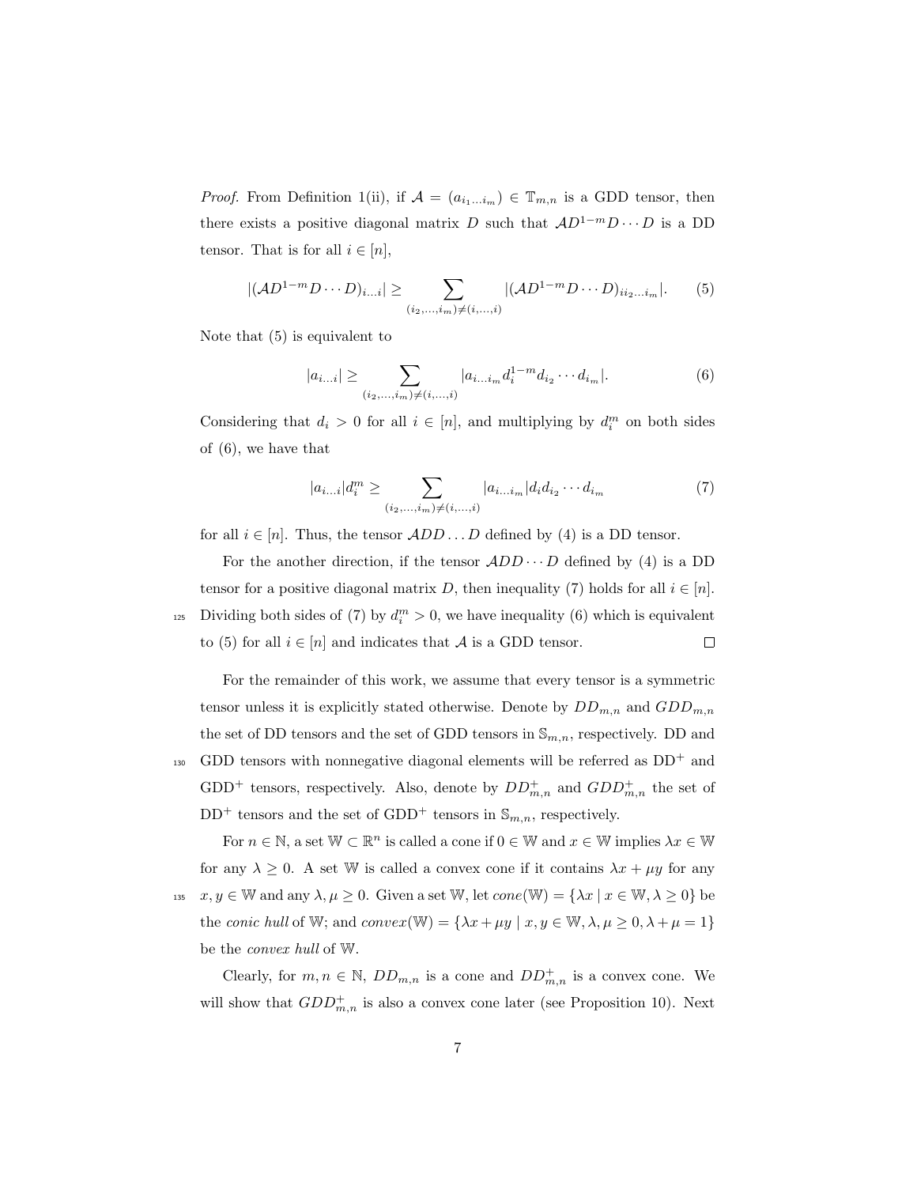*Proof.* From Definition 1(ii), if $\mathcal{A} = (a_{i_1 \ldots i_m}) \in \mathbb{T}_{m,n}$ is a GDD tensor, then there exists a positive diagonal matrix $D$ such that $\mathcal{A}D^{1-m}D \cdots D$ is a DD tensor. That is for all $i \in [n]$,

$$|(\mathcal{A}D^{1-m}D \cdots D)_{i \ldots i}| \geq \sum_{(i_2,\ldots,i_m) \neq (i,\ldots,i)} |(\mathcal{A}D^{1-m}D \cdots D)_{i i_2 \ldots i_m}|. \tag{5}$$

Note that (5) is equivalent to

$$|a_{i\ldots i}| \geq \sum_{(i_2,\ldots,i_m) \neq (i,\ldots,i)} |a_{i\ldots i_m} d_i^{1-m} d_{i_2} \cdots d_{i_m}|. \tag{6}$$

Considering that $d_i > 0$ for all $i \in [n]$, and multiplying by $d_i^m$ on both sides of (6), we have that

$$|a_{i\ldots i}| d_i^m \geq \sum_{(i_2,\ldots,i_m) \neq (i,\ldots,i)} |a_{i\ldots i_m}| d_i d_{i_2} \cdots d_{i_m} \tag{7}$$

for all $i \in [n]$. Thus, the tensor $\mathcal{A}DD \ldots D$ defined by (4) is a DD tensor.

For the another direction, if the tensor $\mathcal{A}DD \cdots D$ defined by (4) is a DD tensor for a positive diagonal matrix $D$, then inequality (7) holds for all $i \in [n]$. Dividing both sides of (7) by $d_i^m > 0$, we have inequality (6) which is equivalent to (5) for all $i \in [n]$ and indicates that $\mathcal{A}$ is a GDD tensor. $\square$

For the remainder of this work, we assume that every tensor is a symmetric tensor unless it is explicitly stated otherwise. Denote by $DD_{m,n}$ and $GDD_{m,n}$ the set of DD tensors and the set of GDD tensors in $\mathbb{S}_{m,n}$, respectively. DD and GDD tensors with nonnegative diagonal elements will be referred as DD$^+$ and GDD$^+$ tensors, respectively. Also, denote by $DD_{m,n}^+$ and $GDD_{m,n}^+$ the set of DD$^+$ tensors and the set of GDD$^+$ tensors in $\mathbb{S}_{m,n}$, respectively.

For $n \in \mathbb{N}$, a set $\mathbb{W} \subset \mathbb{R}^n$ is called a cone if $0 \in \mathbb{W}$ and $x \in \mathbb{W}$ implies $\lambda x \in \mathbb{W}$ for any $\lambda \geq 0$. A set $\mathbb{W}$ is called a convex cone if it contains $\lambda x + \mu y$ for any $x, y \in \mathbb{W}$ and any $\lambda, \mu \geq 0$. Given a set $\mathbb{W}$, let $cone(\mathbb{W}) = \{\lambda x \mid x \in \mathbb{W}, \lambda \geq 0\}$ be the *conic hull* of $\mathbb{W}$; and $convex(\mathbb{W}) = \{\lambda x + \mu y \mid x, y \in \mathbb{W}, \lambda, \mu \geq 0, \lambda + \mu = 1\}$ be the *convex hull* of $\mathbb{W}$.

Clearly, for $m, n \in \mathbb{N}$, $DD_{m,n}$ is a cone and $DD_{m,n}^+$ is a convex cone. We will show that $GDD_{m,n}^+$ is also a convex cone later (see Proposition 10). Next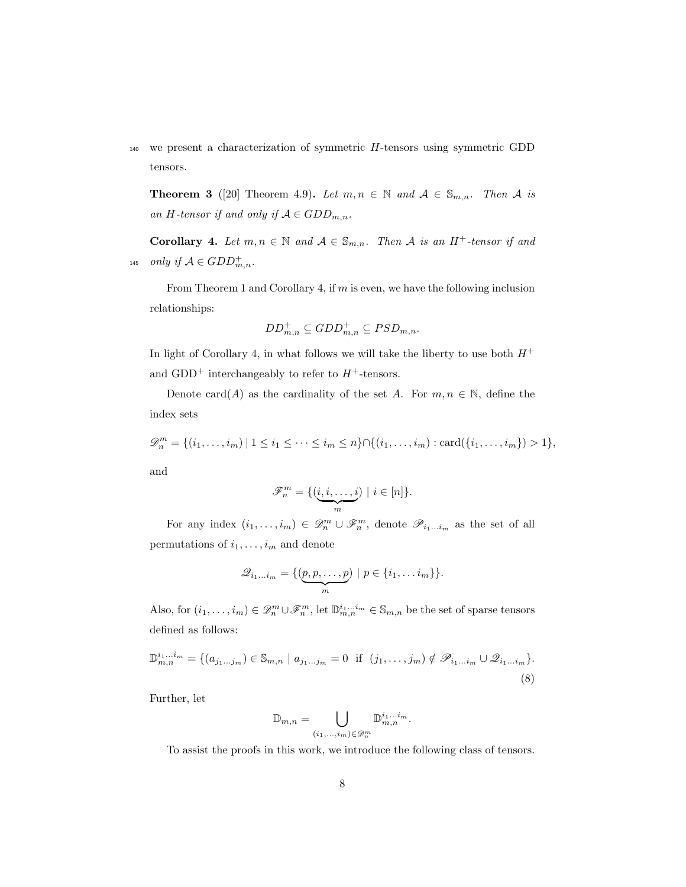we present a characterization of symmetric $H$-tensors using symmetric GDD tensors.

**Theorem 3** ([20] Theorem 4.9)**.** *Let $m, n \in \mathbb{N}$ and $\mathcal{A} \in \mathbb{S}_{m,n}$. Then $\mathcal{A}$ is an $H$-tensor if and only if $\mathcal{A} \in GDD_{m,n}$.*

**Corollary 4.** *Let $m, n \in \mathbb{N}$ and $\mathcal{A} \in \mathbb{S}_{m,n}$. Then $\mathcal{A}$ is an $H^+$-tensor if and only if $\mathcal{A} \in GDD^+_{m,n}$.*

From Theorem 1 and Corollary 4, if $m$ is even, we have the following inclusion relationships:

$$DD^+_{m,n} \subseteq GDD^+_{m,n} \subseteq PSD_{m,n}.$$

In light of Corollary 4, in what follows we will take the liberty to use both $H^+$ and GDD$^+$ interchangeably to refer to $H^+$-tensors.

Denote card$(A)$ as the cardinality of the set $A$. For $m, n \in \mathbb{N}$, define the index sets

$$\mathscr{D}^m_n = \{(i_1, \ldots, i_m) \mid 1 \leq i_1 \leq \cdots \leq i_m \leq n\} \cap \{(i_1, \ldots, i_m) : \text{card}(\{i_1, \ldots, i_m\}) > 1\},$$

and

$$\mathscr{F}^m_n = \{(\underbrace{i, i, \ldots, i}_{m}) \mid i \in [n]\}.$$

For any index $(i_1, \ldots, i_m) \in \mathscr{D}^m_n \cup \mathscr{F}^m_n$, denote $\mathscr{P}_{i_1 \ldots i_m}$ as the set of all permutations of $i_1, \ldots, i_m$ and denote

$$\mathscr{Q}_{i_1 \ldots i_m} = \{(\underbrace{p, p, \ldots, p}_{m}) \mid p \in \{i_1, \ldots i_m\}\}.$$

Also, for $(i_1, \ldots, i_m) \in \mathscr{D}^m_n \cup \mathscr{F}^m_n$, let $\mathbb{D}^{i_1 \ldots i_m}_{m,n} \in \mathbb{S}_{m,n}$ be the set of sparse tensors defined as follows:

$$\mathbb{D}^{i_1 \ldots i_m}_{m,n} = \{(a_{j_1 \ldots j_m}) \in \mathbb{S}_{m,n} \mid a_{j_1 \ldots j_m} = 0 \;\text{ if }\; (j_1, \ldots, j_m) \notin \mathscr{P}_{i_1 \ldots i_m} \cup \mathscr{Q}_{i_1 \ldots i_m}\}. \tag{8}$$

Further, let

$$\mathbb{D}_{m,n} = \bigcup_{(i_1, \ldots, i_m) \in \mathscr{D}^m_n} \mathbb{D}^{i_1 \ldots i_m}_{m,n}.$$

To assist the proofs in this work, we introduce the following class of tensors.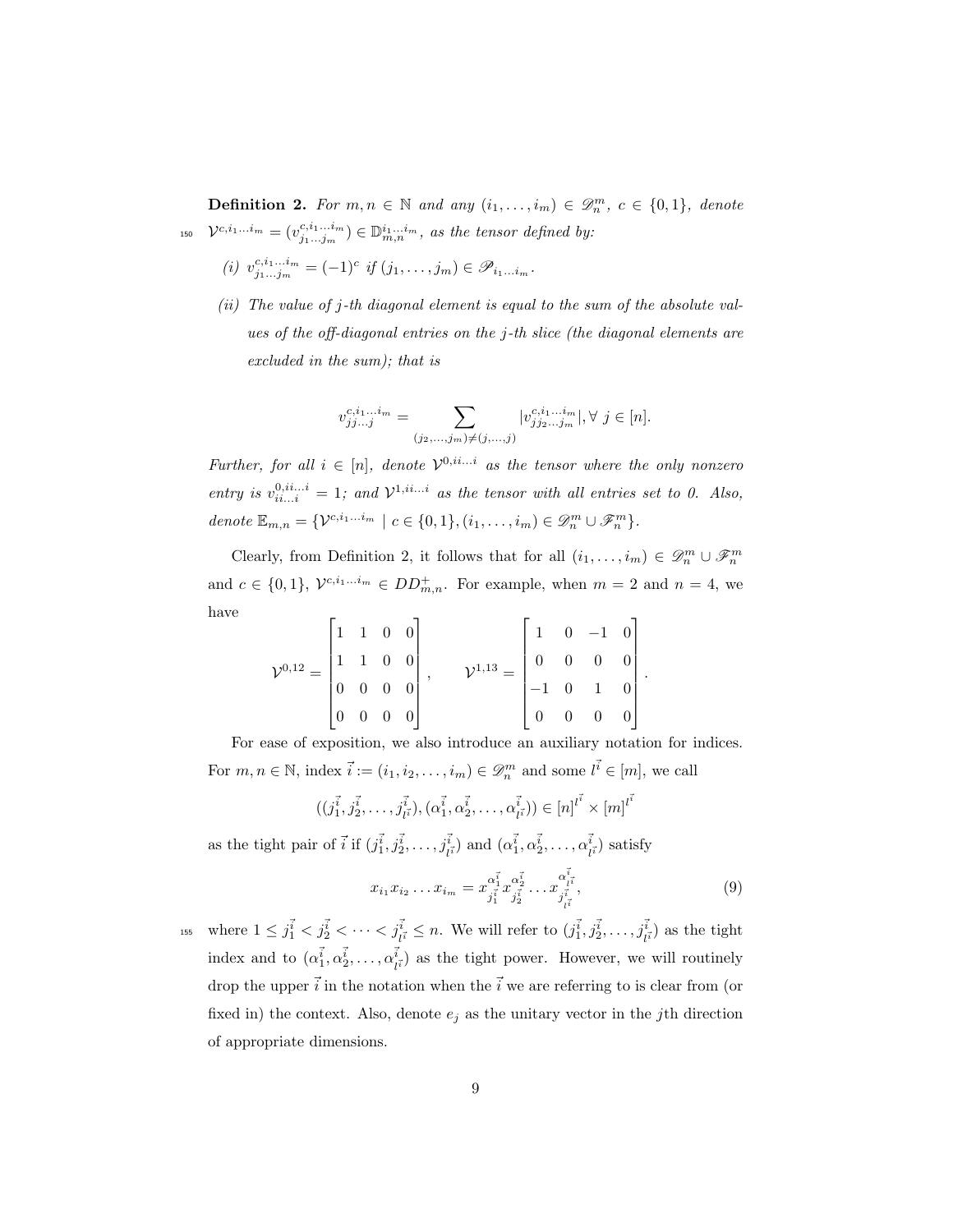**Definition 2.** *For $m, n \in \mathbb{N}$ and any $(i_1, \ldots, i_m) \in \mathscr{D}_n^m$, $c \in \{0, 1\}$, denote $\mathcal{V}^{c,i_1 \ldots i_m} = (v^{c,i_1 \ldots i_m}_{j_1 \ldots j_m}) \in \mathbb{D}^{i_1 \ldots i_m}_{m,n}$, as the tensor defined by:*

*(i) $v^{c,i_1 \ldots i_m}_{j_1 \ldots j_m} = (-1)^c$ if $(j_1, \ldots, j_m) \in \mathscr{P}_{i_1 \ldots i_m}$.*

*(ii) The value of $j$-th diagonal element is equal to the sum of the absolute values of the off-diagonal entries on the $j$-th slice (the diagonal elements are excluded in the sum); that is*

$$v^{c,i_1 \ldots i_m}_{jj \ldots j} = \sum_{(j_2, \ldots, j_m) \neq (j, \ldots, j)} |v^{c,i_1 \ldots i_m}_{jj_2 \ldots j_m}|, \forall\ j \in [n].$$

*Further, for all $i \in [n]$, denote $\mathcal{V}^{0,ii \ldots i}$ as the tensor where the only nonzero entry is $v^{0,ii \ldots i}_{ii \ldots i} = 1$; and $\mathcal{V}^{1,ii \ldots i}$ as the tensor with all entries set to 0. Also, denote $\mathbb{E}_{m,n} = \{\mathcal{V}^{c,i_1 \ldots i_m} \mid c \in \{0, 1\}, (i_1, \ldots, i_m) \in \mathscr{D}_n^m \cup \mathscr{F}_n^m\}$.*

Clearly, from Definition 2, it follows that for all $(i_1, \ldots, i_m) \in \mathscr{D}_n^m \cup \mathscr{F}_n^m$ and $c \in \{0, 1\}$, $\mathcal{V}^{c,i_1 \ldots i_m} \in DD^+_{m,n}$. For example, when $m = 2$ and $n = 4$, we have

$$\mathcal{V}^{0,12} = \begin{bmatrix} 1 & 1 & 0 & 0 \\ 1 & 1 & 0 & 0 \\ 0 & 0 & 0 & 0 \\ 0 & 0 & 0 & 0 \end{bmatrix}, \qquad \mathcal{V}^{1,13} = \begin{bmatrix} 1 & 0 & -1 & 0 \\ 0 & 0 & 0 & 0 \\ -1 & 0 & 1 & 0 \\ 0 & 0 & 0 & 0 \end{bmatrix}.$$

For ease of exposition, we also introduce an auxiliary notation for indices. For $m, n \in \mathbb{N}$, index $\vec{i} := (i_1, i_2, \ldots, i_m) \in \mathscr{D}_n^m$ and some $l^{\vec{i}} \in [m]$, we call

$$((j^{\vec{i}}_1, j^{\vec{i}}_2, \ldots, j^{\vec{i}}_{l^{\vec{i}}}), (\alpha^{\vec{i}}_1, \alpha^{\vec{i}}_2, \ldots, \alpha^{\vec{i}}_{l^{\vec{i}}})) \in [n]^{l^{\vec{i}}} \times [m]^{l^{\vec{i}}}$$

as the tight pair of $\vec{i}$ if $(j^{\vec{i}}_1, j^{\vec{i}}_2, \ldots, j^{\vec{i}}_{l^{\vec{i}}})$ and $(\alpha^{\vec{i}}_1, \alpha^{\vec{i}}_2, \ldots, \alpha^{\vec{i}}_{l^{\vec{i}}})$ satisfy

$$x_{i_1} x_{i_2} \ldots x_{i_m} = x^{\alpha^{\vec{i}}_1}_{j^{\vec{i}}_1} x^{\alpha^{\vec{i}}_2}_{j^{\vec{i}}_2} \ldots x^{\alpha^{\vec{i}}_{l^{\vec{i}}}}_{j^{\vec{i}}_{l^{\vec{i}}}}, \tag{9}$$

where $1 \leq j^{\vec{i}}_1 < j^{\vec{i}}_2 < \cdots < j^{\vec{i}}_{l^{\vec{i}}} \leq n$. We will refer to $(j^{\vec{i}}_1, j^{\vec{i}}_2, \ldots, j^{\vec{i}}_{l^{\vec{i}}})$ as the tight index and to $(\alpha^{\vec{i}}_1, \alpha^{\vec{i}}_2, \ldots, \alpha^{\vec{i}}_{l^{\vec{i}}})$ as the tight power. However, we will routinely drop the upper $\vec{i}$ in the notation when the $\vec{i}$ we are referring to is clear from (or fixed in) the context. Also, denote $e_j$ as the unitary vector in the $j$th direction of appropriate dimensions.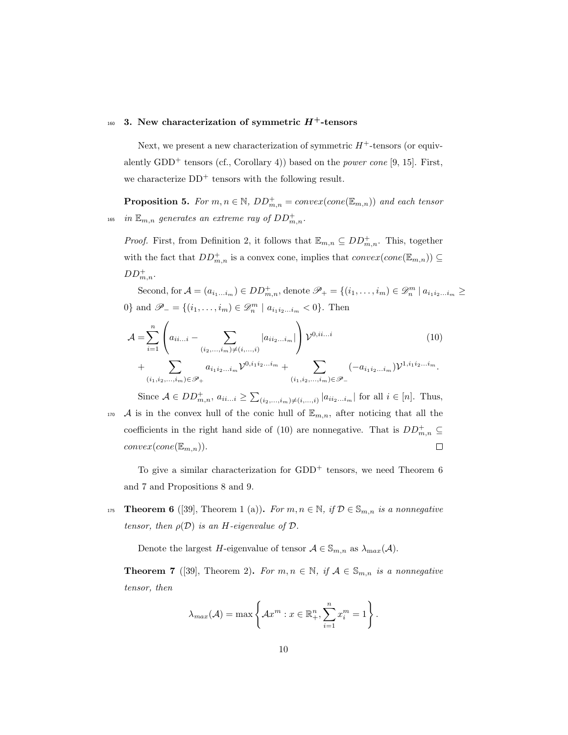## 3. New characterization of symmetric $H^+$-tensors

Next, we present a new characterization of symmetric $H^+$-tensors (or equivalently GDD$^+$ tensors (cf., Corollary 4)) based on the *power cone* [9, 15]. First, we characterize DD$^+$ tensors with the following result.

**Proposition 5.** *For $m, n \in \mathbb{N}$, $DD^+_{m,n} = convex(cone(\mathbb{E}_{m,n}))$ and each tensor in $\mathbb{E}_{m,n}$ generates an extreme ray of $DD^+_{m,n}$.*

*Proof.* First, from Definition 2, it follows that $\mathbb{E}_{m,n} \subseteq DD^+_{m,n}$. This, together with the fact that $DD^+_{m,n}$ is a convex cone, implies that $convex(cone(\mathbb{E}_{m,n})) \subseteq DD^+_{m,n}$.

Second, for $\mathcal{A} = (a_{i_1 \ldots i_m}) \in DD^+_{m,n}$, denote $\mathscr{P}_+ = \{(i_1, \ldots, i_m) \in \mathscr{D}^m_n \mid a_{i_1 i_2 \ldots i_m} \geq 0\}$ and $\mathscr{P}_- = \{(i_1, \ldots, i_m) \in \mathscr{D}^m_n \mid a_{i_1 i_2 \ldots i_m} < 0\}$. Then

$$
\begin{aligned}
\mathcal{A} = & \sum_{i=1}^{n} \left( a_{ii\ldots i} - \sum_{(i_2,\ldots,i_m) \neq (i,\ldots,i)} |a_{i i_2 \ldots i_m}| \right) \mathcal{V}^{0, ii\ldots i} \qquad (10) \\
& + \sum_{(i_1,i_2,\ldots,i_m) \in \mathscr{P}_+} a_{i_1 i_2 \ldots i_m} \mathcal{V}^{0, i_1 i_2 \ldots i_m} + \sum_{(i_1,i_2,\ldots,i_m) \in \mathscr{P}_-} (-a_{i_1 i_2 \ldots i_m}) \mathcal{V}^{1, i_1 i_2 \ldots i_m}.
\end{aligned}
$$

Since $\mathcal{A} \in DD^+_{m,n}$, $a_{ii\ldots i} \geq \sum_{(i_2,\ldots,i_m) \neq (i,\ldots,i)} |a_{i i_2 \ldots i_m}|$ for all $i \in [n]$. Thus, $\mathcal{A}$ is in the convex hull of the conic hull of $\mathbb{E}_{m,n}$, after noticing that all the coefficients in the right hand side of (10) are nonnegative. That is $DD^+_{m,n} \subseteq convex(cone(\mathbb{E}_{m,n}))$. $\square$

To give a similar characterization for GDD$^+$ tensors, we need Theorem 6 and 7 and Propositions 8 and 9.

**Theorem 6** ([39], Theorem 1 (a))**.** *For $m, n \in \mathbb{N}$, if $\mathcal{D} \in \mathbb{S}_{m,n}$ is a nonnegative tensor, then $\rho(\mathcal{D})$ is an H-eigenvalue of $\mathcal{D}$.*

Denote the largest $H$-eigenvalue of tensor $\mathcal{A} \in \mathbb{S}_{m,n}$ as $\lambda_{\max}(\mathcal{A})$.

**Theorem 7** ([39], Theorem 2)**.** *For $m, n \in \mathbb{N}$, if $\mathcal{A} \in \mathbb{S}_{m,n}$ is a nonnegative tensor, then*

$$
\lambda_{max}(\mathcal{A}) = \max \left\{ \mathcal{A}x^m : x \in \mathbb{R}^n_+, \sum_{i=1}^{n} x_i^m = 1 \right\}.
$$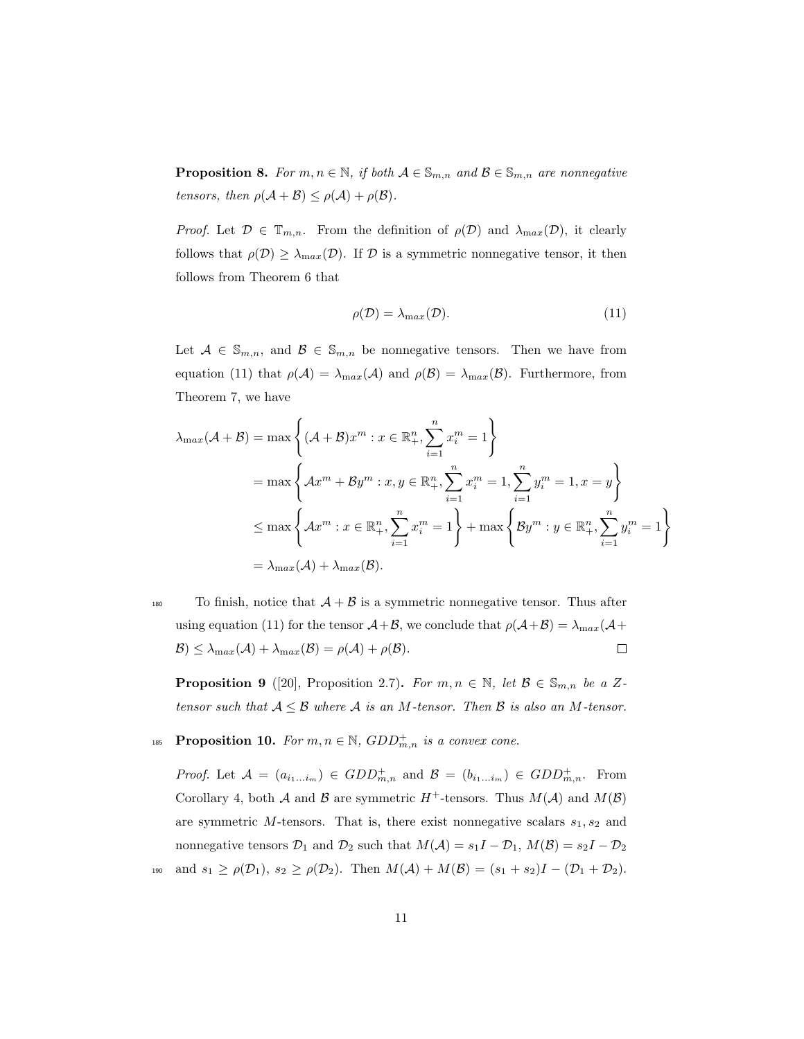**Proposition 8.** *For $m, n \in \mathbb{N}$, if both $\mathcal{A} \in \mathbb{S}_{m,n}$ and $\mathcal{B} \in \mathbb{S}_{m,n}$ are nonnegative tensors, then $\rho(\mathcal{A}+\mathcal{B}) \leq \rho(\mathcal{A}) + \rho(\mathcal{B})$.*

*Proof.* Let $\mathcal{D} \in \mathbb{T}_{m,n}$. From the definition of $\rho(\mathcal{D})$ and $\lambda_{\max}(\mathcal{D})$, it clearly follows that $\rho(\mathcal{D}) \geq \lambda_{\max}(\mathcal{D})$. If $\mathcal{D}$ is a symmetric nonnegative tensor, it then follows from Theorem 6 that

$$\rho(\mathcal{D}) = \lambda_{\max}(\mathcal{D}). \tag{11}$$

Let $\mathcal{A} \in \mathbb{S}_{m,n}$, and $\mathcal{B} \in \mathbb{S}_{m,n}$ be nonnegative tensors. Then we have from equation (11) that $\rho(\mathcal{A}) = \lambda_{\max}(\mathcal{A})$ and $\rho(\mathcal{B}) = \lambda_{\max}(\mathcal{B})$. Furthermore, from Theorem 7, we have

$$\begin{aligned}
\lambda_{\max}(\mathcal{A}+\mathcal{B}) &= \max\left\{(\mathcal{A}+\mathcal{B})x^m : x \in \mathbb{R}^n_+, \sum_{i=1}^n x_i^m = 1\right\} \\
&= \max\left\{\mathcal{A}x^m + \mathcal{B}y^m : x, y \in \mathbb{R}^n_+, \sum_{i=1}^n x_i^m = 1, \sum_{i=1}^n y_i^m = 1, x = y\right\} \\
&\leq \max\left\{\mathcal{A}x^m : x \in \mathbb{R}^n_+, \sum_{i=1}^n x_i^m = 1\right\} + \max\left\{\mathcal{B}y^m : y \in \mathbb{R}^n_+, \sum_{i=1}^n y_i^m = 1\right\} \\
&= \lambda_{\max}(\mathcal{A}) + \lambda_{\max}(\mathcal{B}).
\end{aligned}$$

To finish, notice that $\mathcal{A}+\mathcal{B}$ is a symmetric nonnegative tensor. Thus after using equation (11) for the tensor $\mathcal{A}+\mathcal{B}$, we conclude that $\rho(\mathcal{A}+\mathcal{B}) = \lambda_{\max}(\mathcal{A}+\mathcal{B}) \leq \lambda_{\max}(\mathcal{A}) + \lambda_{\max}(\mathcal{B}) = \rho(\mathcal{A}) + \rho(\mathcal{B})$. $\square$

**Proposition 9** ([20], Proposition 2.7)**.** *For $m, n \in \mathbb{N}$, let $\mathcal{B} \in \mathbb{S}_{m,n}$ be a Z-tensor such that $\mathcal{A} \leq \mathcal{B}$ where $\mathcal{A}$ is an M-tensor. Then $\mathcal{B}$ is also an M-tensor.*

**Proposition 10.** *For $m, n \in \mathbb{N}$, $GDD^+_{m,n}$ is a convex cone.*

*Proof.* Let $\mathcal{A} = (a_{i_1 \ldots i_m}) \in GDD^+_{m,n}$ and $\mathcal{B} = (b_{i_1 \ldots i_m}) \in GDD^+_{m,n}$. From Corollary 4, both $\mathcal{A}$ and $\mathcal{B}$ are symmetric $H^+$-tensors. Thus $M(\mathcal{A})$ and $M(\mathcal{B})$ are symmetric $M$-tensors. That is, there exist nonnegative scalars $s_1, s_2$ and nonnegative tensors $\mathcal{D}_1$ and $\mathcal{D}_2$ such that $M(\mathcal{A}) = s_1 I - \mathcal{D}_1$, $M(\mathcal{B}) = s_2 I - \mathcal{D}_2$ and $s_1 \geq \rho(\mathcal{D}_1)$, $s_2 \geq \rho(\mathcal{D}_2)$. Then $M(\mathcal{A}) + M(\mathcal{B}) = (s_1+s_2)I - (\mathcal{D}_1 + \mathcal{D}_2)$.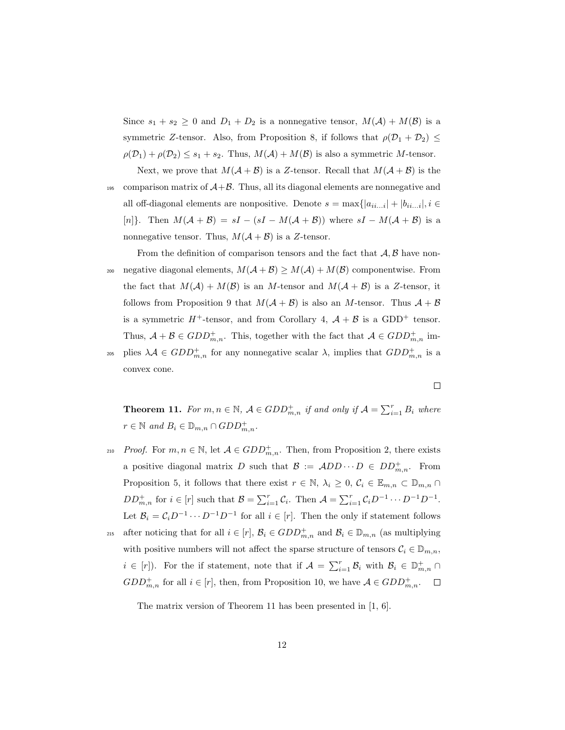Since $s_1 + s_2 \geq 0$ and $D_1 + D_2$ is a nonnegative tensor, $M(\mathcal{A}) + M(\mathcal{B})$ is a symmetric $Z$-tensor. Also, from Proposition 8, if follows that $\rho(\mathcal{D}_1 + \mathcal{D}_2) \leq \rho(\mathcal{D}_1) + \rho(\mathcal{D}_2) \leq s_1 + s_2$. Thus, $M(\mathcal{A}) + M(\mathcal{B})$ is also a symmetric $M$-tensor.

Next, we prove that $M(\mathcal{A} + \mathcal{B})$ is a $Z$-tensor. Recall that $M(\mathcal{A} + \mathcal{B})$ is the comparison matrix of $\mathcal{A}+\mathcal{B}$. Thus, all its diagonal elements are nonnegative and all off-diagonal elements are nonpositive. Denote $s = \max\{|a_{ii\ldots i}| + |b_{ii\ldots i}|, i \in [n]\}$. Then $M(\mathcal{A} + \mathcal{B}) = sI - (sI - M(\mathcal{A} + \mathcal{B}))$ where $sI - M(\mathcal{A} + \mathcal{B})$ is a nonnegative tensor. Thus, $M(\mathcal{A} + \mathcal{B})$ is a $Z$-tensor.

From the definition of comparison tensors and the fact that $\mathcal{A}, \mathcal{B}$ have nonnegative diagonal elements, $M(\mathcal{A} + \mathcal{B}) \geq M(\mathcal{A}) + M(\mathcal{B})$ componentwise. From the fact that $M(\mathcal{A}) + M(\mathcal{B})$ is an $M$-tensor and $M(\mathcal{A} + \mathcal{B})$ is a $Z$-tensor, it follows from Proposition 9 that $M(\mathcal{A} + \mathcal{B})$ is also an $M$-tensor. Thus $\mathcal{A} + \mathcal{B}$ is a symmetric $H^+$-tensor, and from Corollary 4, $\mathcal{A} + \mathcal{B}$ is a GDD$^+$ tensor. Thus, $\mathcal{A} + \mathcal{B} \in GDD^+_{m,n}$. This, together with the fact that $\mathcal{A} \in GDD^+_{m,n}$ implies $\lambda\mathcal{A} \in GDD^+_{m,n}$ for any nonnegative scalar $\lambda$, implies that $GDD^+_{m,n}$ is a convex cone.

□

**Theorem 11.** *For $m, n \in \mathbb{N}$, $\mathcal{A} \in GDD^+_{m,n}$ if and only if $\mathcal{A} = \sum_{i=1}^r B_i$ where $r \in \mathbb{N}$ and $B_i \in \mathbb{D}_{m,n} \cap GDD^+_{m,n}$.*

*Proof.* For $m, n \in \mathbb{N}$, let $\mathcal{A} \in GDD^+_{m,n}$. Then, from Proposition 2, there exists a positive diagonal matrix $D$ such that $\mathcal{B} := \mathcal{A}DD\cdots D \in DD^+_{m,n}$. From Proposition 5, it follows that there exist $r \in \mathbb{N}$, $\lambda_i \geq 0$, $\mathcal{C}_i \in \mathbb{E}_{m,n} \subset \mathbb{D}_{m,n} \cap DD^+_{m,n}$ for $i \in [r]$ such that $\mathcal{B} = \sum_{i=1}^r \mathcal{C}_i$. Then $\mathcal{A} = \sum_{i=1}^r \mathcal{C}_i D^{-1} \cdots D^{-1}D^{-1}$. Let $\mathcal{B}_i = \mathcal{C}_i D^{-1} \cdots D^{-1}D^{-1}$ for all $i \in [r]$. Then the only if statement follows after noticing that for all $i \in [r]$, $\mathcal{B}_i \in GDD^+_{m,n}$ and $\mathcal{B}_i \in \mathbb{D}_{m,n}$ (as multiplying with positive numbers will not affect the sparse structure of tensors $\mathcal{C}_i \in \mathbb{D}_{m,n}$, $i \in [r]$). For the if statement, note that if $\mathcal{A} = \sum_{i=1}^r \mathcal{B}_i$ with $\mathcal{B}_i \in \mathbb{D}^+_{m,n} \cap GDD^+_{m,n}$ for all $i \in [r]$, then, from Proposition 10, we have $\mathcal{A} \in GDD^+_{m,n}$. □

The matrix version of Theorem 11 has been presented in [1, 6].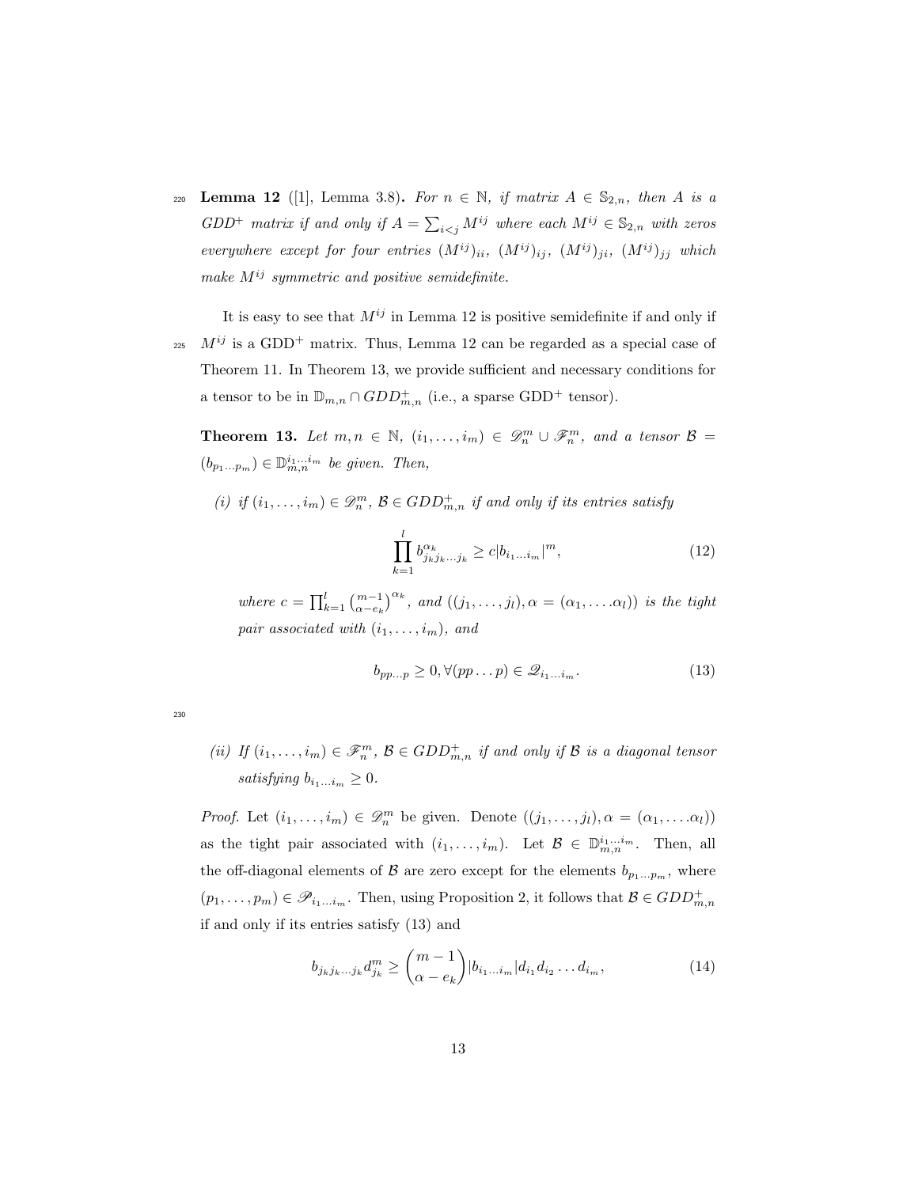**Lemma 12** ([1], Lemma 3.8)**.** *For $n \in \mathbb{N}$, if matrix $A \in \mathbb{S}_{2,n}$, then $A$ is a GDD$^+$ matrix if and only if $A = \sum_{i<j} M^{ij}$ where each $M^{ij} \in \mathbb{S}_{2,n}$ with zeros everywhere except for four entries $(M^{ij})_{ii}$, $(M^{ij})_{ij}$, $(M^{ij})_{ji}$, $(M^{ij})_{jj}$ which make $M^{ij}$ symmetric and positive semidefinite.*

It is easy to see that $M^{ij}$ in Lemma 12 is positive semidefinite if and only if $M^{ij}$ is a GDD$^+$ matrix. Thus, Lemma 12 can be regarded as a special case of Theorem 11. In Theorem 13, we provide sufficient and necessary conditions for a tensor to be in $\mathbb{D}_{m,n} \cap GDD^+_{m,n}$ (i.e., a sparse GDD$^+$ tensor).

**Theorem 13.** *Let $m, n \in \mathbb{N}$, $(i_1, \ldots, i_m) \in \mathscr{D}^m_n \cup \mathscr{F}^m_n$, and a tensor $\mathcal{B} = (b_{p_1 \ldots p_m}) \in \mathbb{D}^{i_1 \ldots i_m}_{m,n}$ be given. Then,*

*(i) if $(i_1, \ldots, i_m) \in \mathscr{D}^m_n$, $\mathcal{B} \in GDD^+_{m,n}$ if and only if its entries satisfy*

$$\prod_{k=1}^{l} b^{\alpha_k}_{j_k j_k \ldots j_k} \geq c |b_{i_1 \ldots i_m}|^m, \tag{12}$$

*where $c = \prod_{k=1}^{l} \binom{m-1}{\alpha - e_k}^{\alpha_k}$, and $((j_1, \ldots, j_l), \alpha = (\alpha_1, \ldots \alpha_l))$ is the tight pair associated with $(i_1, \ldots, i_m)$, and*

$$b_{pp\ldots p} \geq 0, \forall (pp \ldots p) \in \mathscr{Q}_{i_1 \ldots i_m}. \tag{13}$$

*(ii) If $(i_1, \ldots, i_m) \in \mathscr{F}^m_n$, $\mathcal{B} \in GDD^+_{m,n}$ if and only if $\mathcal{B}$ is a diagonal tensor satisfying $b_{i_1 \ldots i_m} \geq 0$.*

*Proof.* Let $(i_1, \ldots, i_m) \in \mathscr{D}^m_n$ be given. Denote $((j_1, \ldots, j_l), \alpha = (\alpha_1, \ldots \alpha_l))$ as the tight pair associated with $(i_1, \ldots, i_m)$. Let $\mathcal{B} \in \mathbb{D}^{i_1 \ldots i_m}_{m,n}$. Then, all the off-diagonal elements of $\mathcal{B}$ are zero except for the elements $b_{p_1 \ldots p_m}$, where $(p_1, \ldots, p_m) \in \mathscr{P}_{i_1 \ldots i_m}$. Then, using Proposition 2, it follows that $\mathcal{B} \in GDD^+_{m,n}$ if and only if its entries satisfy (13) and

$$b_{j_k j_k \ldots j_k} d^m_{j_k} \geq \binom{m-1}{\alpha - e_k} |b_{i_1 \ldots i_m}| d_{i_1} d_{i_2} \ldots d_{i_m}, \tag{14}$$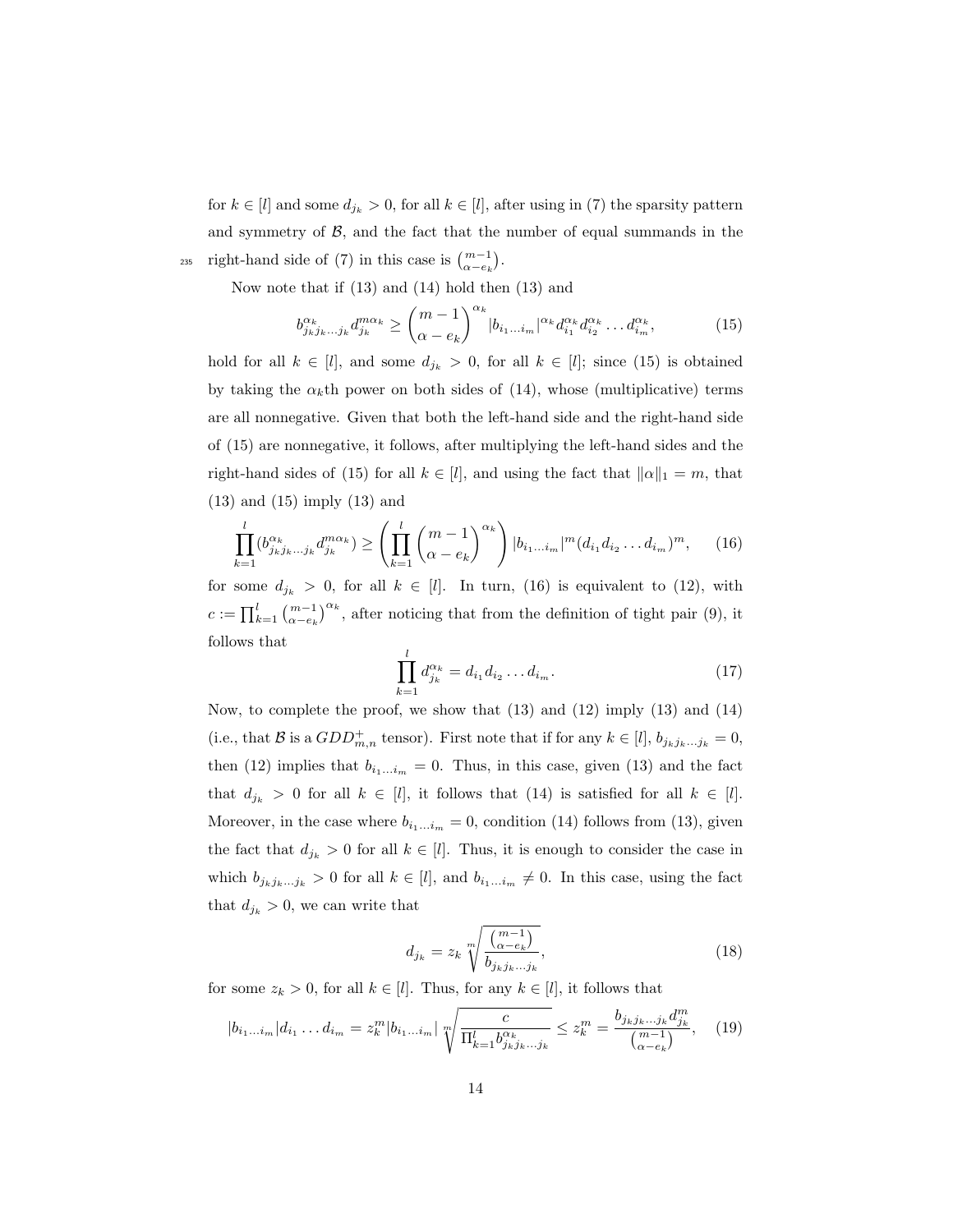for $k \in [l]$ and some $d_{j_k} > 0$, for all $k \in [l]$, after using in (7) the sparsity pattern and symmetry of $\mathcal{B}$, and the fact that the number of equal summands in the right-hand side of (7) in this case is $\binom{m-1}{\alpha - e_k}$.

Now note that if (13) and (14) hold then (13) and

$$b_{j_k j_k \dots j_k}^{\alpha_k} d_{j_k}^{m\alpha_k} \geq \binom{m-1}{\alpha - e_k}^{\alpha_k} |b_{i_1 \dots i_m}|^{\alpha_k} d_{i_1}^{\alpha_k} d_{i_2}^{\alpha_k} \dots d_{i_m}^{\alpha_k}, \tag{15}$$

hold for all $k \in [l]$, and some $d_{j_k} > 0$, for all $k \in [l]$; since (15) is obtained by taking the $\alpha_k$th power on both sides of (14), whose (multiplicative) terms are all nonnegative. Given that both the left-hand side and the right-hand side of (15) are nonnegative, it follows, after multiplying the left-hand sides and the right-hand sides of (15) for all $k \in [l]$, and using the fact that $\|\alpha\|_1 = m$, that (13) and (15) imply (13) and

$$\prod_{k=1}^{l} (b_{j_k j_k \dots j_k}^{\alpha_k} d_{j_k}^{m\alpha_k}) \geq \left( \prod_{k=1}^{l} \binom{m-1}{\alpha - e_k}^{\alpha_k} \right) |b_{i_1 \dots i_m}|^m (d_{i_1} d_{i_2} \dots d_{i_m})^m, \tag{16}$$

for some $d_{j_k} > 0$, for all $k \in [l]$. In turn, (16) is equivalent to (12), with $c := \prod_{k=1}^{l} \binom{m-1}{\alpha - e_k}^{\alpha_k}$, after noticing that from the definition of tight pair (9), it follows that

$$\prod_{k=1}^{l} d_{j_k}^{\alpha_k} = d_{i_1} d_{i_2} \dots d_{i_m}. \tag{17}$$

Now, to complete the proof, we show that (13) and (12) imply (13) and (14) (i.e., that $\mathcal{B}$ is a $GDD_{m,n}^{+}$ tensor). First note that if for any $k \in [l]$, $b_{j_k j_k \dots j_k} = 0$, then (12) implies that $b_{i_1 \dots i_m} = 0$. Thus, in this case, given (13) and the fact that $d_{j_k} > 0$ for all $k \in [l]$, it follows that (14) is satisfied for all $k \in [l]$. Moreover, in the case where $b_{i_1 \dots i_m} = 0$, condition (14) follows from (13), given the fact that $d_{j_k} > 0$ for all $k \in [l]$. Thus, it is enough to consider the case in which $b_{j_k j_k \dots j_k} > 0$ for all $k \in [l]$, and $b_{i_1 \dots i_m} \neq 0$. In this case, using the fact that $d_{j_k} > 0$, we can write that

$$d_{j_k} = z_k \sqrt[m]{\frac{\binom{m-1}{\alpha - e_k}}{b_{j_k j_k \dots j_k}}}, \tag{18}$$

for some $z_k > 0$, for all $k \in [l]$. Thus, for any $k \in [l]$, it follows that

$$|b_{i_1 \dots i_m}| d_{i_1} \dots d_{i_m} = z_k^m |b_{i_1 \dots i_m}| \sqrt[m]{\frac{c}{\Pi_{k=1}^{l} b_{j_k j_k \dots j_k}^{\alpha_k}}} \leq z_k^m = \frac{b_{j_k j_k \dots j_k} d_{j_k}^m}{\binom{m-1}{\alpha - e_k}}, \tag{19}$$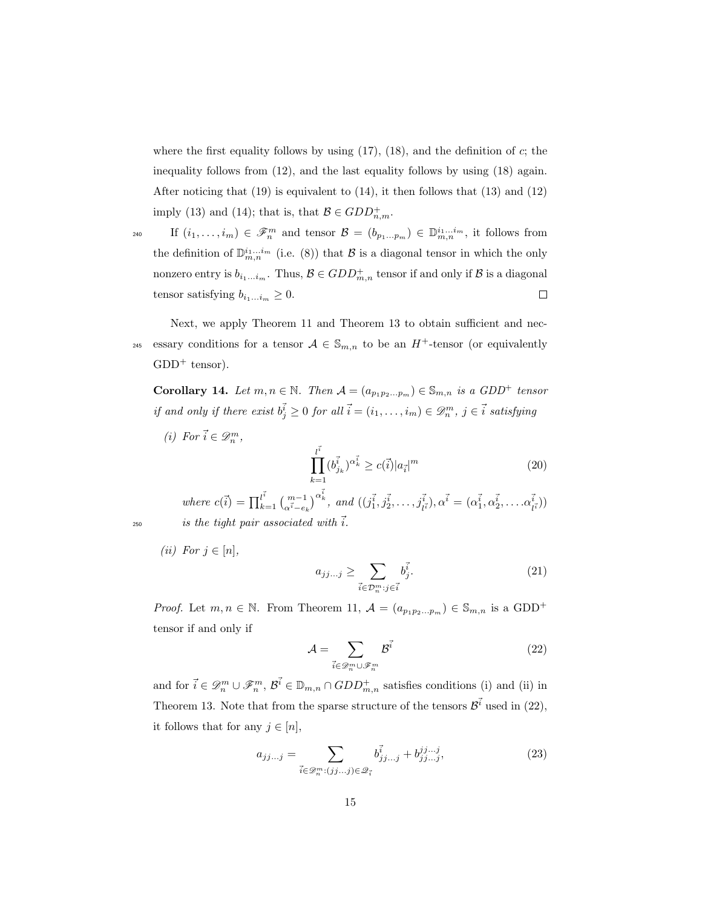where the first equality follows by using (17), (18), and the definition of $c$; the inequality follows from (12), and the last equality follows by using (18) again. After noticing that (19) is equivalent to (14), it then follows that (13) and (12) imply (13) and (14); that is, that $\mathcal{B} \in GDD^+_{n,m}$.

If $(i_1, \ldots, i_m) \in \mathscr{F}^m_n$ and tensor $\mathcal{B} = (b_{p_1 \ldots p_m}) \in \mathbb{D}^{i_1 \ldots i_m}_{m,n}$, it follows from the definition of $\mathbb{D}^{i_1 \ldots i_m}_{m,n}$ (i.e. (8)) that $\mathcal{B}$ is a diagonal tensor in which the only nonzero entry is $b_{i_1 \ldots i_m}$. Thus, $\mathcal{B} \in GDD^+_{m,n}$ tensor if and only if $\mathcal{B}$ is a diagonal tensor satisfying $b_{i_1 \ldots i_m} \geq 0$. $\square$

Next, we apply Theorem 11 and Theorem 13 to obtain sufficient and necessary conditions for a tensor $\mathcal{A} \in \mathbb{S}_{m,n}$ to be an $H^+$-tensor (or equivalently GDD$^+$ tensor).

**Corollary 14.** *Let $m, n \in \mathbb{N}$. Then $\mathcal{A} = (a_{p_1 p_2 \ldots p_m}) \in \mathbb{S}_{m,n}$ is a GDD$^+$ tensor if and only if there exist $b^{\vec{i}}_j \geq 0$ for all $\vec{i} = (i_1, \ldots, i_m) \in \mathscr{D}^m_n$, $j \in \vec{i}$ satisfying*

*(i) For $\vec{i} \in \mathscr{D}^m_n$,*

$$\prod_{k=1}^{l^{\vec{i}}} (b^{\vec{i}}_{j_k})^{\alpha^{\vec{i}}_k} \geq c(\vec{i}) |a_{\vec{i}}|^m \tag{20}$$

*where $c(\vec{i}) = \prod_{k=1}^{l^{\vec{i}}} \binom{m-1}{\alpha^{\vec{i}} - e_k}^{\alpha^{\vec{i}}_k}$, and $((j^{\vec{i}}_1, j^{\vec{i}}_2, \ldots, j^{\vec{i}}_{l^{\vec{i}}}), \alpha^{\vec{i}} = (\alpha^{\vec{i}}_1, \alpha^{\vec{i}}_2, \ldots \alpha^{\vec{i}}_{l^{\vec{i}}}))$ is the tight pair associated with $\vec{i}$.*

*(ii) For $j \in [n]$,*

$$a_{jj\ldots j} \geq \sum_{\vec{i} \in \mathcal{D}^m_n : j \in \vec{i}} b^{\vec{i}}_j. \tag{21}$$

*Proof.* Let $m, n \in \mathbb{N}$. From Theorem 11, $\mathcal{A} = (a_{p_1 p_2 \ldots p_m}) \in \mathbb{S}_{m,n}$ is a GDD$^+$ tensor if and only if

$$\mathcal{A} = \sum_{\vec{i} \in \mathscr{D}^m_n \cup \mathscr{F}^m_n} \mathcal{B}^{\vec{i}} \tag{22}$$

and for $\vec{i} \in \mathscr{D}^m_n \cup \mathscr{F}^m_n$, $\mathcal{B}^{\vec{i}} \in \mathbb{D}_{m,n} \cap GDD^+_{m,n}$ satisfies conditions (i) and (ii) in Theorem 13. Note that from the sparse structure of the tensors $\mathcal{B}^{\vec{i}}$ used in (22), it follows that for any $j \in [n]$,

$$a_{jj\ldots j} = \sum_{\vec{i} \in \mathscr{D}^m_n : (jj\ldots j) \in \mathscr{Q}_{\vec{i}}} b^{\vec{i}}_{jj\ldots j} + b^{jj\ldots j}_{jj\ldots j}, \tag{23}$$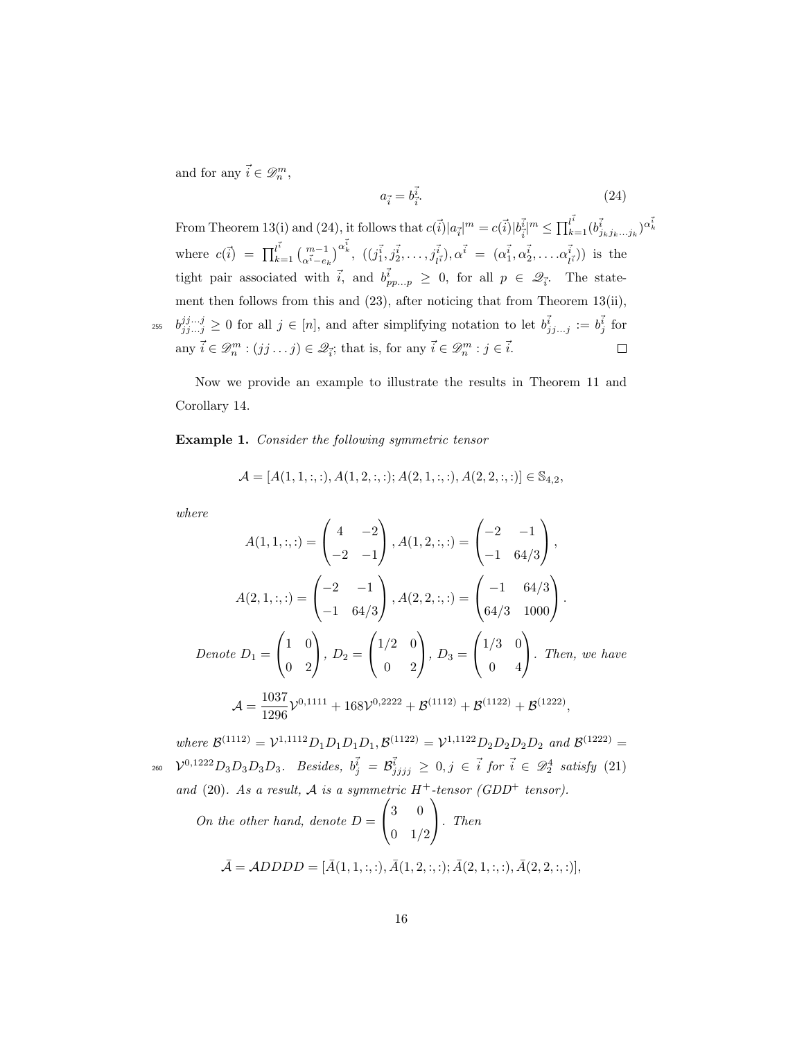and for any $\vec{i} \in \mathscr{D}_n^m$,

$$a_{\vec{i}} = b_{\vec{i}}^{\vec{i}}. \tag{24}$$

From Theorem 13(i) and (24), it follows that $c(\vec{i})|a_{\vec{i}}|^m = c(\vec{i})|b_{\vec{i}}^{\vec{i}}|^m \leq \prod_{k=1}^{l^{\vec{i}}}(b_{j_k j_k \ldots j_k}^{\vec{i}})^{\alpha_k^{\vec{i}}}$ where $c(\vec{i}) = \prod_{k=1}^{l^{\vec{i}}} \binom{m-1}{\alpha^{\vec{i}}-e_k}^{\alpha_k^{\vec{i}}}$, $((j_1^{\vec{i}}, j_2^{\vec{i}}, \ldots, j_{l^{\vec{i}}}^{\vec{i}}), \alpha^{\vec{i}} = (\alpha_1^{\vec{i}}, \alpha_2^{\vec{i}}, \ldots \alpha_{l^{\vec{i}}}^{\vec{i}}))$ is the tight pair associated with $\vec{i}$, and $b_{pp\ldots p}^{\vec{i}} \geq 0$, for all $p \in \mathscr{Q}_{\vec{i}}$. The statement then follows from this and (23), after noticing that from Theorem 13(ii), $b_{jj\ldots j}^{jj\ldots j} \geq 0$ for all $j \in [n]$, and after simplifying notation to let $b_{jj\ldots j}^{\vec{i}} := b_j^{\vec{i}}$ for any $\vec{i} \in \mathscr{D}_n^m : (jj\ldots j) \in \mathscr{Q}_{\vec{i}}$; that is, for any $\vec{i} \in \mathscr{D}_n^m : j \in \vec{i}$. $\square$

Now we provide an example to illustrate the results in Theorem 11 and Corollary 14.

**Example 1.** *Consider the following symmetric tensor*

$$\mathcal{A} = [A(1,1,:,:), A(1,2,:,:); A(2,1,:,:), A(2,2,:,:)] \in \mathbb{S}_{4,2},$$

*where*

$$A(1,1,:,:) = \begin{pmatrix} 4 & -2 \\ -2 & -1 \end{pmatrix}, A(1,2,:,:) = \begin{pmatrix} -2 & -1 \\ -1 & 64/3 \end{pmatrix},$$

$$A(2,1,:,:) = \begin{pmatrix} -2 & -1 \\ -1 & 64/3 \end{pmatrix}, A(2,2,:,:) = \begin{pmatrix} -1 & 64/3 \\ 64/3 & 1000 \end{pmatrix}.$$

*Denote* $D_1 = \begin{pmatrix} 1 & 0 \\ 0 & 2 \end{pmatrix}$, $D_2 = \begin{pmatrix} 1/2 & 0 \\ 0 & 2 \end{pmatrix}$, $D_3 = \begin{pmatrix} 1/3 & 0 \\ 0 & 4 \end{pmatrix}$. *Then, we have*

$$\mathcal{A} = \frac{1037}{1296}\mathcal{V}^{0,1111} + 168\mathcal{V}^{0,2222} + \mathcal{B}^{(1112)} + \mathcal{B}^{(1122)} + \mathcal{B}^{(1222)},$$

*where* $\mathcal{B}^{(1112)} = \mathcal{V}^{1,1112}D_1D_1D_1D_1, \mathcal{B}^{(1122)} = \mathcal{V}^{1,1122}D_2D_2D_2D_2$ *and* $\mathcal{B}^{(1222)} = \mathcal{V}^{0,1222}D_3D_3D_3D_3$. *Besides,* $b_j^{\vec{i}} = \mathcal{B}_{jjjj}^{\vec{i}} \geq 0, j \in \vec{i}$ *for* $\vec{i} \in \mathscr{D}_2^4$ *satisfy* (21) *and* (20). *As a result,* $\mathcal{A}$ *is a symmetric* $H^+$*-tensor (*$GDD^+$ *tensor).*

*On the other hand, denote* $D = \begin{pmatrix} 3 & 0 \\ 0 & 1/2 \end{pmatrix}$. *Then*

$$\bar{\mathcal{A}} = \mathcal{A}DDDD = [\bar{A}(1,1,:,:), \bar{A}(1,2,:,:); \bar{A}(2,1,:,:), \bar{A}(2,2,:,:)],$$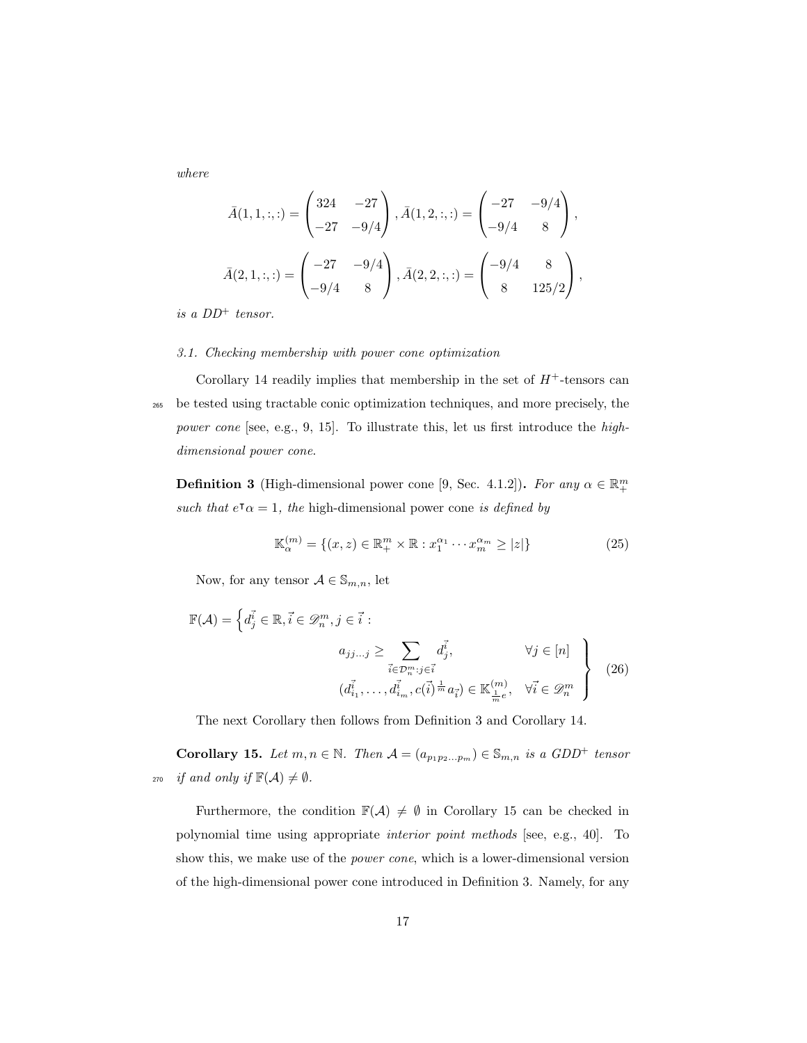*where*

$$\bar{A}(1,1,:,:) = \begin{pmatrix} 324 & -27 \\ -27 & -9/4 \end{pmatrix}, \bar{A}(1,2,:,:) = \begin{pmatrix} -27 & -9/4 \\ -9/4 & 8 \end{pmatrix},$$

$$\bar{A}(2,1,:,:) = \begin{pmatrix} -27 & -9/4 \\ -9/4 & 8 \end{pmatrix}, \bar{A}(2,2,:,:) = \begin{pmatrix} -9/4 & 8 \\ 8 & 125/2 \end{pmatrix},$$

*is a $DD^+$ tensor.*

### *3.1. Checking membership with power cone optimization*

Corollary 14 readily implies that membership in the set of $H^+$-tensors can be tested using tractable conic optimization techniques, and more precisely, the *power cone* [see, e.g., 9, 15]. To illustrate this, let us first introduce the *high-dimensional power cone*.

**Definition 3** (High-dimensional power cone [9, Sec. 4.1.2])**.** *For any $\alpha \in \mathbb{R}^m_+$ such that $e^\intercal \alpha = 1$, the* high-dimensional power cone *is defined by*

$$\mathbb{K}^{(m)}_\alpha = \{(x, z) \in \mathbb{R}^m_+ \times \mathbb{R} : x_1^{\alpha_1} \cdots x_m^{\alpha_m} \geq |z|\} \tag{25}$$

Now, for any tensor $\mathcal{A} \in \mathbb{S}_{m,n}$, let

$$\mathbb{F}(\mathcal{A}) = \left\{ d_j^{\vec{i}} \in \mathbb{R}, \vec{i} \in \mathscr{D}_n^m, j \in \vec{i} : \begin{array}{ll} a_{jj\ldots j} \geq \displaystyle\sum_{\vec{i} \in \mathcal{D}_n^m : j \in \vec{i}} d_j^{\vec{i}}, & \forall j \in [n] \\ (d_{i_1}^{\vec{i}}, \ldots, d_{i_m}^{\vec{i}}, c(\vec{i})^{\frac{1}{m}} a_{\vec{i}}) \in \mathbb{K}^{(m)}_{\frac{1}{m}e}, & \forall \vec{i} \in \mathscr{D}_n^m \end{array} \right\} \tag{26}$$

The next Corollary then follows from Definition 3 and Corollary 14.

**Corollary 15.** *Let $m, n \in \mathbb{N}$. Then $\mathcal{A} = (a_{p_1 p_2 \ldots p_m}) \in \mathbb{S}_{m,n}$ is a $GDD^+$ tensor if and only if $\mathbb{F}(\mathcal{A}) \neq \emptyset$.*

Furthermore, the condition $\mathbb{F}(\mathcal{A}) \neq \emptyset$ in Corollary 15 can be checked in polynomial time using appropriate *interior point methods* [see, e.g., 40]. To show this, we make use of the *power cone*, which is a lower-dimensional version of the high-dimensional power cone introduced in Definition 3. Namely, for any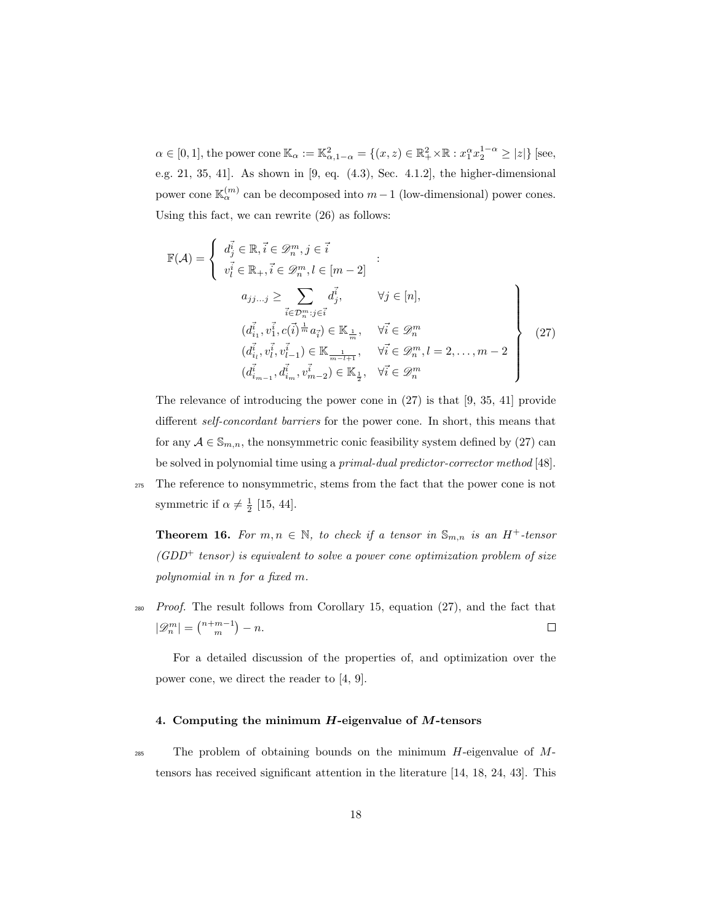$\alpha \in [0,1]$, the power cone $\mathbb{K}_\alpha := \mathbb{K}^2_{\alpha,1-\alpha} = \{(x,z) \in \mathbb{R}^2_+ \times \mathbb{R} : x_1^\alpha x_2^{1-\alpha} \geq |z|\}$ [see, e.g. 21, 35, 41]. As shown in [9, eq. (4.3), Sec. 4.1.2], the higher-dimensional power cone $\mathbb{K}^{(m)}_\alpha$ can be decomposed into $m-1$ (low-dimensional) power cones. Using this fact, we can rewrite (26) as follows:

$$
\mathbb{F}(\mathcal{A}) = \left\{ \begin{array}{l} d_j^{\vec{i}} \in \mathbb{R}, \vec{i} \in \mathscr{D}_n^m, j \in \vec{i} \\ v_l^{\vec{i}} \in \mathbb{R}_+, \vec{i} \in \mathscr{D}_n^m, l \in [m-2] \end{array} : \begin{array}{ll} a_{jj\dots j} \geq \displaystyle\sum_{\vec{i} \in \mathcal{D}_n^m : j \in \vec{i}} d_j^{\vec{i}}, & \forall j \in [n], \\ (d_{i_1}^{\vec{i}}, v_1^{\vec{i}}, c(\vec{i})^{\frac{1}{m}} a_{\vec{i}}) \in \mathbb{K}_{\frac{1}{m}}, & \forall \vec{i} \in \mathscr{D}_n^m \\ (d_{i_l}^{\vec{i}}, v_l^{\vec{i}}, v_{l-1}^{\vec{i}}) \in \mathbb{K}_{\frac{1}{m-l+1}}, & \forall \vec{i} \in \mathscr{D}_n^m, l = 2, \dots, m-2 \\ (d_{i_{m-1}}^{\vec{i}}, d_{i_m}^{\vec{i}}, v_{m-2}^{\vec{i}}) \in \mathbb{K}_{\frac{1}{2}}, & \forall \vec{i} \in \mathscr{D}_n^m \end{array} \right\} \quad (27)
$$

The relevance of introducing the power cone in (27) is that [9, 35, 41] provide different *self-concordant barriers* for the power cone. In short, this means that for any $\mathcal{A} \in \mathbb{S}_{m,n}$, the nonsymmetric conic feasibility system defined by (27) can be solved in polynomial time using a *primal-dual predictor-corrector method* [48]. The reference to nonsymmetric, stems from the fact that the power cone is not symmetric if $\alpha \neq \frac{1}{2}$ [15, 44].

**Theorem 16.** *For $m, n \in \mathbb{N}$, to check if a tensor in $\mathbb{S}_{m,n}$ is an $H^+$-tensor ($GDD^+$ tensor) is equivalent to solve a power cone optimization problem of size polynomial in $n$ for a fixed $m$.*

*Proof.* The result follows from Corollary 15, equation (27), and the fact that $|\mathscr{D}_n^m| = \binom{n+m-1}{m} - n$. □

For a detailed discussion of the properties of, and optimization over the power cone, we direct the reader to [4, 9].

## 4. Computing the minimum *H*-eigenvalue of *M*-tensors

The problem of obtaining bounds on the minimum $H$-eigenvalue of $M$-tensors has received significant attention in the literature [14, 18, 24, 43]. This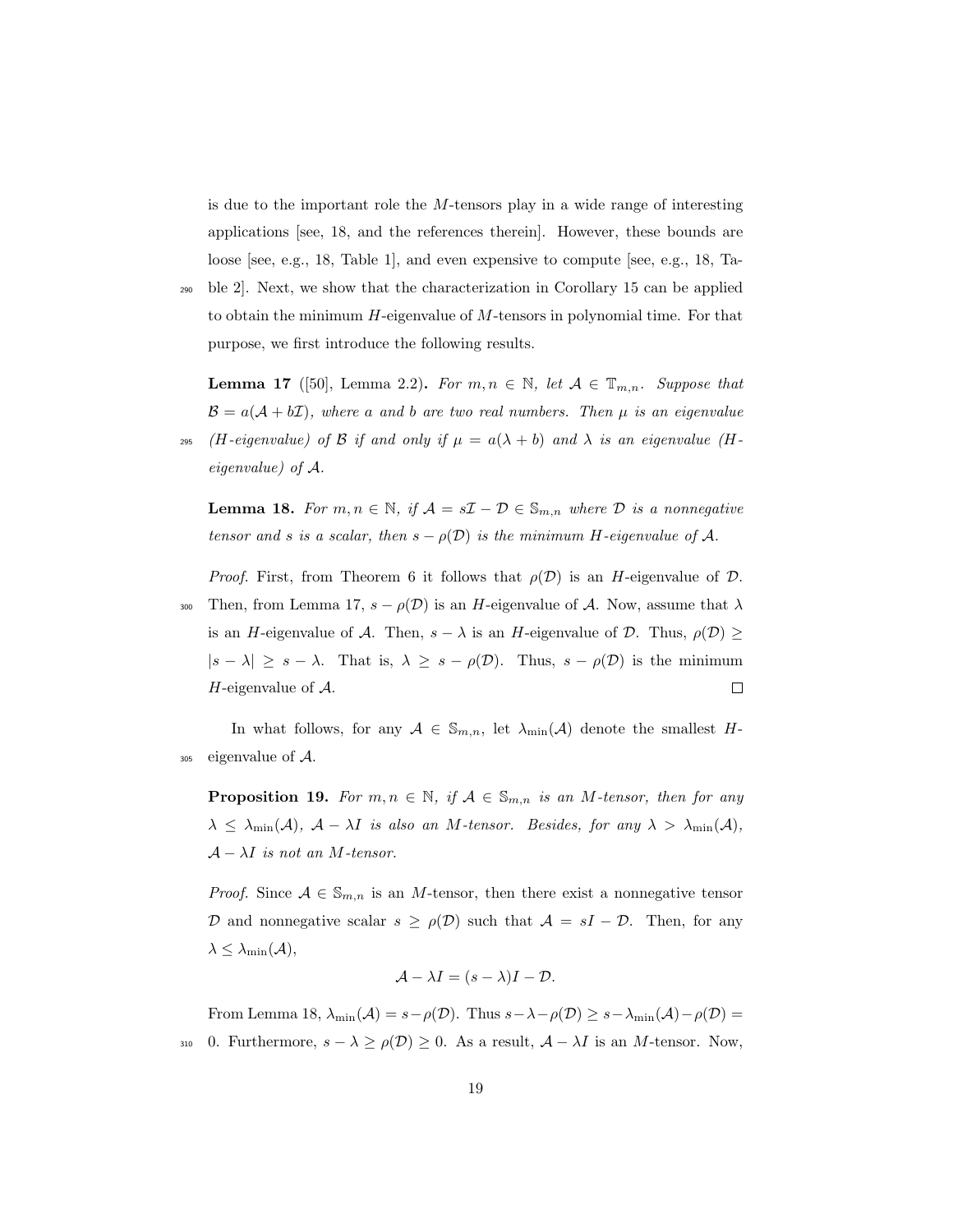is due to the important role the $M$-tensors play in a wide range of interesting applications [see, 18, and the references therein]. However, these bounds are loose [see, e.g., 18, Table 1], and even expensive to compute [see, e.g., 18, Table 2]. Next, we show that the characterization in Corollary 15 can be applied to obtain the minimum $H$-eigenvalue of $M$-tensors in polynomial time. For that purpose, we first introduce the following results.

**Lemma 17** ([50], Lemma 2.2)**.** *For $m, n \in \mathbb{N}$, let $\mathcal{A} \in \mathbb{T}_{m,n}$. Suppose that $\mathcal{B} = a(\mathcal{A} + b\mathcal{I})$, where $a$ and $b$ are two real numbers. Then $\mu$ is an eigenvalue ($H$-eigenvalue) of $\mathcal{B}$ if and only if $\mu = a(\lambda + b)$ and $\lambda$ is an eigenvalue ($H$-eigenvalue) of $\mathcal{A}$.*

**Lemma 18.** *For $m, n \in \mathbb{N}$, if $\mathcal{A} = s\mathcal{I} - \mathcal{D} \in \mathbb{S}_{m,n}$ where $\mathcal{D}$ is a nonnegative tensor and $s$ is a scalar, then $s - \rho(\mathcal{D})$ is the minimum $H$-eigenvalue of $\mathcal{A}$.*

*Proof.* First, from Theorem 6 it follows that $\rho(\mathcal{D})$ is an $H$-eigenvalue of $\mathcal{D}$. Then, from Lemma 17, $s - \rho(\mathcal{D})$ is an $H$-eigenvalue of $\mathcal{A}$. Now, assume that $\lambda$ is an $H$-eigenvalue of $\mathcal{A}$. Then, $s - \lambda$ is an $H$-eigenvalue of $\mathcal{D}$. Thus, $\rho(\mathcal{D}) \geq |s - \lambda| \geq s - \lambda$. That is, $\lambda \geq s - \rho(\mathcal{D})$. Thus, $s - \rho(\mathcal{D})$ is the minimum $H$-eigenvalue of $\mathcal{A}$. □

In what follows, for any $\mathcal{A} \in \mathbb{S}_{m,n}$, let $\lambda_{\min}(\mathcal{A})$ denote the smallest $H$-eigenvalue of $\mathcal{A}$.

**Proposition 19.** *For $m, n \in \mathbb{N}$, if $\mathcal{A} \in \mathbb{S}_{m,n}$ is an $M$-tensor, then for any $\lambda \leq \lambda_{\min}(\mathcal{A})$, $\mathcal{A} - \lambda I$ is also an $M$-tensor. Besides, for any $\lambda > \lambda_{\min}(\mathcal{A})$, $\mathcal{A} - \lambda I$ is not an $M$-tensor.*

*Proof.* Since $\mathcal{A} \in \mathbb{S}_{m,n}$ is an $M$-tensor, then there exist a nonnegative tensor $\mathcal{D}$ and nonnegative scalar $s \geq \rho(\mathcal{D})$ such that $\mathcal{A} = sI - \mathcal{D}$. Then, for any $\lambda \leq \lambda_{\min}(\mathcal{A})$,

$$\mathcal{A} - \lambda I = (s - \lambda)I - \mathcal{D}.$$

From Lemma 18, $\lambda_{\min}(\mathcal{A}) = s - \rho(\mathcal{D})$. Thus $s - \lambda - \rho(\mathcal{D}) \geq s - \lambda_{\min}(\mathcal{A}) - \rho(\mathcal{D}) = 0$. Furthermore, $s - \lambda \geq \rho(\mathcal{D}) \geq 0$. As a result, $\mathcal{A} - \lambda I$ is an $M$-tensor. Now,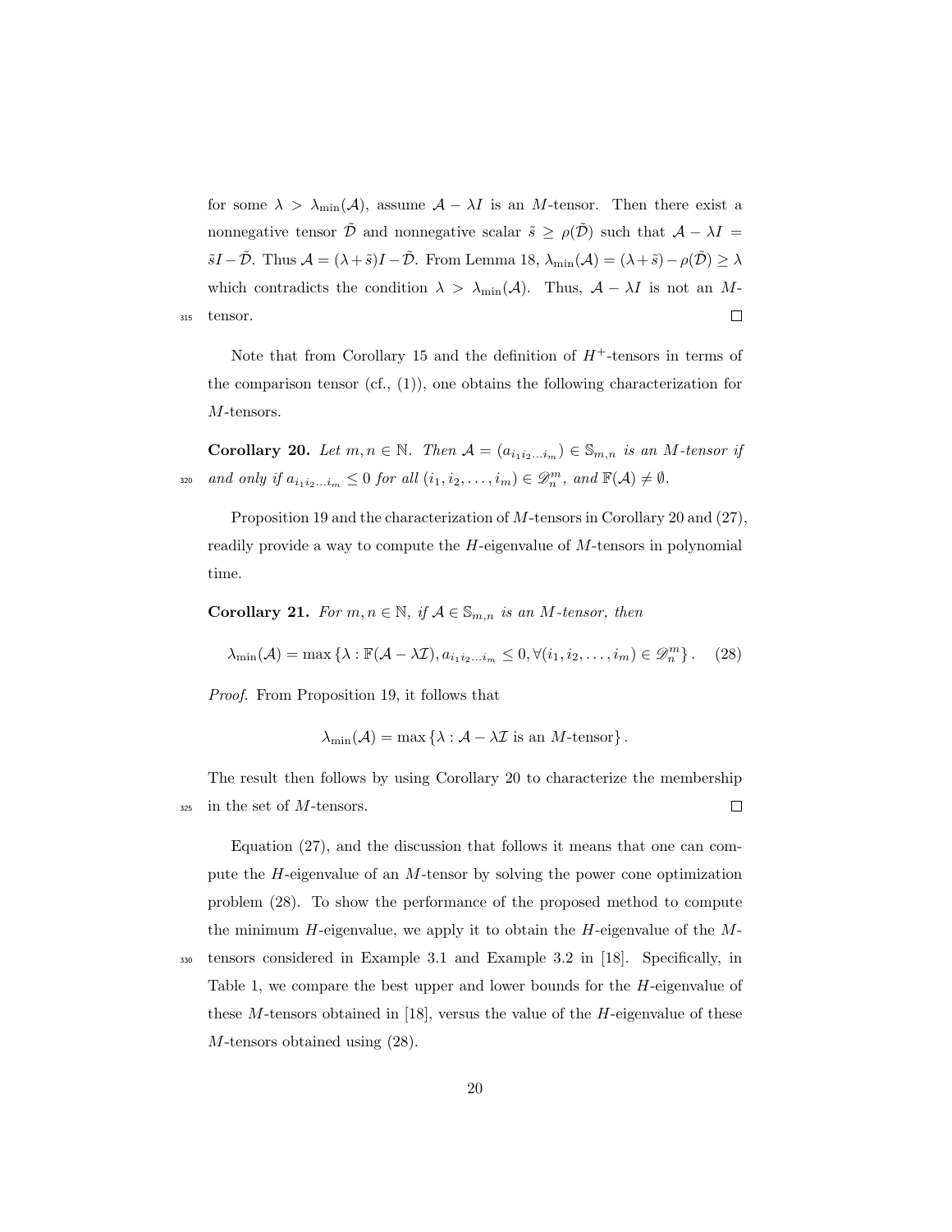for some $\lambda > \lambda_{\min}(\mathcal{A})$, assume $\mathcal{A} - \lambda I$ is an $M$-tensor. Then there exist a nonnegative tensor $\tilde{\mathcal{D}}$ and nonnegative scalar $\tilde{s} \geq \rho(\tilde{\mathcal{D}})$ such that $\mathcal{A} - \lambda I = \tilde{s}I - \tilde{\mathcal{D}}$. Thus $\mathcal{A} = (\lambda + \tilde{s})I - \tilde{\mathcal{D}}$. From Lemma 18, $\lambda_{\min}(\mathcal{A}) = (\lambda + \tilde{s}) - \rho(\tilde{\mathcal{D}}) \geq \lambda$ which contradicts the condition $\lambda > \lambda_{\min}(\mathcal{A})$. Thus, $\mathcal{A} - \lambda I$ is not an $M$-tensor. □

Note that from Corollary 15 and the definition of $H^+$-tensors in terms of the comparison tensor (cf., (1)), one obtains the following characterization for $M$-tensors.

**Corollary 20.** *Let $m, n \in \mathbb{N}$. Then $\mathcal{A} = (a_{i_1 i_2 \ldots i_m}) \in \mathbb{S}_{m,n}$ is an $M$-tensor if and only if $a_{i_1 i_2 \ldots i_m} \leq 0$ for all $(i_1, i_2, \ldots, i_m) \in \mathscr{D}_n^m$, and $\mathbb{F}(\mathcal{A}) \neq \emptyset$.*

Proposition 19 and the characterization of $M$-tensors in Corollary 20 and (27), readily provide a way to compute the $H$-eigenvalue of $M$-tensors in polynomial time.

**Corollary 21.** *For $m, n \in \mathbb{N}$, if $\mathcal{A} \in \mathbb{S}_{m,n}$ is an $M$-tensor, then*

$$\lambda_{\min}(\mathcal{A}) = \max \left\{ \lambda : \mathbb{F}(\mathcal{A} - \lambda \mathcal{I}), a_{i_1 i_2 \ldots i_m} \leq 0, \forall (i_1, i_2, \ldots, i_m) \in \mathscr{D}_n^m \right\}. \quad (28)$$

*Proof.* From Proposition 19, it follows that

$$\lambda_{\min}(\mathcal{A}) = \max \left\{ \lambda : \mathcal{A} - \lambda \mathcal{I} \text{ is an } M\text{-tensor} \right\}.$$

The result then follows by using Corollary 20 to characterize the membership in the set of $M$-tensors. □

Equation (27), and the discussion that follows it means that one can compute the $H$-eigenvalue of an $M$-tensor by solving the power cone optimization problem (28). To show the performance of the proposed method to compute the minimum $H$-eigenvalue, we apply it to obtain the $H$-eigenvalue of the $M$-tensors considered in Example 3.1 and Example 3.2 in [18]. Specifically, in Table 1, we compare the best upper and lower bounds for the $H$-eigenvalue of these $M$-tensors obtained in [18], versus the value of the $H$-eigenvalue of these $M$-tensors obtained using (28).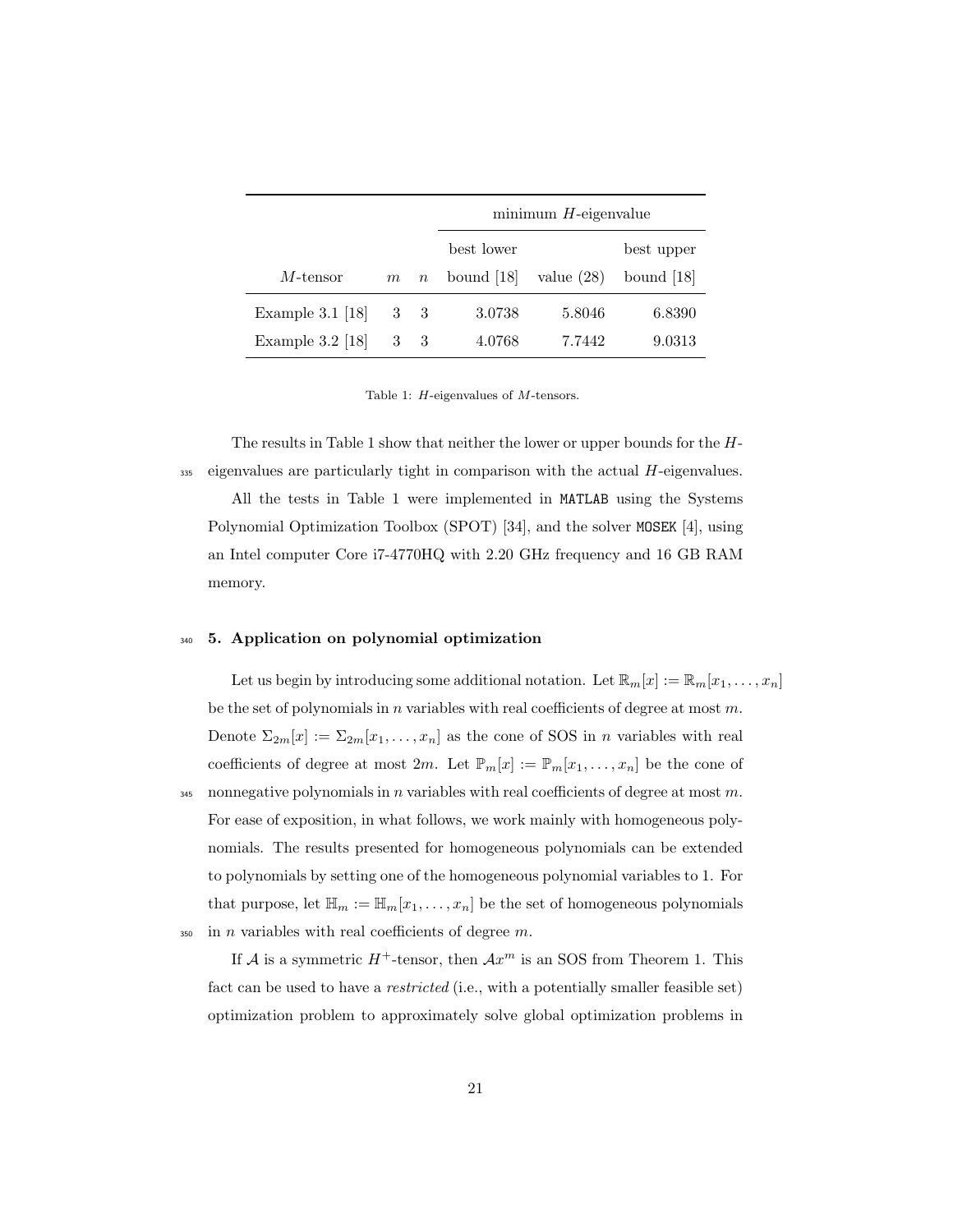| $M$-tensor | $m$ | $n$ | minimum $H$-eigenvalue | | |
|---|---|---|---|---|---|
| | | | best lower bound [18] | value (28) | best upper bound [18] |
| Example 3.1 [18] | 3 | 3 | 3.0738 | 5.8046 | 6.8390 |
| Example 3.2 [18] | 3 | 3 | 4.0768 | 7.7442 | 9.0313 |

Table 1: $H$-eigenvalues of $M$-tensors.

The results in Table 1 show that neither the lower or upper bounds for the $H$-eigenvalues are particularly tight in comparison with the actual $H$-eigenvalues.

All the tests in Table 1 were implemented in MATLAB using the Systems Polynomial Optimization Toolbox (SPOT) [34], and the solver MOSEK [4], using an Intel computer Core i7-4770HQ with 2.20 GHz frequency and 16 GB RAM memory.

## 5. Application on polynomial optimization

Let us begin by introducing some additional notation. Let $\mathbb{R}_m[x] := \mathbb{R}_m[x_1, \dots, x_n]$ be the set of polynomials in $n$ variables with real coefficients of degree at most $m$. Denote $\Sigma_{2m}[x] := \Sigma_{2m}[x_1, \dots, x_n]$ as the cone of SOS in $n$ variables with real coefficients of degree at most $2m$. Let $\mathbb{P}_m[x] := \mathbb{P}_m[x_1, \dots, x_n]$ be the cone of nonnegative polynomials in $n$ variables with real coefficients of degree at most $m$. For ease of exposition, in what follows, we work mainly with homogeneous polynomials. The results presented for homogeneous polynomials can be extended to polynomials by setting one of the homogeneous polynomial variables to 1. For that purpose, let $\mathbb{H}_m := \mathbb{H}_m[x_1, \dots, x_n]$ be the set of homogeneous polynomials in $n$ variables with real coefficients of degree $m$.

If $\mathcal{A}$ is a symmetric $H^+$-tensor, then $\mathcal{A}x^m$ is an SOS from Theorem 1. This fact can be used to have a *restricted* (i.e., with a potentially smaller feasible set) optimization problem to approximately solve global optimization problems in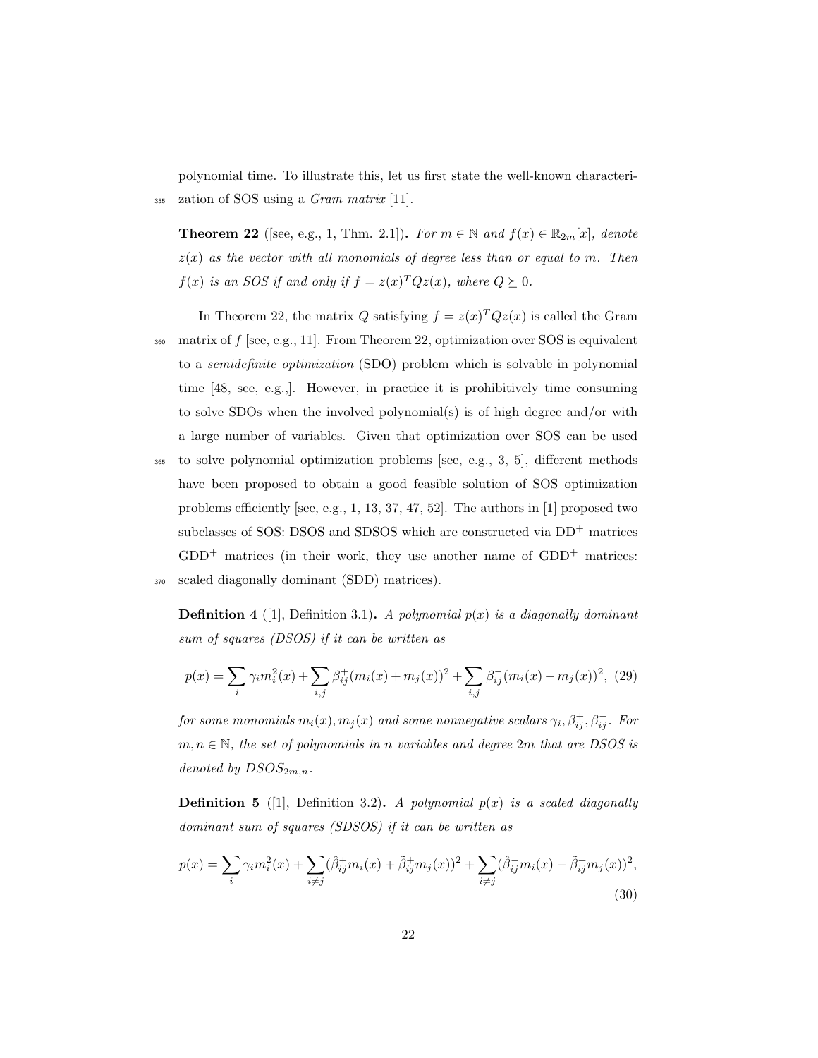polynomial time. To illustrate this, let us first state the well-known characterization of SOS using a *Gram matrix* [11].

**Theorem 22** ([see, e.g., 1, Thm. 2.1])**.** *For $m \in \mathbb{N}$ and $f(x) \in \mathbb{R}_{2m}[x]$, denote $z(x)$ as the vector with all monomials of degree less than or equal to $m$. Then $f(x)$ is an SOS if and only if $f = z(x)^T Q z(x)$, where $Q \succeq 0$.*

In Theorem 22, the matrix $Q$ satisfying $f = z(x)^T Q z(x)$ is called the Gram matrix of $f$ [see, e.g., 11]. From Theorem 22, optimization over SOS is equivalent to a *semidefinite optimization* (SDO) problem which is solvable in polynomial time [48, see, e.g.,]. However, in practice it is prohibitively time consuming to solve SDOs when the involved polynomial(s) is of high degree and/or with a large number of variables. Given that optimization over SOS can be used to solve polynomial optimization problems [see, e.g., 3, 5], different methods have been proposed to obtain a good feasible solution of SOS optimization problems efficiently [see, e.g., 1, 13, 37, 47, 52]. The authors in [1] proposed two subclasses of SOS: DSOS and SDSOS which are constructed via DD$^+$ matrices GDD$^+$ matrices (in their work, they use another name of GDD$^+$ matrices: scaled diagonally dominant (SDD) matrices).

**Definition 4** ([1], Definition 3.1)**.** *A polynomial $p(x)$ is a diagonally dominant sum of squares (DSOS) if it can be written as*

$$p(x) = \sum_i \gamma_i m_i^2(x) + \sum_{i,j} \beta_{ij}^+ (m_i(x) + m_j(x))^2 + \sum_{i,j} \beta_{ij}^- (m_i(x) - m_j(x))^2, \quad (29)$$

*for some monomials $m_i(x), m_j(x)$ and some nonnegative scalars $\gamma_i, \beta_{ij}^+, \beta_{ij}^-$. For $m, n \in \mathbb{N}$, the set of polynomials in $n$ variables and degree $2m$ that are DSOS is denoted by $DSOS_{2m,n}$.*

**Definition 5** ([1], Definition 3.2)**.** *A polynomial $p(x)$ is a scaled diagonally dominant sum of squares (SDSOS) if it can be written as*

$$p(x) = \sum_i \gamma_i m_i^2(x) + \sum_{i \neq j} (\hat{\beta}_{ij}^+ m_i(x) + \tilde{\beta}_{ij}^+ m_j(x))^2 + \sum_{i \neq j} (\hat{\beta}_{ij}^- m_i(x) - \tilde{\beta}_{ij}^+ m_j(x))^2, \quad (30)$$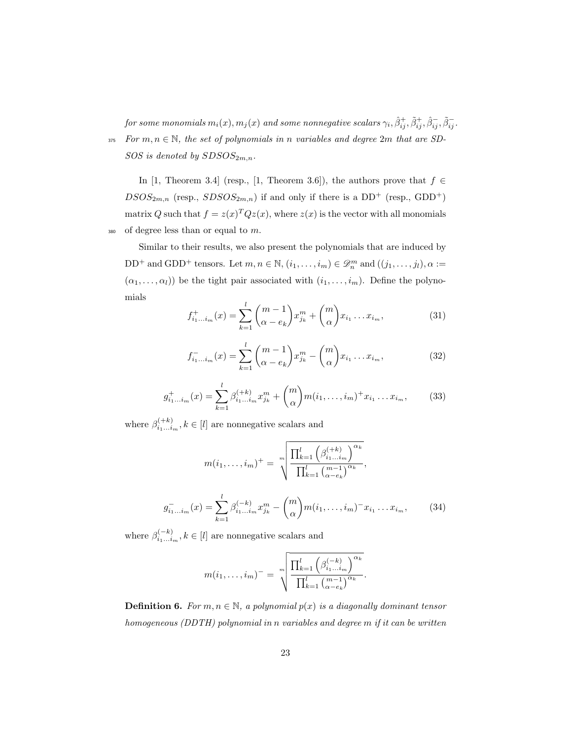*for some monomials $m_i(x), m_j(x)$ and some nonnegative scalars $\gamma_i, \hat{\beta}^+_{ij}, \tilde{\beta}^+_{ij}, \hat{\beta}^-_{ij}, \tilde{\beta}^-_{ij}$.*

*For $m, n \in \mathbb{N}$, the set of polynomials in $n$ variables and degree $2m$ that are SDSOS is denoted by $SDSOS_{2m,n}$.*

In [1, Theorem 3.4] (resp., [1, Theorem 3.6]), the authors prove that $f \in DSOS_{2m,n}$ (resp., $SDSOS_{2m,n}$) if and only if there is a DD$^+$ (resp., GDD$^+$) matrix $Q$ such that $f = z(x)^T Q z(x)$, where $z(x)$ is the vector with all monomials of degree less than or equal to $m$.

Similar to their results, we also present the polynomials that are induced by DD$^+$ and GDD$^+$ tensors. Let $m, n \in \mathbb{N}$, $(i_1, \ldots, i_m) \in \mathscr{D}^m_n$ and $((j_1, \ldots, j_l), \alpha := (\alpha_1, \ldots, \alpha_l))$ be the tight pair associated with $(i_1, \ldots, i_m)$. Define the polynomials

$$f^+_{i_1 \ldots i_m}(x) = \sum_{k=1}^{l} \binom{m-1}{\alpha - e_k} x^m_{j_k} + \binom{m}{\alpha} x_{i_1} \ldots x_{i_m}, \tag{31}$$

$$f^-_{i_1 \ldots i_m}(x) = \sum_{k=1}^{l} \binom{m-1}{\alpha - e_k} x^m_{j_k} - \binom{m}{\alpha} x_{i_1} \ldots x_{i_m}, \tag{32}$$

$$g^+_{i_1 \ldots i_m}(x) = \sum_{k=1}^{l} \beta^{(+k)}_{i_1 \ldots i_m} x^m_{j_k} + \binom{m}{\alpha} m(i_1, \ldots, i_m)^+ x_{i_1} \ldots x_{i_m}, \tag{33}$$

where $\beta^{(+k)}_{i_1 \ldots i_m}, k \in [l]$ are nonnegative scalars and

$$m(i_1, \ldots, i_m)^+ = \sqrt[m]{\frac{\prod_{k=1}^{l} \left(\beta^{(+k)}_{i_1 \ldots i_m}\right)^{\alpha_k}}{\prod_{k=1}^{l} \binom{m-1}{\alpha - e_k}^{\alpha_k}}},$$

$$g^-_{i_1 \ldots i_m}(x) = \sum_{k=1}^{l} \beta^{(-k)}_{i_1 \ldots i_m} x^m_{j_k} - \binom{m}{\alpha} m(i_1, \ldots, i_m)^- x_{i_1} \ldots x_{i_m}, \tag{34}$$

where $\beta^{(-k)}_{i_1 \ldots i_m}, k \in [l]$ are nonnegative scalars and

$$m(i_1, \ldots, i_m)^- = \sqrt[m]{\frac{\prod_{k=1}^{l} \left(\beta^{(-k)}_{i_1 \ldots i_m}\right)^{\alpha_k}}{\prod_{k=1}^{l} \binom{m-1}{\alpha - e_k}^{\alpha_k}}}.$$

**Definition 6.** *For $m, n \in \mathbb{N}$, a polynomial $p(x)$ is a diagonally dominant tensor homogeneous (DDTH) polynomial in $n$ variables and degree $m$ if it can be written*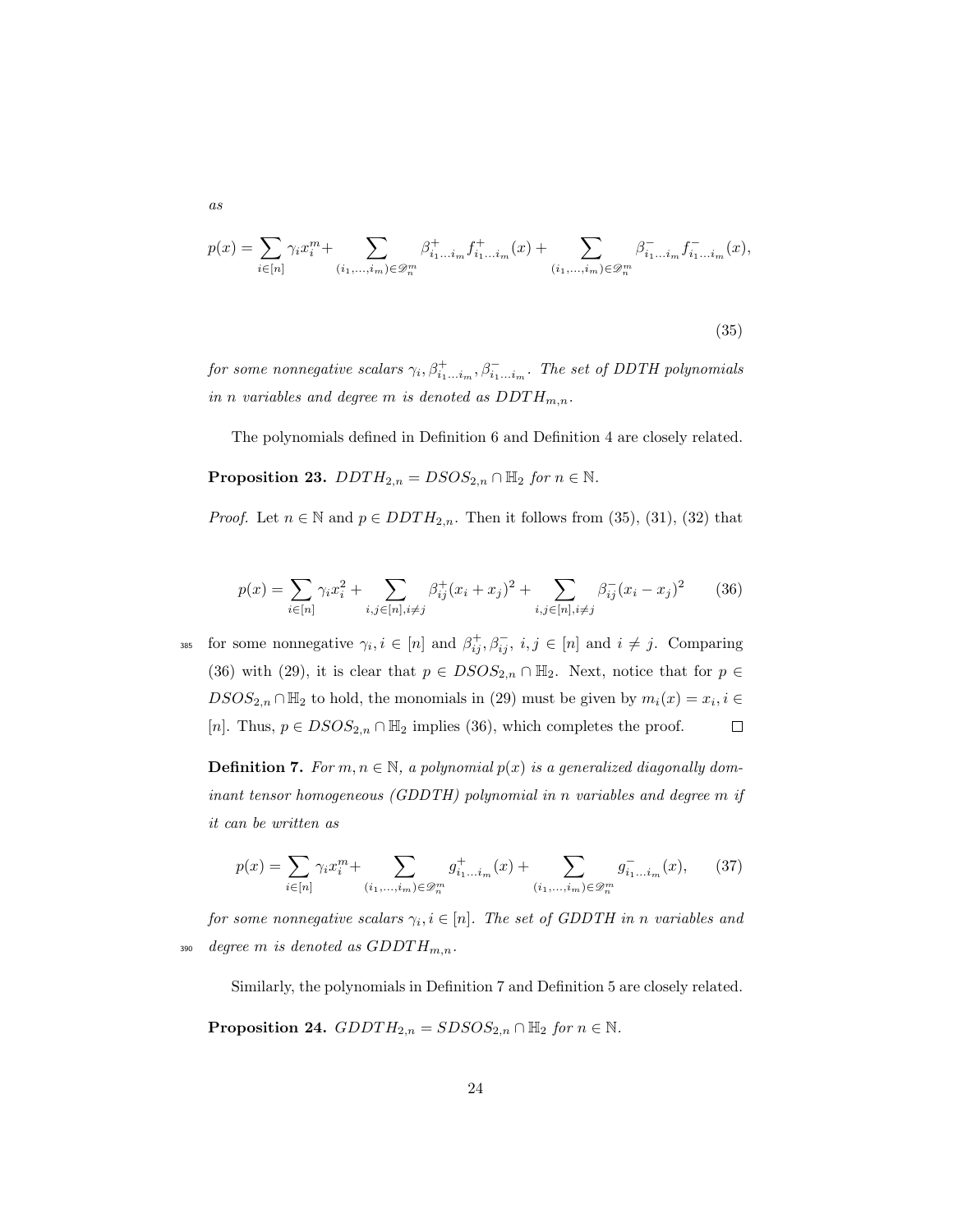*as*

$$p(x) = \sum_{i\in[n]} \gamma_i x_i^m + \sum_{(i_1,\dots,i_m)\in\mathscr{D}_n^m} \beta^+_{i_1\dots i_m} f^+_{i_1\dots i_m}(x) + \sum_{(i_1,\dots,i_m)\in\mathscr{D}_n^m} \beta^-_{i_1\dots i_m} f^-_{i_1\dots i_m}(x), \tag{35}$$

*for some nonnegative scalars $\gamma_i, \beta^+_{i_1\dots i_m}, \beta^-_{i_1\dots i_m}$. The set of DDTH polynomials in $n$ variables and degree $m$ is denoted as $DDTH_{m,n}$.*

The polynomials defined in Definition 6 and Definition 4 are closely related.

**Proposition 23.** *$DDTH_{2,n} = DSOS_{2,n} \cap \mathbb{H}_2$ for $n \in \mathbb{N}$.*

*Proof.* Let $n \in \mathbb{N}$ and $p \in DDTH_{2,n}$. Then it follows from (35), (31), (32) that

$$p(x) = \sum_{i\in[n]} \gamma_i x_i^2 + \sum_{i,j\in[n], i\neq j} \beta^+_{ij}(x_i + x_j)^2 + \sum_{i,j\in[n], i\neq j} \beta^-_{ij}(x_i - x_j)^2 \tag{36}$$

for some nonnegative $\gamma_i, i \in [n]$ and $\beta^+_{ij}, \beta^-_{ij}$, $i, j \in [n]$ and $i \neq j$. Comparing (36) with (29), it is clear that $p \in DSOS_{2,n} \cap \mathbb{H}_2$. Next, notice that for $p \in DSOS_{2,n} \cap \mathbb{H}_2$ to hold, the monomials in (29) must be given by $m_i(x) = x_i, i \in [n]$. Thus, $p \in DSOS_{2,n} \cap \mathbb{H}_2$ implies (36), which completes the proof. □

**Definition 7.** *For $m, n \in \mathbb{N}$, a polynomial $p(x)$ is a generalized diagonally dominant tensor homogeneous (GDDTH) polynomial in $n$ variables and degree $m$ if it can be written as*

$$p(x) = \sum_{i\in[n]} \gamma_i x_i^m + \sum_{(i_1,\dots,i_m)\in\mathscr{D}_n^m} g^+_{i_1\dots i_m}(x) + \sum_{(i_1,\dots,i_m)\in\mathscr{D}_n^m} g^-_{i_1\dots i_m}(x), \tag{37}$$

*for some nonnegative scalars $\gamma_i, i \in [n]$. The set of GDDTH in $n$ variables and degree $m$ is denoted as $GDDTH_{m,n}$.*

Similarly, the polynomials in Definition 7 and Definition 5 are closely related.

**Proposition 24.** *$GDDTH_{2,n} = SDSOS_{2,n} \cap \mathbb{H}_2$ for $n \in \mathbb{N}$.*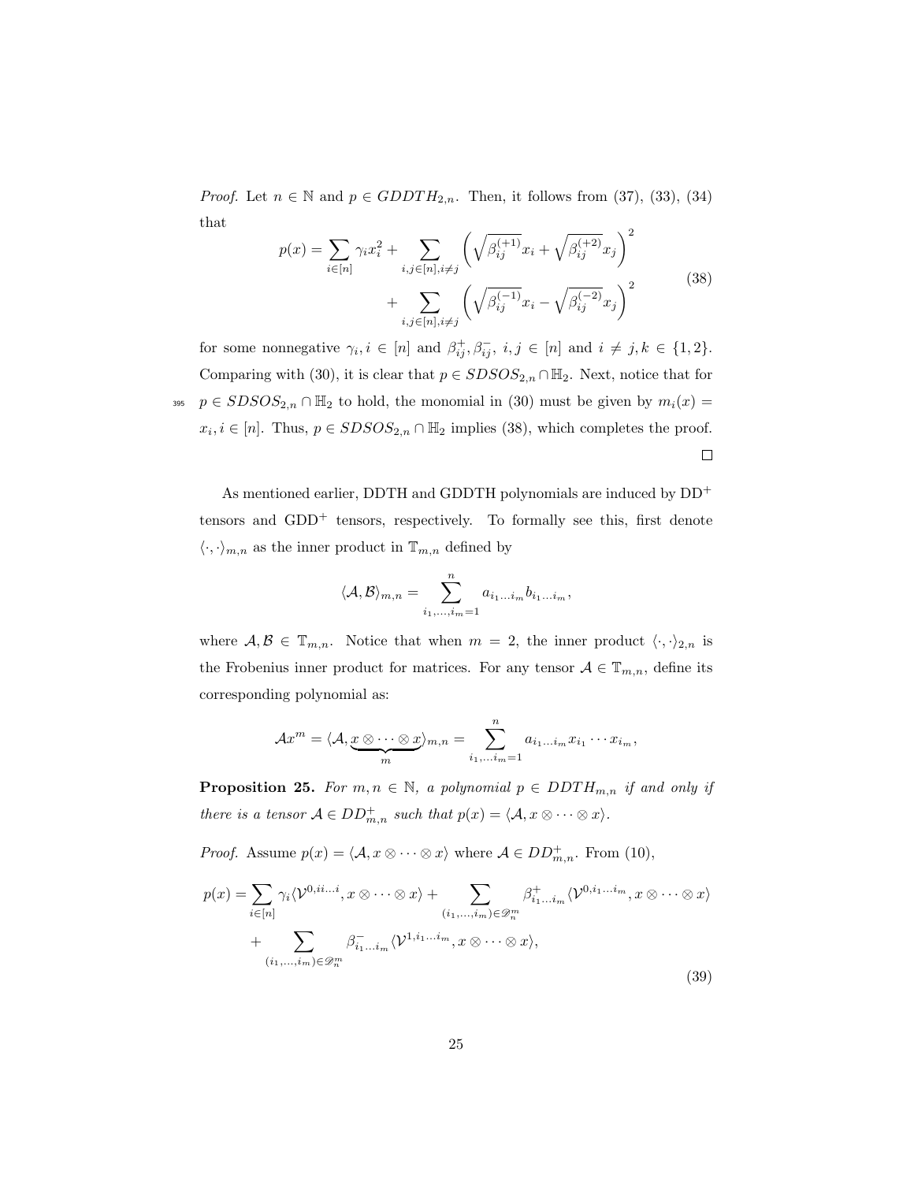*Proof.* Let $n \in \mathbb{N}$ and $p \in GDDTH_{2,n}$. Then, it follows from (37), (33), (34) that

$$
\begin{aligned}
p(x) = \sum_{i\in[n]} \gamma_i x_i^2 + \sum_{i,j\in[n], i\neq j} \left( \sqrt{\beta_{ij}^{(+1)}} x_i + \sqrt{\beta_{ij}^{(+2)}} x_j \right)^2 \\
+ \sum_{i,j\in[n], i\neq j} \left( \sqrt{\beta_{ij}^{(-1)}} x_i - \sqrt{\beta_{ij}^{(-2)}} x_j \right)^2
\end{aligned}
\tag{38}
$$

for some nonnegative $\gamma_i, i \in [n]$ and $\beta_{ij}^{+}, \beta_{ij}^{-},\ i,j \in [n]$ and $i \neq j, k \in \{1,2\}$. Comparing with (30), it is clear that $p \in SDSOS_{2,n} \cap \mathbb{H}_2$. Next, notice that for $p \in SDSOS_{2,n} \cap \mathbb{H}_2$ to hold, the monomial in (30) must be given by $m_i(x) = x_i, i \in [n]$. Thus, $p \in SDSOS_{2,n} \cap \mathbb{H}_2$ implies (38), which completes the proof. □

As mentioned earlier, DDTH and GDDTH polynomials are induced by DD$^+$ tensors and GDD$^+$ tensors, respectively. To formally see this, first denote $\langle \cdot, \cdot \rangle_{m,n}$ as the inner product in $\mathbb{T}_{m,n}$ defined by

$$
\langle \mathcal{A}, \mathcal{B} \rangle_{m,n} = \sum_{i_1,\ldots,i_m=1}^{n} a_{i_1\ldots i_m} b_{i_1\ldots i_m},
$$

where $\mathcal{A}, \mathcal{B} \in \mathbb{T}_{m,n}$. Notice that when $m = 2$, the inner product $\langle \cdot, \cdot \rangle_{2,n}$ is the Frobenius inner product for matrices. For any tensor $\mathcal{A} \in \mathbb{T}_{m,n}$, define its corresponding polynomial as:

$$
\mathcal{A}x^m = \langle \mathcal{A}, \underbrace{x \otimes \cdots \otimes x}_{m} \rangle_{m,n} = \sum_{i_1,\ldots i_m=1}^{n} a_{i_1\ldots i_m} x_{i_1} \cdots x_{i_m},
$$

**Proposition 25.** *For $m, n \in \mathbb{N}$, a polynomial $p \in DDTH_{m,n}$ if and only if there is a tensor $\mathcal{A} \in DD_{m,n}^{+}$ such that $p(x) = \langle \mathcal{A}, x \otimes \cdots \otimes x \rangle$.*

*Proof.* Assume $p(x) = \langle \mathcal{A}, x \otimes \cdots \otimes x \rangle$ where $\mathcal{A} \in DD_{m,n}^{+}$. From (10),

$$
\begin{aligned}
p(x) = \sum_{i\in[n]} \gamma_i \langle \mathcal{V}^{0,ii\ldots i}, x \otimes \cdots \otimes x \rangle + \sum_{(i_1,\ldots,i_m)\in\mathscr{D}_n^m} \beta_{i_1\ldots i_m}^{+} \langle \mathcal{V}^{0,i_1\ldots i_m}, x \otimes \cdots \otimes x \rangle \\
+ \sum_{(i_1,\ldots,i_m)\in\mathscr{D}_n^m} \beta_{i_1\ldots i_m}^{-} \langle \mathcal{V}^{1,i_1\ldots i_m}, x \otimes \cdots \otimes x \rangle,
\end{aligned}
\tag{39}
$$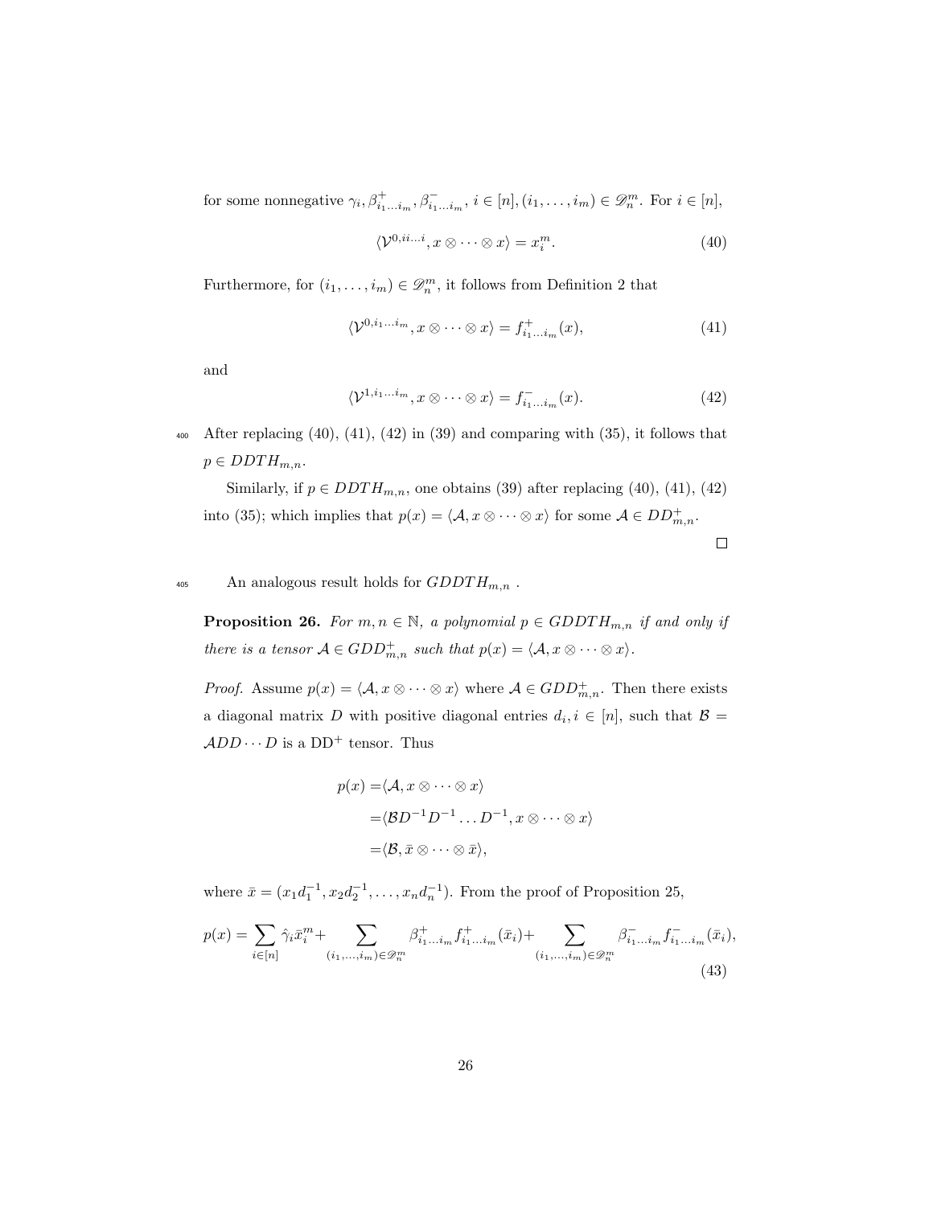for some nonnegative $\gamma_i, \beta^+_{i_1 \ldots i_m}, \beta^-_{i_1 \ldots i_m}$, $i \in [n], (i_1, \ldots, i_m) \in \mathscr{D}^m_n$. For $i \in [n]$,

$$\langle \mathcal{V}^{0,ii \ldots i}, x \otimes \cdots \otimes x \rangle = x_i^m. \tag{40}$$

Furthermore, for $(i_1, \ldots, i_m) \in \mathscr{D}^m_n$, it follows from Definition 2 that

$$\langle \mathcal{V}^{0,i_1 \ldots i_m}, x \otimes \cdots \otimes x \rangle = f^+_{i_1 \ldots i_m}(x), \tag{41}$$

and

$$\langle \mathcal{V}^{1,i_1 \ldots i_m}, x \otimes \cdots \otimes x \rangle = f^-_{i_1 \ldots i_m}(x). \tag{42}$$

After replacing (40), (41), (42) in (39) and comparing with (35), it follows that $p \in DDTH_{m,n}$.

Similarly, if $p \in DDTH_{m,n}$, one obtains (39) after replacing (40), (41), (42) into (35); which implies that $p(x) = \langle \mathcal{A}, x \otimes \cdots \otimes x \rangle$ for some $\mathcal{A} \in DD^+_{m,n}$. □

An analogous result holds for $GDDTH_{m,n}$ .

**Proposition 26.** *For $m, n \in \mathbb{N}$, a polynomial $p \in GDDTH_{m,n}$ if and only if there is a tensor $\mathcal{A} \in GDD^+_{m,n}$ such that $p(x) = \langle \mathcal{A}, x \otimes \cdots \otimes x \rangle$.*

*Proof.* Assume $p(x) = \langle \mathcal{A}, x \otimes \cdots \otimes x \rangle$ where $\mathcal{A} \in GDD^+_{m,n}$. Then there exists a diagonal matrix $D$ with positive diagonal entries $d_i, i \in [n]$, such that $\mathcal{B} = \mathcal{A}DD \cdots D$ is a DD$^+$ tensor. Thus

$$\begin{aligned} p(x) =& \langle \mathcal{A}, x \otimes \cdots \otimes x \rangle \\ =& \langle \mathcal{B} D^{-1} D^{-1} \ldots D^{-1}, x \otimes \cdots \otimes x \rangle \\ =& \langle \mathcal{B}, \bar{x} \otimes \cdots \otimes \bar{x} \rangle, \end{aligned}$$

where $\bar{x} = (x_1 d_1^{-1}, x_2 d_2^{-1}, \ldots, x_n d_n^{-1})$. From the proof of Proposition 25,

$$p(x) = \sum_{i \in [n]} \hat{\gamma}_i \bar{x}_i^m + \sum_{(i_1, \ldots, i_m) \in \mathscr{D}^m_n} \beta^+_{i_1 \ldots i_m} f^+_{i_1 \ldots i_m}(\bar{x}_i) + \sum_{(i_1, \ldots, i_m) \in \mathscr{D}^m_n} \beta^-_{i_1 \ldots i_m} f^-_{i_1 \ldots i_m}(\bar{x}_i), \tag{43}$$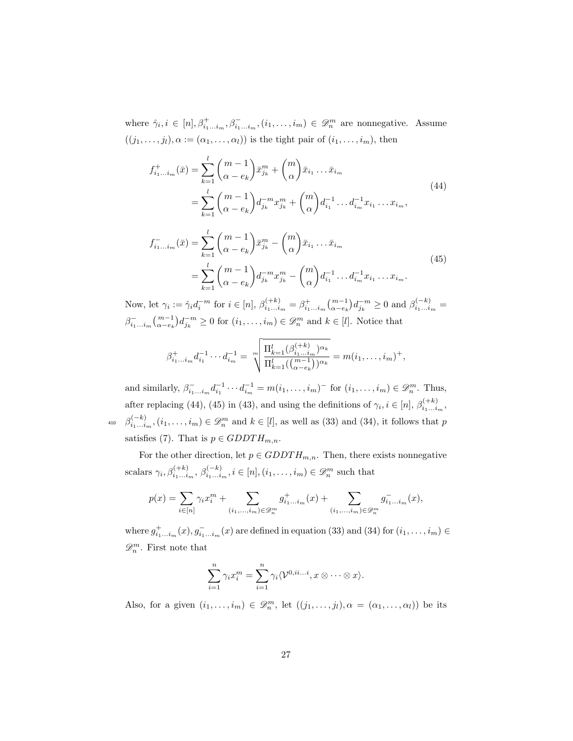where $\hat{\gamma}_i, i \in [n], \beta^{+}_{i_1\ldots i_m}, \beta^{-}_{i_1\ldots i_m}, (i_1,\ldots,i_m) \in \mathscr{D}^m_n$ are nonnegative. Assume $((j_1,\ldots,j_l), \alpha := (\alpha_1,\ldots,\alpha_l))$ is the tight pair of $(i_1,\ldots,i_m)$, then

$$
\begin{aligned}
f^{+}_{i_1\ldots i_m}(\bar{x}) &= \sum_{k=1}^{l} \binom{m-1}{\alpha - e_k} \bar{x}^m_{j_k} + \binom{m}{\alpha} \bar{x}_{i_1}\ldots\bar{x}_{i_m} \\
&= \sum_{k=1}^{l} \binom{m-1}{\alpha - e_k} d^{-m}_{j_k} x^m_{j_k} + \binom{m}{\alpha} d^{-1}_{i_1}\ldots d^{-1}_{i_m} x_{i_1}\ldots x_{i_m},
\end{aligned}
\tag{44}
$$

$$
\begin{aligned}
f^{-}_{i_1\ldots i_m}(\bar{x}) &= \sum_{k=1}^{l} \binom{m-1}{\alpha - e_k} \bar{x}^m_{j_k} - \binom{m}{\alpha} \bar{x}_{i_1}\ldots\bar{x}_{i_m} \\
&= \sum_{k=1}^{l} \binom{m-1}{\alpha - e_k} d^{-m}_{j_k} x^m_{j_k} - \binom{m}{\alpha} d^{-1}_{i_1}\ldots d^{-1}_{i_m} x_{i_1}\ldots x_{i_m}.
\end{aligned}
\tag{45}
$$

Now, let $\gamma_i := \hat{\gamma}_i d^{-m}_i$ for $i \in [n]$, $\beta^{(+k)}_{i_1\ldots i_m} = \beta^{+}_{i_1\ldots i_m}\binom{m-1}{\alpha-e_k} d^{-m}_{j_k} \geq 0$ and $\beta^{(-k)}_{i_1\ldots i_m} = \beta^{-}_{i_1\ldots i_m}\binom{m-1}{\alpha-e_k} d^{-m}_{j_k} \geq 0$ for $(i_1,\ldots,i_m) \in \mathscr{D}^m_n$ and $k \in [l]$. Notice that

$$
\beta^{+}_{i_1\ldots i_m} d^{-1}_{i_1}\cdots d^{-1}_{i_m} = \sqrt[m]{\frac{\Pi_{k=1}^{l}(\beta^{(+k)}_{i_1\ldots i_m})^{\alpha_k}}{\Pi_{k=1}^{l}(\binom{m-1}{\alpha-e_k})^{\alpha_k}}} = m(i_1,\ldots,i_m)^{+},
$$

and similarly, $\beta^{-}_{i_1\ldots i_m} d^{-1}_{i_1}\cdots d^{-1}_{i_m} = m(i_1,\ldots,i_m)^{-}$ for $(i_1,\ldots,i_m) \in \mathscr{D}^m_n$. Thus, after replacing (44), (45) in (43), and using the definitions of $\gamma_i, i \in [n]$, $\beta^{(+k)}_{i_1\ldots i_m}$, $\beta^{(-k)}_{i_1\ldots i_m}, (i_1,\ldots,i_m) \in \mathscr{D}^m_n$ and $k \in [l]$, as well as (33) and (34), it follows that $p$ satisfies (7). That is $p \in GDDTH_{m,n}$.

For the other direction, let $p \in GDDTH_{m,n}$. Then, there exists nonnegative scalars $\gamma_i, \beta^{(+k)}_{i_1\ldots i_m}, \beta^{(-k)}_{i_1\ldots i_m}, i \in [n], (i_1,\ldots,i_m) \in \mathscr{D}^m_n$ such that

$$
p(x) = \sum_{i\in[n]} \gamma_i x^m_i + \sum_{(i_1,\ldots,i_m)\in\mathscr{D}^m_n} g^{+}_{i_1\ldots i_m}(x) + \sum_{(i_1,\ldots,i_m)\in\mathscr{D}^m_n} g^{-}_{i_1\ldots i_m}(x),
$$

where $g^{+}_{i_1\ldots i_m}(x), g^{-}_{i_1\ldots i_m}(x)$ are defined in equation (33) and (34) for $(i_1,\ldots,i_m) \in \mathscr{D}^m_n$. First note that

$$
\sum_{i=1}^{n} \gamma_i x^m_i = \sum_{i=1}^{n} \gamma_i \langle \mathcal{V}^{0,ii\ldots i}, x\otimes\cdots\otimes x \rangle.
$$

Also, for a given $(i_1,\ldots,i_m) \in \mathscr{D}^m_n$, let $((j_1,\ldots,j_l), \alpha = (\alpha_1,\ldots,\alpha_l))$ be its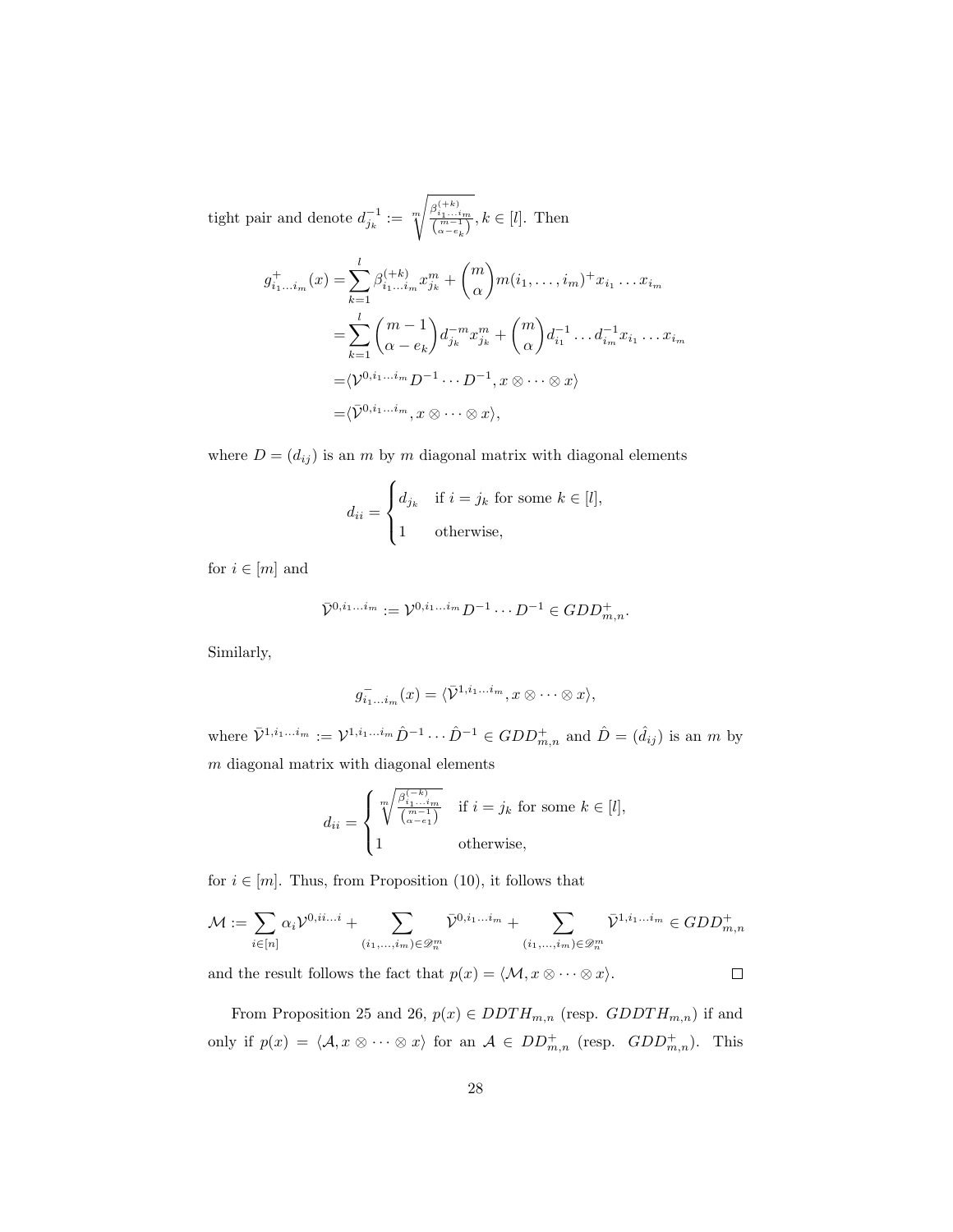tight pair and denote $d_{j_k}^{-1} := \sqrt[m]{\frac{\beta_{i_1\ldots i_m}^{(+k)}}{\binom{m-1}{\alpha-e_k}}}, k \in [l]$. Then

$$\begin{aligned}
g_{i_1\ldots i_m}^{+}(x) =& \sum_{k=1}^{l} \beta_{i_1\ldots i_m}^{(+k)} x_{j_k}^m + \binom{m}{\alpha} m(i_1,\ldots,i_m)^+ x_{i_1}\ldots x_{i_m} \\
=& \sum_{k=1}^{l} \binom{m-1}{\alpha-e_k} d_{j_k}^{-m} x_{j_k}^m + \binom{m}{\alpha} d_{i_1}^{-1}\ldots d_{i_m}^{-1} x_{i_1}\ldots x_{i_m} \\
=& \langle \mathcal{V}^{0,i_1\ldots i_m} D^{-1}\cdots D^{-1}, x\otimes\cdots\otimes x\rangle \\
=& \langle \bar{\mathcal{V}}^{0,i_1\ldots i_m}, x\otimes\cdots\otimes x\rangle,
\end{aligned}$$

where $D = (d_{ij})$ is an $m$ by $m$ diagonal matrix with diagonal elements

$$d_{ii} = \begin{cases} d_{j_k} & \text{if } i = j_k \text{ for some } k \in [l], \\ 1 & \text{otherwise,} \end{cases}$$

for $i \in [m]$ and

$$\bar{\mathcal{V}}^{0,i_1\ldots i_m} := \mathcal{V}^{0,i_1\ldots i_m} D^{-1}\cdots D^{-1} \in GDD_{m,n}^{+}.$$

Similarly,

$$g_{i_1\ldots i_m}^{-}(x) = \langle \bar{\mathcal{V}}^{1,i_1\ldots i_m}, x\otimes\cdots\otimes x\rangle,$$

where $\bar{\mathcal{V}}^{1,i_1\ldots i_m} := \mathcal{V}^{1,i_1\ldots i_m} \hat{D}^{-1}\cdots \hat{D}^{-1} \in GDD_{m,n}^{+}$ and $\hat{D} = (\hat{d}_{ij})$ is an $m$ by $m$ diagonal matrix with diagonal elements

$$d_{ii} = \begin{cases} \sqrt[m]{\frac{\beta_{i_1\ldots i_m}^{(-k)}}{\binom{m-1}{\alpha-e_1}}} & \text{if } i = j_k \text{ for some } k \in [l], \\ 1 & \text{otherwise,} \end{cases}$$

for $i \in [m]$. Thus, from Proposition (10), it follows that

$$\mathcal{M} := \sum_{i\in[n]} \alpha_i \mathcal{V}^{0,ii\ldots i} + \sum_{(i_1,\ldots,i_m)\in\mathscr{D}_n^m} \bar{\mathcal{V}}^{0,i_1\ldots i_m} + \sum_{(i_1,\ldots,i_m)\in\mathscr{D}_n^m} \bar{\mathcal{V}}^{1,i_1\ldots i_m} \in GDD_{m,n}^{+}$$

and the result follows the fact that $p(x) = \langle \mathcal{M}, x\otimes\cdots\otimes x\rangle$. $\square$

From Proposition 25 and 26, $p(x) \in DDTH_{m,n}$ (resp. $GDDTH_{m,n}$) if and only if $p(x) = \langle \mathcal{A}, x\otimes\cdots\otimes x\rangle$ for an $\mathcal{A} \in DD_{m,n}^{+}$ (resp. $GDD_{m,n}^{+}$). This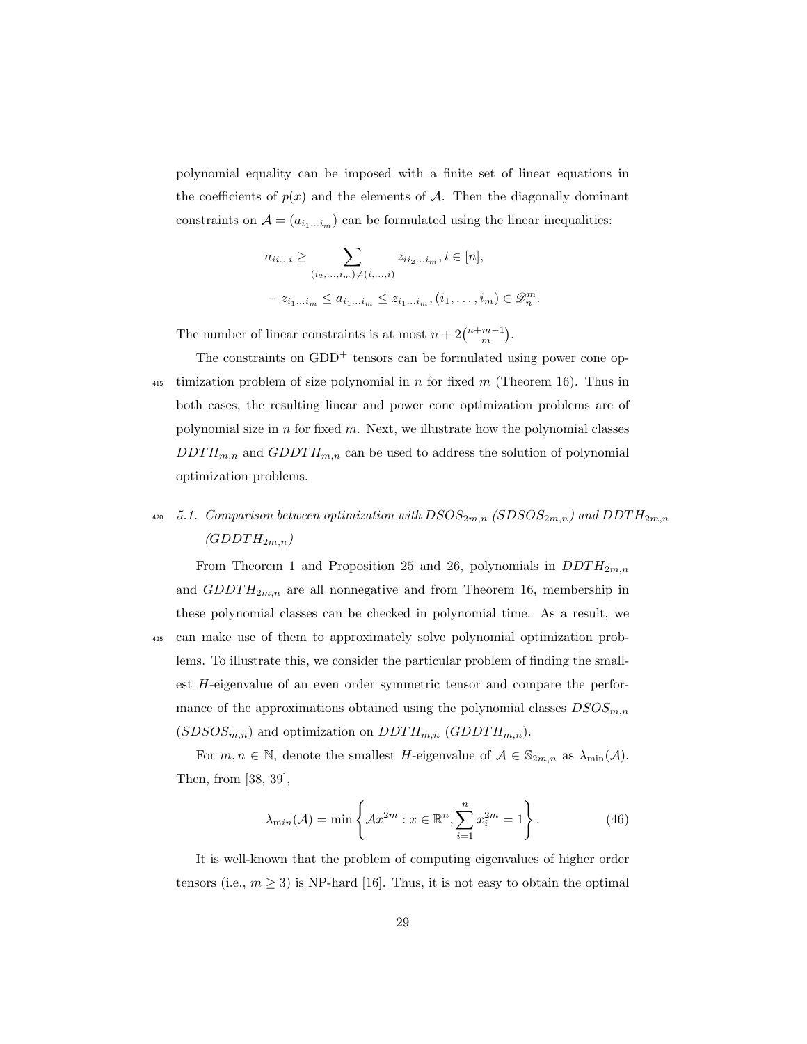polynomial equality can be imposed with a finite set of linear equations in the coefficients of $p(x)$ and the elements of $\mathcal{A}$. Then the diagonally dominant constraints on $\mathcal{A} = (a_{i_1 \dots i_m})$ can be formulated using the linear inequalities:

$$
\begin{aligned}
a_{ii\dots i} &\geq \sum_{(i_2,\dots,i_m)\neq(i,\dots,i)} z_{ii_2\dots i_m}, i \in [n], \\
- z_{i_1\dots i_m} &\leq a_{i_1\dots i_m} \leq z_{i_1\dots i_m}, (i_1,\dots,i_m) \in \mathscr{D}_n^m.
\end{aligned}
$$

The number of linear constraints is at most $n + 2\binom{n+m-1}{m}$.

The constraints on GDD$^+$ tensors can be formulated using power cone optimization problem of size polynomial in $n$ for fixed $m$ (Theorem 16). Thus in both cases, the resulting linear and power cone optimization problems are of polynomial size in $n$ for fixed $m$. Next, we illustrate how the polynomial classes $DDTH_{m,n}$ and $GDDTH_{m,n}$ can be used to address the solution of polynomial optimization problems.

### 5.1. Comparison between optimization with $DSOS_{2m,n}$ ($SDSOS_{2m,n}$) and $DDTH_{2m,n}$ ($GDDTH_{2m,n}$)

From Theorem 1 and Proposition 25 and 26, polynomials in $DDTH_{2m,n}$ and $GDDTH_{2m,n}$ are all nonnegative and from Theorem 16, membership in these polynomial classes can be checked in polynomial time. As a result, we can make use of them to approximately solve polynomial optimization problems. To illustrate this, we consider the particular problem of finding the smallest $H$-eigenvalue of an even order symmetric tensor and compare the performance of the approximations obtained using the polynomial classes $DSOS_{m,n}$ ($SDSOS_{m,n}$) and optimization on $DDTH_{m,n}$ ($GDDTH_{m,n}$).

For $m, n \in \mathbb{N}$, denote the smallest $H$-eigenvalue of $\mathcal{A} \in \mathbb{S}_{2m,n}$ as $\lambda_{\min}(\mathcal{A})$. Then, from [38, 39],

$$
\lambda_{\min}(\mathcal{A}) = \min \left\{ \mathcal{A}x^{2m} : x \in \mathbb{R}^n, \sum_{i=1}^{n} x_i^{2m} = 1 \right\}. \tag{46}
$$

It is well-known that the problem of computing eigenvalues of higher order tensors (i.e., $m \geq 3$) is NP-hard [16]. Thus, it is not easy to obtain the optimal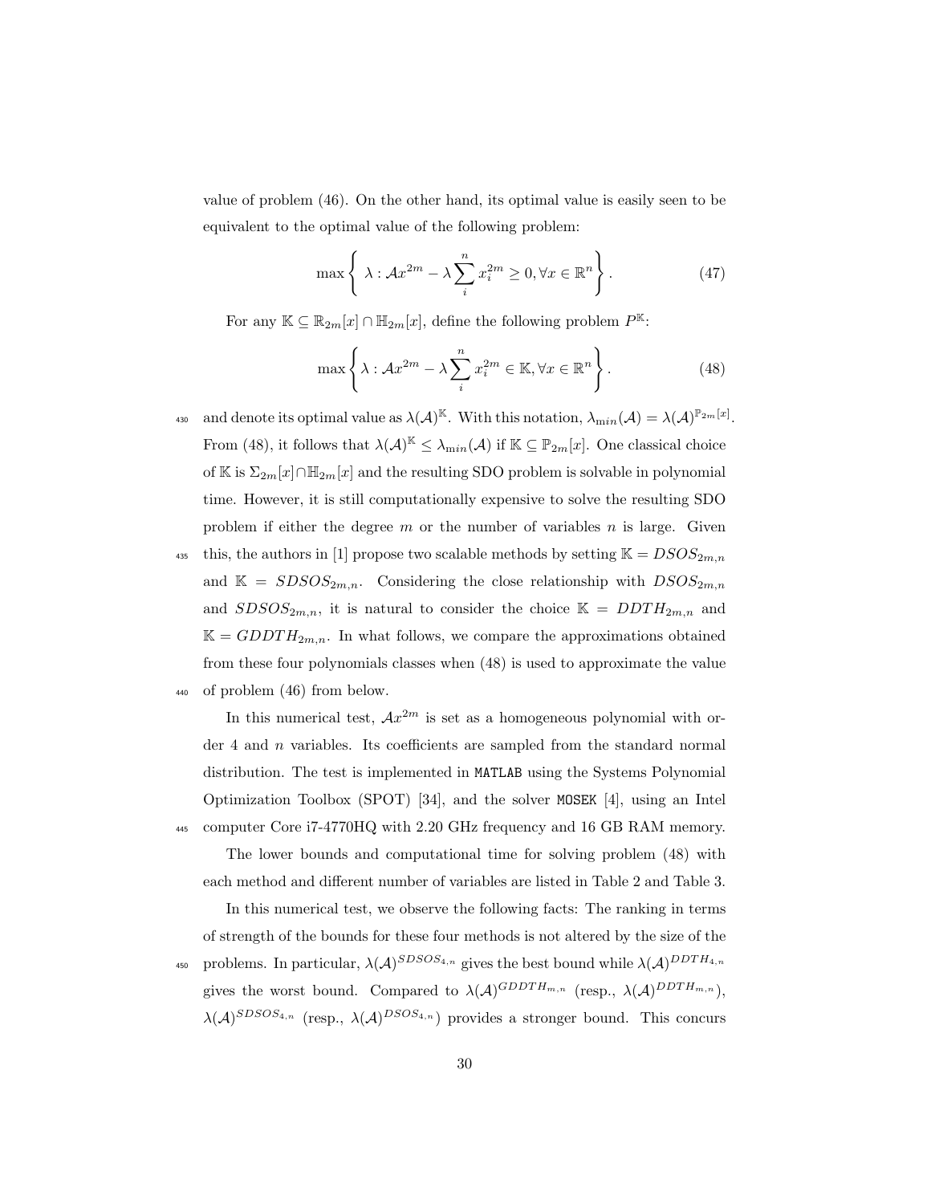value of problem (46). On the other hand, its optimal value is easily seen to be equivalent to the optimal value of the following problem:

$$\max\left\{\ \lambda : \mathcal{A}x^{2m} - \lambda\sum_{i}^{n} x_i^{2m} \geq 0, \forall x \in \mathbb{R}^n \right\}. \tag{47}$$

For any $\mathbb{K} \subseteq \mathbb{R}_{2m}[x] \cap \mathbb{H}_{2m}[x]$, define the following problem $P^{\mathbb{K}}$:

$$\max\left\{\lambda : \mathcal{A}x^{2m} - \lambda\sum_{i}^{n} x_i^{2m} \in \mathbb{K}, \forall x \in \mathbb{R}^n \right\}. \tag{48}$$

and denote its optimal value as $\lambda(\mathcal{A})^{\mathbb{K}}$. With this notation, $\lambda_{min}(\mathcal{A}) = \lambda(\mathcal{A})^{\mathbb{P}_{2m}[x]}$. From (48), it follows that $\lambda(\mathcal{A})^{\mathbb{K}} \leq \lambda_{\min}(\mathcal{A})$ if $\mathbb{K} \subseteq \mathbb{P}_{2m}[x]$. One classical choice of $\mathbb{K}$ is $\Sigma_{2m}[x] \cap \mathbb{H}_{2m}[x]$ and the resulting SDO problem is solvable in polynomial time. However, it is still computationally expensive to solve the resulting SDO problem if either the degree $m$ or the number of variables $n$ is large. Given this, the authors in [1] propose two scalable methods by setting $\mathbb{K} = DSOS_{2m,n}$ and $\mathbb{K} = SDSOS_{2m,n}$. Considering the close relationship with $DSOS_{2m,n}$ and $SDSOS_{2m,n}$, it is natural to consider the choice $\mathbb{K} = DDTH_{2m,n}$ and $\mathbb{K} = GDDTH_{2m,n}$. In what follows, we compare the approximations obtained from these four polynomials classes when (48) is used to approximate the value of problem (46) from below.

In this numerical test, $\mathcal{A}x^{2m}$ is set as a homogeneous polynomial with order 4 and $n$ variables. Its coefficients are sampled from the standard normal distribution. The test is implemented in MATLAB using the Systems Polynomial Optimization Toolbox (SPOT) [34], and the solver MOSEK [4], using an Intel computer Core i7-4770HQ with 2.20 GHz frequency and 16 GB RAM memory.

The lower bounds and computational time for solving problem (48) with each method and different number of variables are listed in Table 2 and Table 3.

In this numerical test, we observe the following facts: The ranking in terms of strength of the bounds for these four methods is not altered by the size of the problems. In particular, $\lambda(\mathcal{A})^{SDSOS_{4,n}}$ gives the best bound while $\lambda(\mathcal{A})^{DDTH_{4,n}}$ gives the worst bound. Compared to $\lambda(\mathcal{A})^{GDDTH_{m,n}}$ (resp., $\lambda(\mathcal{A})^{DDTH_{m,n}}$), $\lambda(\mathcal{A})^{SDSOS_{4,n}}$ (resp., $\lambda(\mathcal{A})^{DSOS_{4,n}}$) provides a stronger bound. This concurs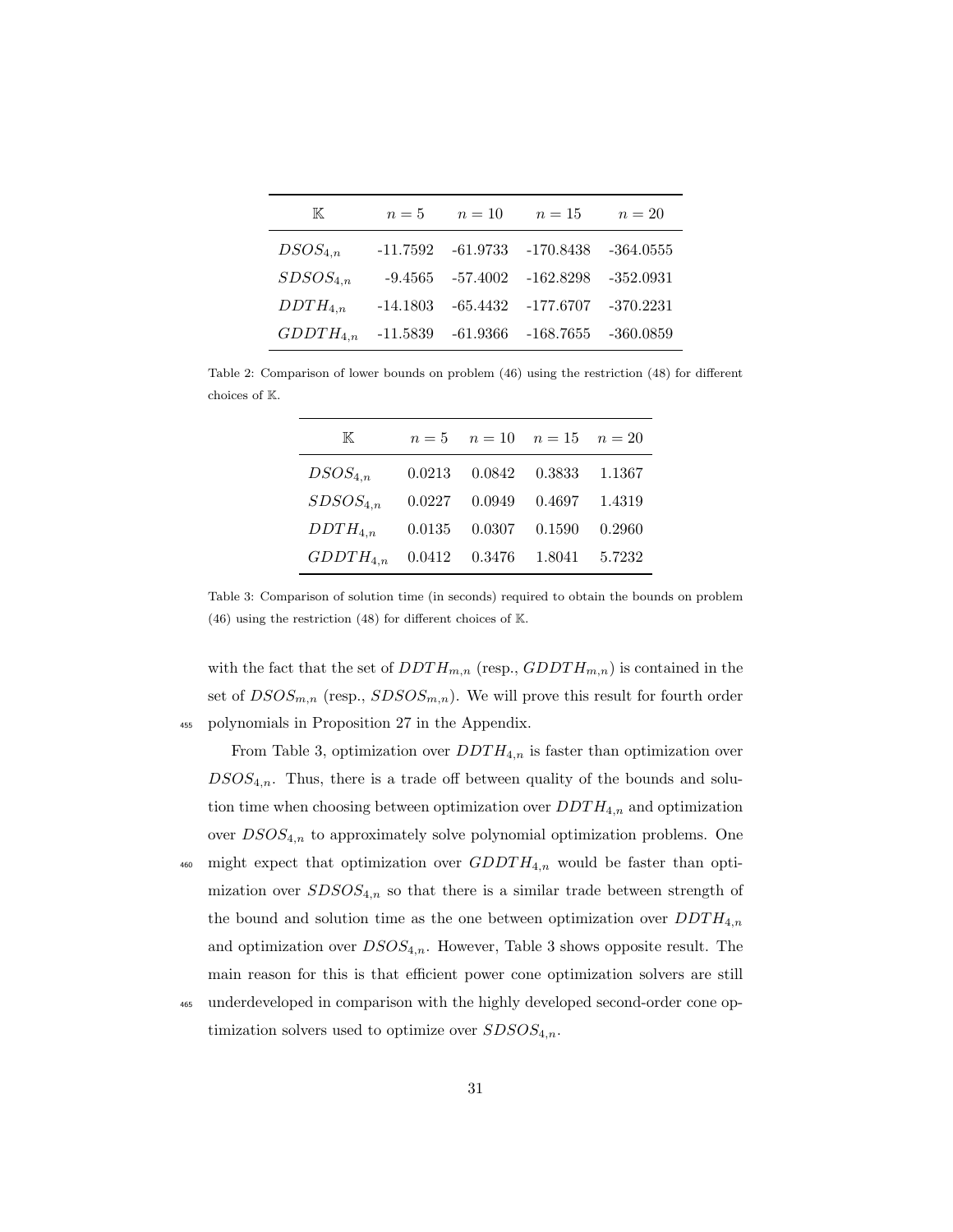| $\mathbb{K}$ | $n = 5$ | $n = 10$ | $n = 15$ | $n = 20$ |
|---|---|---|---|---|
| $DSOS_{4,n}$ | -11.7592 | -61.9733 | -170.8438 | -364.0555 |
| $SDSOS_{4,n}$ | -9.4565 | -57.4002 | -162.8298 | -352.0931 |
| $DDTH_{4,n}$ | -14.1803 | -65.4432 | -177.6707 | -370.2231 |
| $GDDTH_{4,n}$ | -11.5839 | -61.9366 | -168.7655 | -360.0859 |

Table 2: Comparison of lower bounds on problem (46) using the restriction (48) for different choices of $\mathbb{K}$.

| $\mathbb{K}$ | $n = 5$ | $n = 10$ | $n = 15$ | $n = 20$ |
|---|---|---|---|---|
| $DSOS_{4,n}$ | 0.0213 | 0.0842 | 0.3833 | 1.1367 |
| $SDSOS_{4,n}$ | 0.0227 | 0.0949 | 0.4697 | 1.4319 |
| $DDTH_{4,n}$ | 0.0135 | 0.0307 | 0.1590 | 0.2960 |
| $GDDTH_{4,n}$ | 0.0412 | 0.3476 | 1.8041 | 5.7232 |

Table 3: Comparison of solution time (in seconds) required to obtain the bounds on problem (46) using the restriction (48) for different choices of $\mathbb{K}$.

with the fact that the set of $DDTH_{m,n}$ (resp., $GDDTH_{m,n}$) is contained in the set of $DSOS_{m,n}$ (resp., $SDSOS_{m,n}$). We will prove this result for fourth order polynomials in Proposition 27 in the Appendix.

From Table 3, optimization over $DDTH_{4,n}$ is faster than optimization over $DSOS_{4,n}$. Thus, there is a trade off between quality of the bounds and solution time when choosing between optimization over $DDTH_{4,n}$ and optimization over $DSOS_{4,n}$ to approximately solve polynomial optimization problems. One might expect that optimization over $GDDTH_{4,n}$ would be faster than optimization over $SDSOS_{4,n}$ so that there is a similar trade between strength of the bound and solution time as the one between optimization over $DDTH_{4,n}$ and optimization over $DSOS_{4,n}$. However, Table 3 shows opposite result. The main reason for this is that efficient power cone optimization solvers are still underdeveloped in comparison with the highly developed second-order cone optimization solvers used to optimize over $SDSOS_{4,n}$.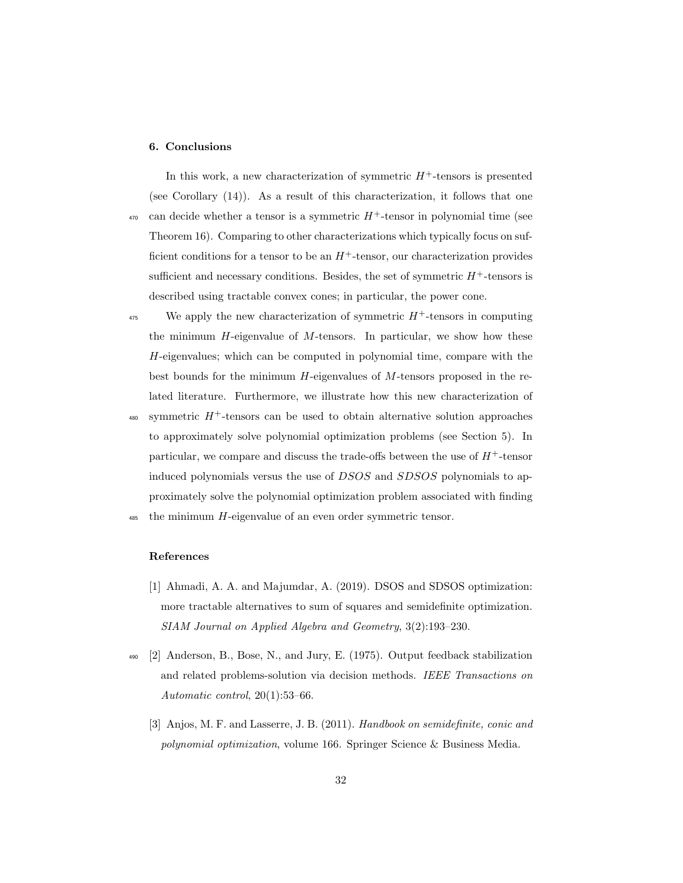## 6. Conclusions

In this work, a new characterization of symmetric $H^+$-tensors is presented (see Corollary (14)). As a result of this characterization, it follows that one can decide whether a tensor is a symmetric $H^+$-tensor in polynomial time (see Theorem 16). Comparing to other characterizations which typically focus on sufficient conditions for a tensor to be an $H^+$-tensor, our characterization provides sufficient and necessary conditions. Besides, the set of symmetric $H^+$-tensors is described using tractable convex cones; in particular, the power cone.

We apply the new characterization of symmetric $H^+$-tensors in computing the minimum $H$-eigenvalue of $M$-tensors. In particular, we show how these $H$-eigenvalues; which can be computed in polynomial time, compare with the best bounds for the minimum $H$-eigenvalues of $M$-tensors proposed in the related literature. Furthermore, we illustrate how this new characterization of symmetric $H^+$-tensors can be used to obtain alternative solution approaches to approximately solve polynomial optimization problems (see Section 5). In particular, we compare and discuss the trade-offs between the use of $H^+$-tensor induced polynomials versus the use of *DSOS* and *SDSOS* polynomials to approximately solve the polynomial optimization problem associated with finding the minimum $H$-eigenvalue of an even order symmetric tensor.

## References

[1] Ahmadi, A. A. and Majumdar, A. (2019). DSOS and SDSOS optimization: more tractable alternatives to sum of squares and semidefinite optimization. *SIAM Journal on Applied Algebra and Geometry*, 3(2):193–230.

[2] Anderson, B., Bose, N., and Jury, E. (1975). Output feedback stabilization and related problems-solution via decision methods. *IEEE Transactions on Automatic control*, 20(1):53–66.

[3] Anjos, M. F. and Lasserre, J. B. (2011). *Handbook on semidefinite, conic and polynomial optimization*, volume 166. Springer Science & Business Media.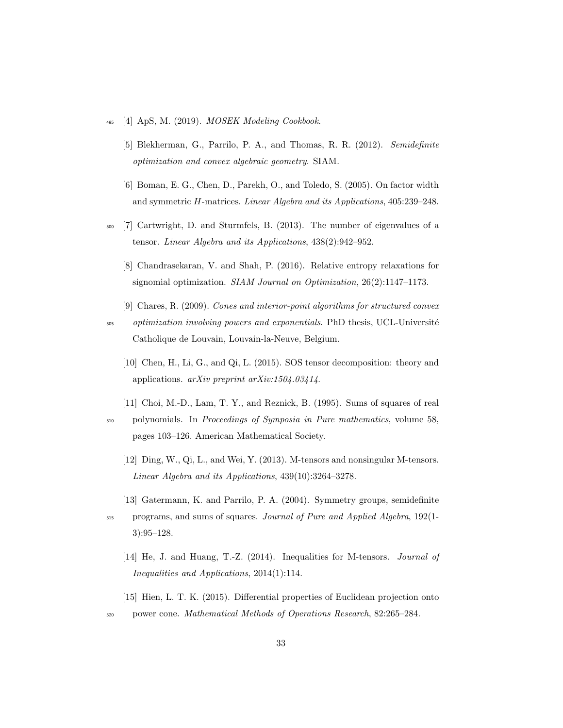[4] ApS, M. (2019). *MOSEK Modeling Cookbook*.

[5] Blekherman, G., Parrilo, P. A., and Thomas, R. R. (2012). *Semidefinite optimization and convex algebraic geometry*. SIAM.

[6] Boman, E. G., Chen, D., Parekh, O., and Toledo, S. (2005). On factor width and symmetric $H$-matrices. *Linear Algebra and its Applications*, 405:239–248.

[7] Cartwright, D. and Sturmfels, B. (2013). The number of eigenvalues of a tensor. *Linear Algebra and its Applications*, 438(2):942–952.

[8] Chandrasekaran, V. and Shah, P. (2016). Relative entropy relaxations for signomial optimization. *SIAM Journal on Optimization*, 26(2):1147–1173.

[9] Chares, R. (2009). *Cones and interior-point algorithms for structured convex optimization involving powers and exponentials*. PhD thesis, UCL-Université Catholique de Louvain, Louvain-la-Neuve, Belgium.

[10] Chen, H., Li, G., and Qi, L. (2015). SOS tensor decomposition: theory and applications. *arXiv preprint arXiv:1504.03414*.

[11] Choi, M.-D., Lam, T. Y., and Reznick, B. (1995). Sums of squares of real polynomials. In *Proceedings of Symposia in Pure mathematics*, volume 58, pages 103–126. American Mathematical Society.

[12] Ding, W., Qi, L., and Wei, Y. (2013). M-tensors and nonsingular M-tensors. *Linear Algebra and its Applications*, 439(10):3264–3278.

[13] Gatermann, K. and Parrilo, P. A. (2004). Symmetry groups, semidefinite programs, and sums of squares. *Journal of Pure and Applied Algebra*, 192(1-3):95–128.

[14] He, J. and Huang, T.-Z. (2014). Inequalities for M-tensors. *Journal of Inequalities and Applications*, 2014(1):114.

[15] Hien, L. T. K. (2015). Differential properties of Euclidean projection onto power cone. *Mathematical Methods of Operations Research*, 82:265–284.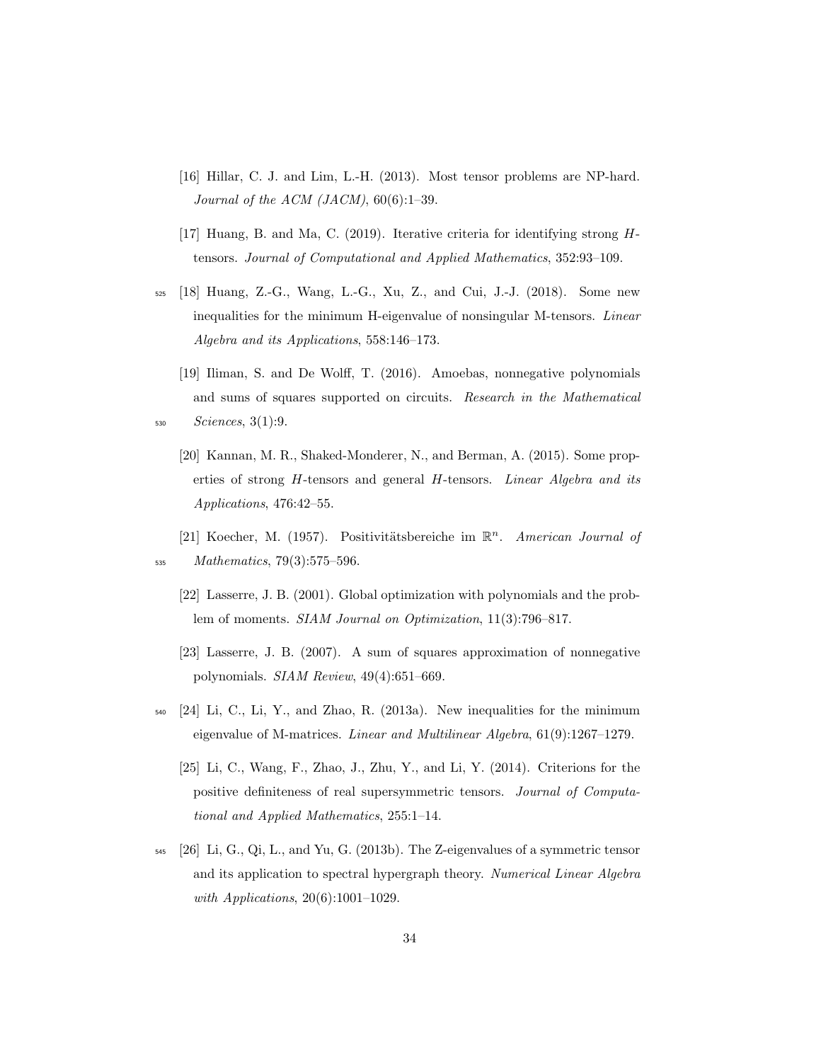[16] Hillar, C. J. and Lim, L.-H. (2013). Most tensor problems are NP-hard. *Journal of the ACM (JACM)*, 60(6):1–39.

[17] Huang, B. and Ma, C. (2019). Iterative criteria for identifying strong $H$-tensors. *Journal of Computational and Applied Mathematics*, 352:93–109.

[18] Huang, Z.-G., Wang, L.-G., Xu, Z., and Cui, J.-J. (2018). Some new inequalities for the minimum H-eigenvalue of nonsingular M-tensors. *Linear Algebra and its Applications*, 558:146–173.

[19] Iliman, S. and De Wolff, T. (2016). Amoebas, nonnegative polynomials and sums of squares supported on circuits. *Research in the Mathematical Sciences*, 3(1):9.

[20] Kannan, M. R., Shaked-Monderer, N., and Berman, A. (2015). Some properties of strong $H$-tensors and general $H$-tensors. *Linear Algebra and its Applications*, 476:42–55.

[21] Koecher, M. (1957). Positivitätsbereiche im $\mathbb{R}^n$. *American Journal of Mathematics*, 79(3):575–596.

[22] Lasserre, J. B. (2001). Global optimization with polynomials and the problem of moments. *SIAM Journal on Optimization*, 11(3):796–817.

[23] Lasserre, J. B. (2007). A sum of squares approximation of nonnegative polynomials. *SIAM Review*, 49(4):651–669.

[24] Li, C., Li, Y., and Zhao, R. (2013a). New inequalities for the minimum eigenvalue of M-matrices. *Linear and Multilinear Algebra*, 61(9):1267–1279.

[25] Li, C., Wang, F., Zhao, J., Zhu, Y., and Li, Y. (2014). Criterions for the positive definiteness of real supersymmetric tensors. *Journal of Computational and Applied Mathematics*, 255:1–14.

[26] Li, G., Qi, L., and Yu, G. (2013b). The Z-eigenvalues of a symmetric tensor and its application to spectral hypergraph theory. *Numerical Linear Algebra with Applications*, 20(6):1001–1029.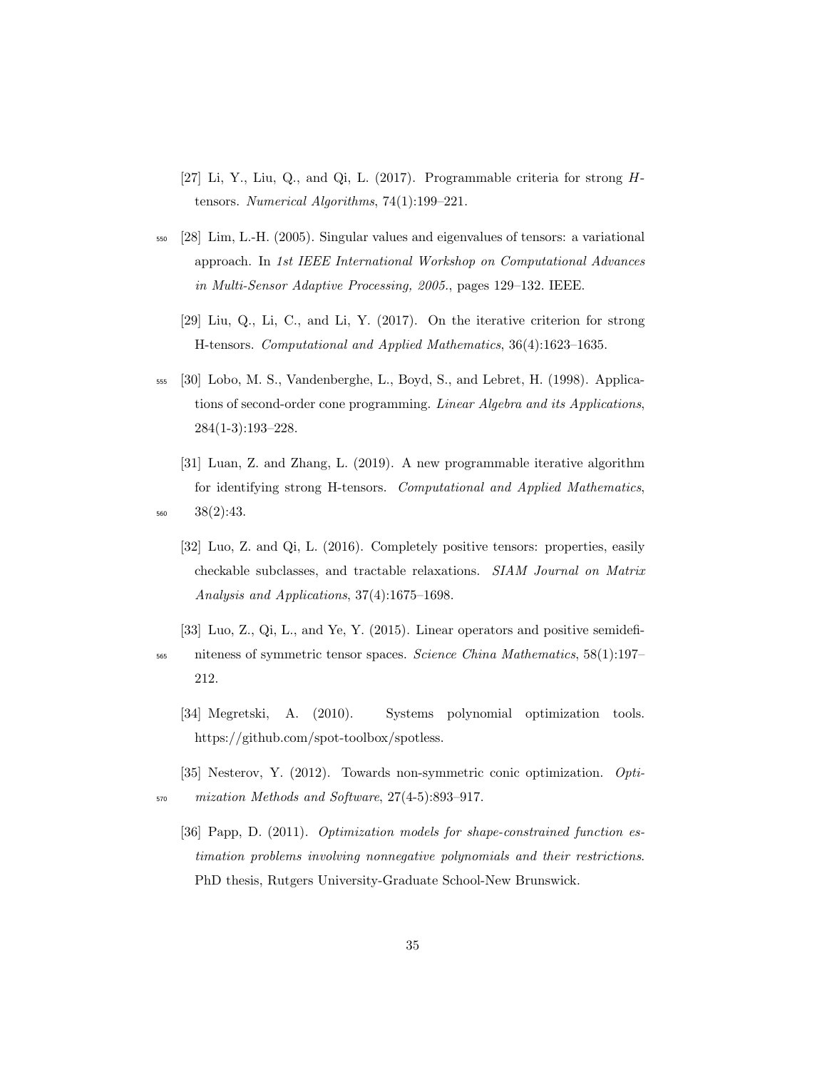[27] Li, Y., Liu, Q., and Qi, L. (2017). Programmable criteria for strong $H$-tensors. *Numerical Algorithms*, 74(1):199–221.

[28] Lim, L.-H. (2005). Singular values and eigenvalues of tensors: a variational approach. In *1st IEEE International Workshop on Computational Advances in Multi-Sensor Adaptive Processing, 2005.*, pages 129–132. IEEE.

[29] Liu, Q., Li, C., and Li, Y. (2017). On the iterative criterion for strong H-tensors. *Computational and Applied Mathematics*, 36(4):1623–1635.

[30] Lobo, M. S., Vandenberghe, L., Boyd, S., and Lebret, H. (1998). Applications of second-order cone programming. *Linear Algebra and its Applications*, 284(1-3):193–228.

[31] Luan, Z. and Zhang, L. (2019). A new programmable iterative algorithm for identifying strong H-tensors. *Computational and Applied Mathematics*, 38(2):43.

[32] Luo, Z. and Qi, L. (2016). Completely positive tensors: properties, easily checkable subclasses, and tractable relaxations. *SIAM Journal on Matrix Analysis and Applications*, 37(4):1675–1698.

[33] Luo, Z., Qi, L., and Ye, Y. (2015). Linear operators and positive semidefiniteness of symmetric tensor spaces. *Science China Mathematics*, 58(1):197–212.

[34] Megretski, A. (2010). Systems polynomial optimization tools. https://github.com/spot-toolbox/spotless.

[35] Nesterov, Y. (2012). Towards non-symmetric conic optimization. *Optimization Methods and Software*, 27(4-5):893–917.

[36] Papp, D. (2011). *Optimization models for shape-constrained function estimation problems involving nonnegative polynomials and their restrictions*. PhD thesis, Rutgers University-Graduate School-New Brunswick.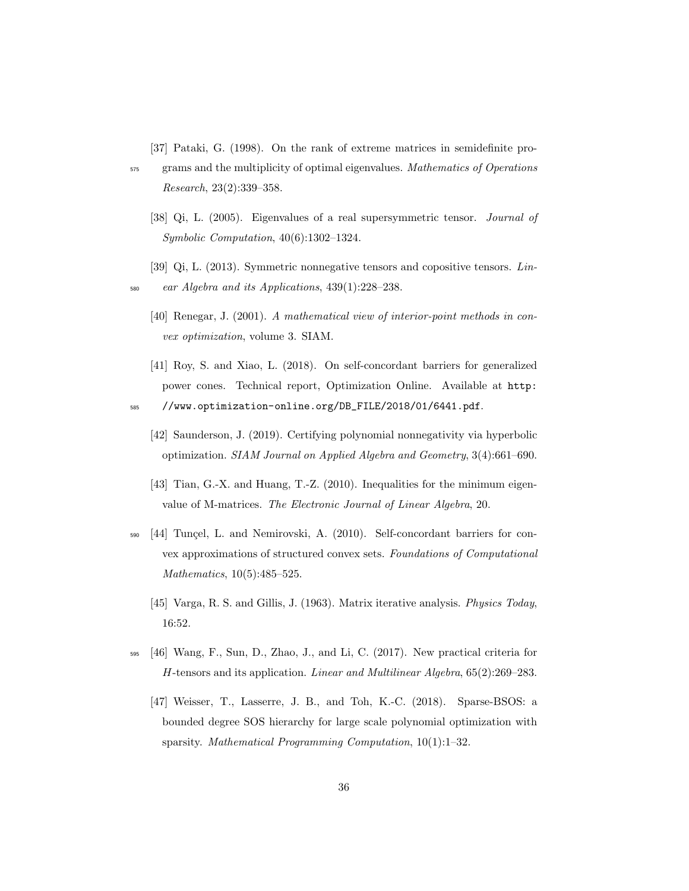[37] Pataki, G. (1998). On the rank of extreme matrices in semidefinite programs and the multiplicity of optimal eigenvalues. *Mathematics of Operations Research*, 23(2):339–358.

[38] Qi, L. (2005). Eigenvalues of a real supersymmetric tensor. *Journal of Symbolic Computation*, 40(6):1302–1324.

[39] Qi, L. (2013). Symmetric nonnegative tensors and copositive tensors. *Linear Algebra and its Applications*, 439(1):228–238.

[40] Renegar, J. (2001). *A mathematical view of interior-point methods in convex optimization*, volume 3. SIAM.

[41] Roy, S. and Xiao, L. (2018). On self-concordant barriers for generalized power cones. Technical report, Optimization Online. Available at `http://www.optimization-online.org/DB_FILE/2018/01/6441.pdf`.

[42] Saunderson, J. (2019). Certifying polynomial nonnegativity via hyperbolic optimization. *SIAM Journal on Applied Algebra and Geometry*, 3(4):661–690.

[43] Tian, G.-X. and Huang, T.-Z. (2010). Inequalities for the minimum eigenvalue of M-matrices. *The Electronic Journal of Linear Algebra*, 20.

[44] Tunçel, L. and Nemirovski, A. (2010). Self-concordant barriers for convex approximations of structured convex sets. *Foundations of Computational Mathematics*, 10(5):485–525.

[45] Varga, R. S. and Gillis, J. (1963). Matrix iterative analysis. *Physics Today*, 16:52.

[46] Wang, F., Sun, D., Zhao, J., and Li, C. (2017). New practical criteria for $H$-tensors and its application. *Linear and Multilinear Algebra*, 65(2):269–283.

[47] Weisser, T., Lasserre, J. B., and Toh, K.-C. (2018). Sparse-BSOS: a bounded degree SOS hierarchy for large scale polynomial optimization with sparsity. *Mathematical Programming Computation*, 10(1):1–32.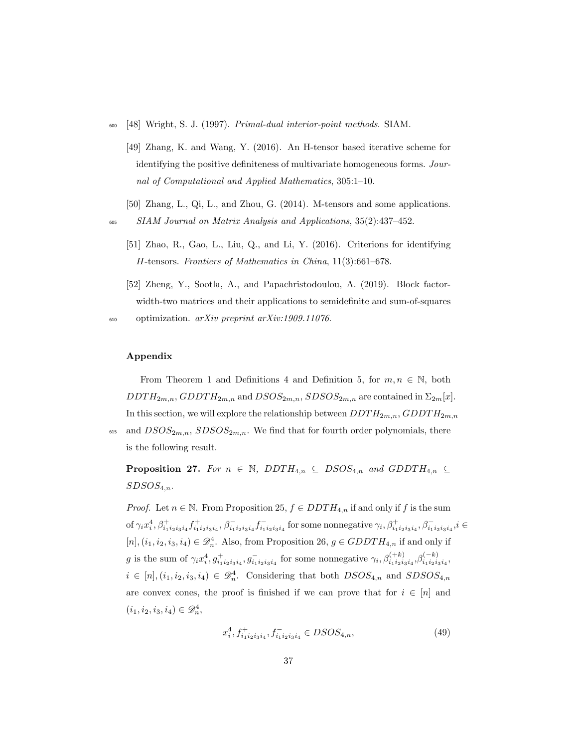[48] Wright, S. J. (1997). *Primal-dual interior-point methods*. SIAM.

[49] Zhang, K. and Wang, Y. (2016). An H-tensor based iterative scheme for identifying the positive definiteness of multivariate homogeneous forms. *Journal of Computational and Applied Mathematics*, 305:1–10.

[50] Zhang, L., Qi, L., and Zhou, G. (2014). M-tensors and some applications. *SIAM Journal on Matrix Analysis and Applications*, 35(2):437–452.

[51] Zhao, R., Gao, L., Liu, Q., and Li, Y. (2016). Criterions for identifying *H*-tensors. *Frontiers of Mathematics in China*, 11(3):661–678.

[52] Zheng, Y., Sootla, A., and Papachristodoulou, A. (2019). Block factor-width-two matrices and their applications to semidefinite and sum-of-squares optimization. *arXiv preprint arXiv:1909.11076*.

## Appendix

From Theorem 1 and Definitions 4 and Definition 5, for $m, n \in \mathbb{N}$, both $DDTH_{2m,n}, GDDTH_{2m,n}$ and $DSOS_{2m,n}, SDSOS_{2m,n}$ are contained in $\Sigma_{2m}[x]$. In this section, we will explore the relationship between $DDTH_{2m,n}, GDDTH_{2m,n}$ and $DSOS_{2m,n}, SDSOS_{2m,n}$. We find that for fourth order polynomials, there is the following result.

**Proposition 27.** *For $n \in \mathbb{N}$, $DDTH_{4,n} \subseteq DSOS_{4,n}$ and $GDDTH_{4,n} \subseteq SDSOS_{4,n}$.*

*Proof.* Let $n \in \mathbb{N}$. From Proposition 25, $f \in DDTH_{4,n}$ if and only if $f$ is the sum of $\gamma_i x_i^4, \beta^{+}_{i_1i_2i_3i_4} f^{+}_{i_1i_2i_3i_4}, \beta^{-}_{i_1i_2i_3i_4} f^{-}_{i_1i_2i_3i_4}$ for some nonnegative $\gamma_i, \beta^{+}_{i_1i_2i_3i_4}, \beta^{-}_{i_1i_2i_3i_4}, i \in [n], (i_1, i_2, i_3, i_4) \in \mathscr{D}^4_n$. Also, from Proposition 26, $g \in GDDTH_{4,n}$ if and only if $g$ is the sum of $\gamma_i x_i^4, g^{+}_{i_1i_2i_3i_4}, g^{-}_{i_1i_2i_3i_4}$ for some nonnegative $\gamma_i, \beta^{(+k)}_{i_1i_2i_3i_4}, \beta^{(-k)}_{i_1i_2i_3i_4}$, $i \in [n], (i_1, i_2, i_3, i_4) \in \mathscr{D}^4_n$. Considering that both $DSOS_{4,n}$ and $SDSOS_{4,n}$ are convex cones, the proof is finished if we can prove that for $i \in [n]$ and $(i_1, i_2, i_3, i_4) \in \mathscr{D}^4_n$,

$$x_i^4, f^{+}_{i_1i_2i_3i_4}, f^{-}_{i_1i_2i_3i_4} \in DSOS_{4,n}, \tag{49}$$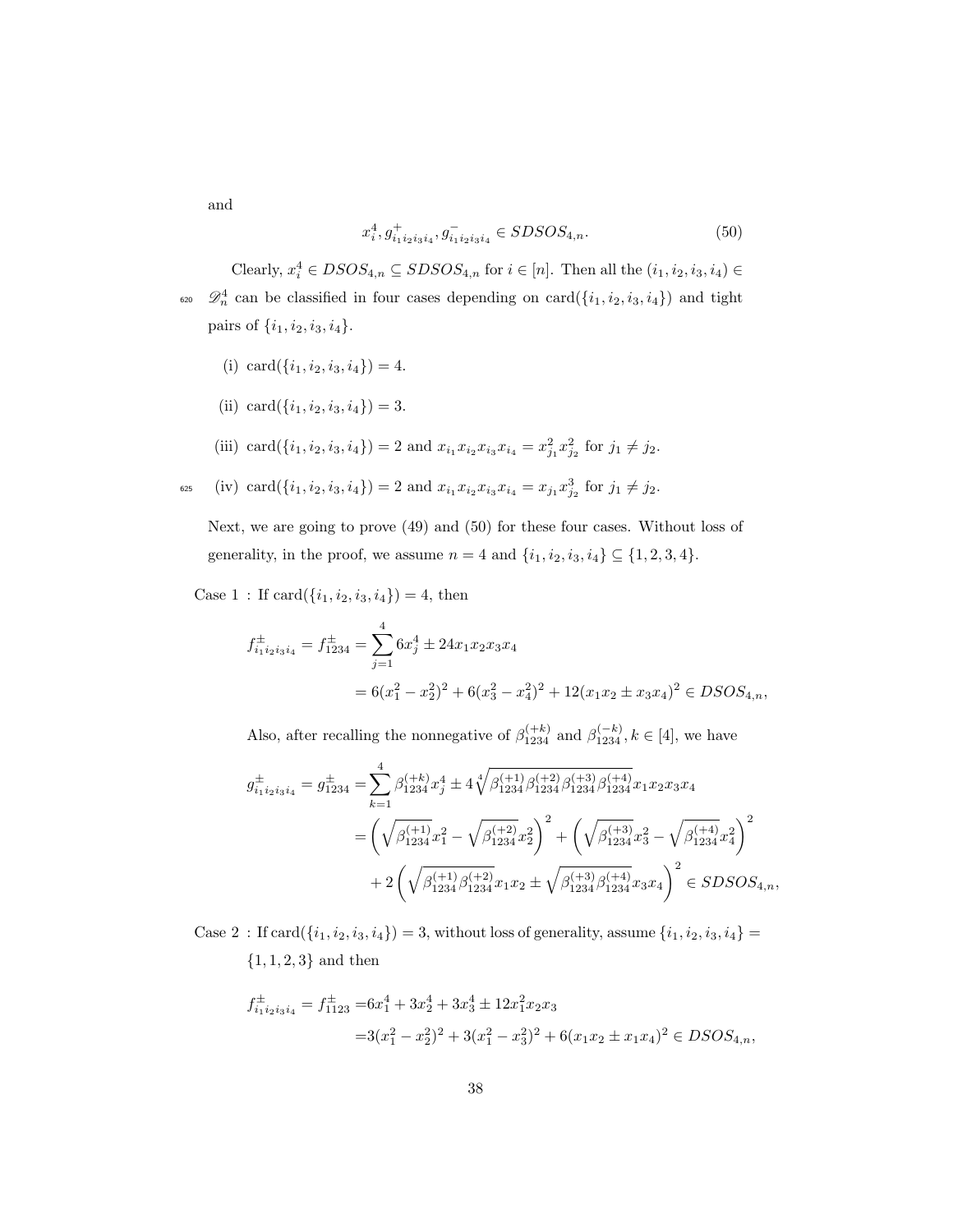and

$$x_i^4, g^+_{i_1i_2i_3i_4}, g^-_{i_1i_2i_3i_4} \in SDSOS_{4,n}. \tag{50}$$

Clearly, $x_i^4 \in DSOS_{4,n} \subseteq SDSOS_{4,n}$ for $i \in [n]$. Then all the $(i_1, i_2, i_3, i_4) \in \mathscr{D}_n^4$ can be classified in four cases depending on card$(\{i_1, i_2, i_3, i_4\})$ and tight pairs of $\{i_1, i_2, i_3, i_4\}$.

(i) card$(\{i_1, i_2, i_3, i_4\}) = 4$.

(ii) card$(\{i_1, i_2, i_3, i_4\}) = 3$.

(iii) card$(\{i_1, i_2, i_3, i_4\}) = 2$ and $x_{i_1}x_{i_2}x_{i_3}x_{i_4} = x_{j_1}^2 x_{j_2}^2$ for $j_1 \neq j_2$.

(iv) card$(\{i_1, i_2, i_3, i_4\}) = 2$ and $x_{i_1}x_{i_2}x_{i_3}x_{i_4} = x_{j_1} x_{j_2}^3$ for $j_1 \neq j_2$.

Next, we are going to prove (49) and (50) for these four cases. Without loss of generality, in the proof, we assume $n = 4$ and $\{i_1, i_2, i_3, i_4\} \subseteq \{1, 2, 3, 4\}$.

Case 1 : If card$(\{i_1, i_2, i_3, i_4\}) = 4$, then

$$\begin{aligned}
f^{\pm}_{i_1i_2i_3i_4} = f^{\pm}_{1234} &= \sum_{j=1}^{4} 6x_j^4 \pm 24x_1x_2x_3x_4 \\
&= 6(x_1^2 - x_2^2)^2 + 6(x_3^2 - x_4^2)^2 + 12(x_1x_2 \pm x_3x_4)^2 \in DSOS_{4,n},
\end{aligned}$$

Also, after recalling the nonnegative of $\beta^{(+k)}_{1234}$ and $\beta^{(-k)}_{1234}, k \in [4]$, we have

$$\begin{aligned}
g^{\pm}_{i_1i_2i_3i_4} = g^{\pm}_{1234} =& \sum_{k=1}^{4} \beta^{(+k)}_{1234} x_j^4 \pm 4\sqrt[4]{\beta^{(+1)}_{1234}\beta^{(+2)}_{1234}\beta^{(+3)}_{1234}\beta^{(+4)}_{1234}} x_1x_2x_3x_4 \\
=& \left(\sqrt{\beta^{(+1)}_{1234}} x_1^2 - \sqrt{\beta^{(+2)}_{1234}} x_2^2\right)^2 + \left(\sqrt{\beta^{(+3)}_{1234}} x_3^2 - \sqrt{\beta^{(+4)}_{1234}} x_4^2\right)^2 \\
&+ 2\left(\sqrt{\beta^{(+1)}_{1234}\beta^{(+2)}_{1234}} x_1x_2 \pm \sqrt{\beta^{(+3)}_{1234}\beta^{(+4)}_{1234}} x_3x_4\right)^2 \in SDSOS_{4,n},
\end{aligned}$$

Case 2 : If card$(\{i_1, i_2, i_3, i_4\}) = 3$, without loss of generality, assume $\{i_1, i_2, i_3, i_4\} = \{1, 1, 2, 3\}$ and then

$$\begin{aligned}
f^{\pm}_{i_1i_2i_3i_4} = f^{\pm}_{1123} =& 6x_1^4 + 3x_2^4 + 3x_3^4 \pm 12x_1^2x_2x_3 \\
=& 3(x_1^2 - x_2^2)^2 + 3(x_1^2 - x_3^2)^2 + 6(x_1x_2 \pm x_1x_4)^2 \in DSOS_{4,n},
\end{aligned}$$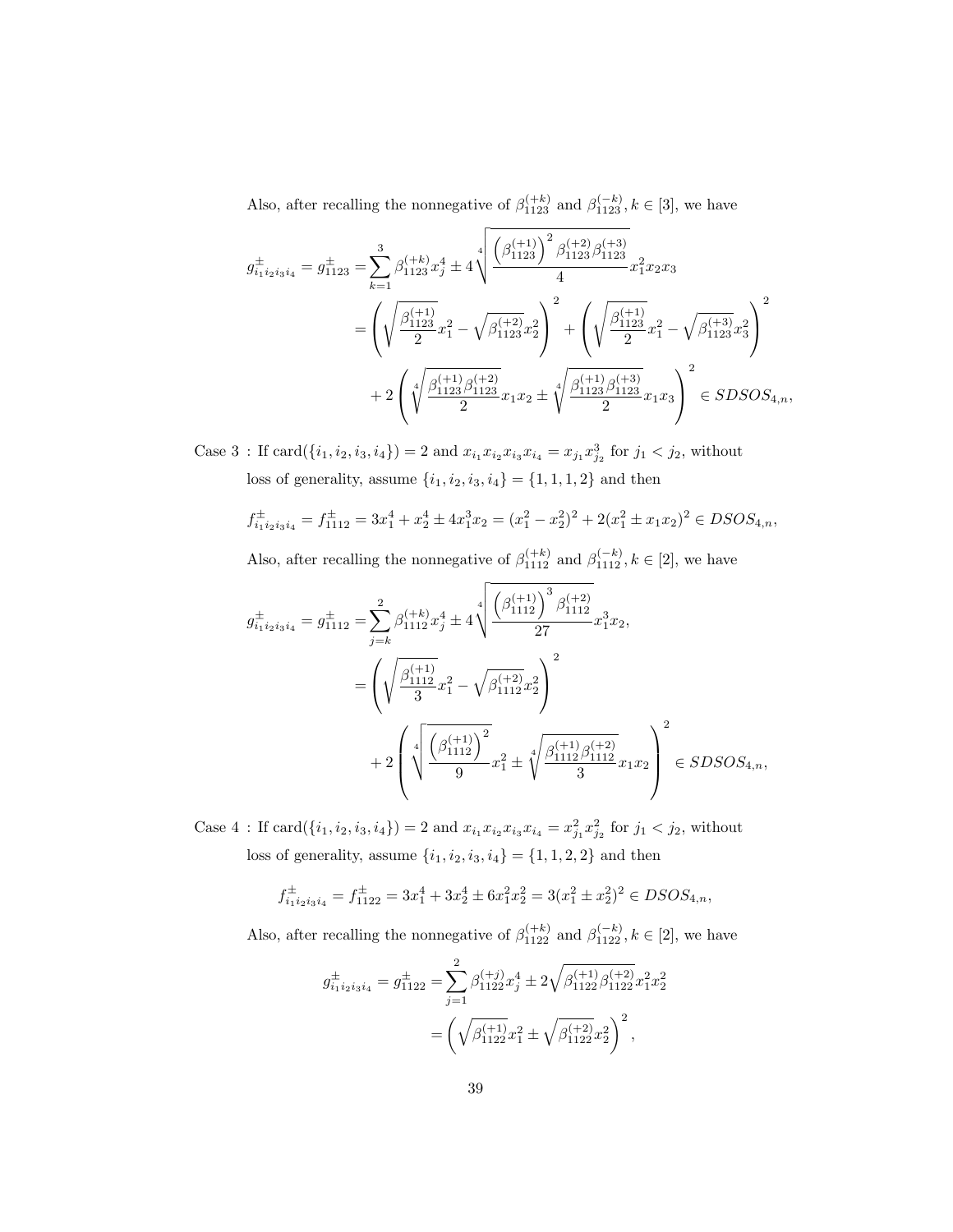Also, after recalling the nonnegative of $\beta_{1123}^{(+k)}$ and $\beta_{1123}^{(-k)}, k \in [3]$, we have

$$
\begin{aligned}
g_{i_1 i_2 i_3 i_4}^{\pm} = g_{1123}^{\pm} =& \sum_{k=1}^{3} \beta_{1123}^{(+k)} x_j^4 \pm 4 \sqrt[4]{\frac{\left(\beta_{1123}^{(+1)}\right)^2 \beta_{1123}^{(+2)} \beta_{1123}^{(+3)}}{4}} x_1^2 x_2 x_3 \\
=& \left( \sqrt{\frac{\beta_{1123}^{(+1)}}{2}} x_1^2 - \sqrt{\beta_{1123}^{(+2)}} x_2^2 \right)^2 + \left( \sqrt{\frac{\beta_{1123}^{(+1)}}{2}} x_1^2 - \sqrt{\beta_{1123}^{(+3)}} x_3^2 \right)^2 \\
&+ 2 \left( \sqrt[4]{\frac{\beta_{1123}^{(+1)} \beta_{1123}^{(+2)}}{2}} x_1 x_2 \pm \sqrt[4]{\frac{\beta_{1123}^{(+1)} \beta_{1123}^{(+3)}}{2}} x_1 x_3 \right)^2 \in SDSOS_{4,n},
\end{aligned}
$$

Case 3 : If card$(\{i_1, i_2, i_3, i_4\}) = 2$ and $x_{i_1} x_{i_2} x_{i_3} x_{i_4} = x_{j_1} x_{j_2}^3$ for $j_1 < j_2$, without loss of generality, assume $\{i_1, i_2, i_3, i_4\} = \{1, 1, 1, 2\}$ and then

$$
f_{i_1 i_2 i_3 i_4}^{\pm} = f_{1112}^{\pm} = 3x_1^4 + x_2^4 \pm 4x_1^3 x_2 = (x_1^2 - x_2^2)^2 + 2(x_1^2 \pm x_1 x_2)^2 \in DSOS_{4,n},
$$

Also, after recalling the nonnegative of $\beta_{1112}^{(+k)}$ and $\beta_{1112}^{(-k)}, k \in [2]$, we have

$$
\begin{aligned}
g_{i_1 i_2 i_3 i_4}^{\pm} = g_{1112}^{\pm} =& \sum_{j=k}^{2} \beta_{1112}^{(+k)} x_j^4 \pm 4 \sqrt[4]{\frac{\left(\beta_{1112}^{(+1)}\right)^3 \beta_{1112}^{(+2)}}{27}} x_1^3 x_2, \\
=& \left( \sqrt{\frac{\beta_{1112}^{(+1)}}{3}} x_1^2 - \sqrt{\beta_{1112}^{(+2)}} x_2^2 \right)^2 \\
&+ 2 \left( \sqrt[4]{\frac{\left(\beta_{1112}^{(+1)}\right)^2}{9}} x_1^2 \pm \sqrt[4]{\frac{\beta_{1112}^{(+1)} \beta_{1112}^{(+2)}}{3}} x_1 x_2 \right)^2 \in SDSOS_{4,n},
\end{aligned}
$$

Case 4 : If card$(\{i_1, i_2, i_3, i_4\}) = 2$ and $x_{i_1} x_{i_2} x_{i_3} x_{i_4} = x_{j_1}^2 x_{j_2}^2$ for $j_1 < j_2$, without loss of generality, assume $\{i_1, i_2, i_3, i_4\} = \{1, 1, 2, 2\}$ and then

$$
f_{i_1 i_2 i_3 i_4}^{\pm} = f_{1122}^{\pm} = 3x_1^4 + 3x_2^4 \pm 6x_1^2 x_2^2 = 3(x_1^2 \pm x_2^2)^2 \in DSOS_{4,n},
$$

Also, after recalling the nonnegative of $\beta_{1122}^{(+k)}$ and $\beta_{1122}^{(-k)}, k \in [2]$, we have

$$
\begin{aligned}
g_{i_1 i_2 i_3 i_4}^{\pm} = g_{1122}^{\pm} =& \sum_{j=1}^{2} \beta_{1122}^{(+j)} x_j^4 \pm 2 \sqrt{\beta_{1122}^{(+1)} \beta_{1122}^{(+2)}} x_1^2 x_2^2 \\
=& \left( \sqrt{\beta_{1122}^{(+1)}} x_1^2 \pm \sqrt{\beta_{1122}^{(+2)}} x_2^2 \right)^2,
\end{aligned}
$$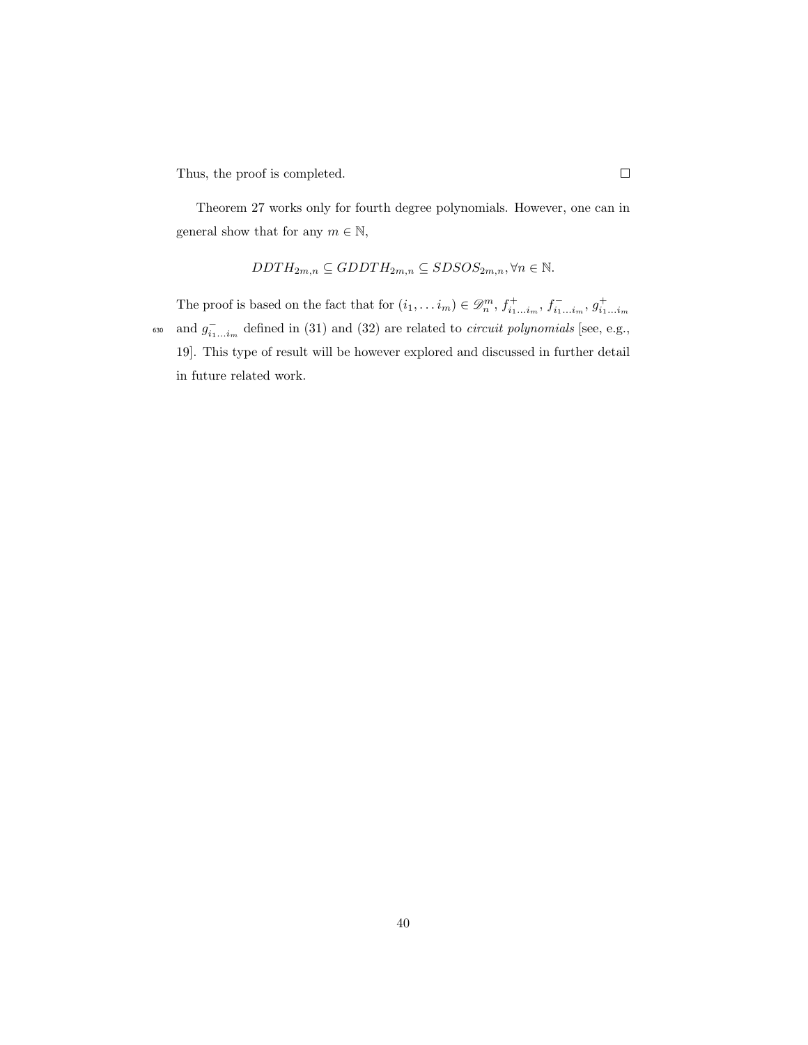Thus, the proof is completed. □

Theorem 27 works only for fourth degree polynomials. However, one can in general show that for any $m \in \mathbb{N}$,

$$DDTH_{2m,n} \subseteq GDDTH_{2m,n} \subseteq SDSOS_{2m,n}, \forall n \in \mathbb{N}.$$

The proof is based on the fact that for $(i_1, \dots i_m) \in \mathscr{D}_n^m$, $f^+_{i_1 \dots i_m}$, $f^-_{i_1 \dots i_m}$, $g^+_{i_1 \dots i_m}$ and $g^-_{i_1 \dots i_m}$ defined in (31) and (32) are related to *circuit polynomials* [see, e.g., 19]. This type of result will be however explored and discussed in further detail in future related work.